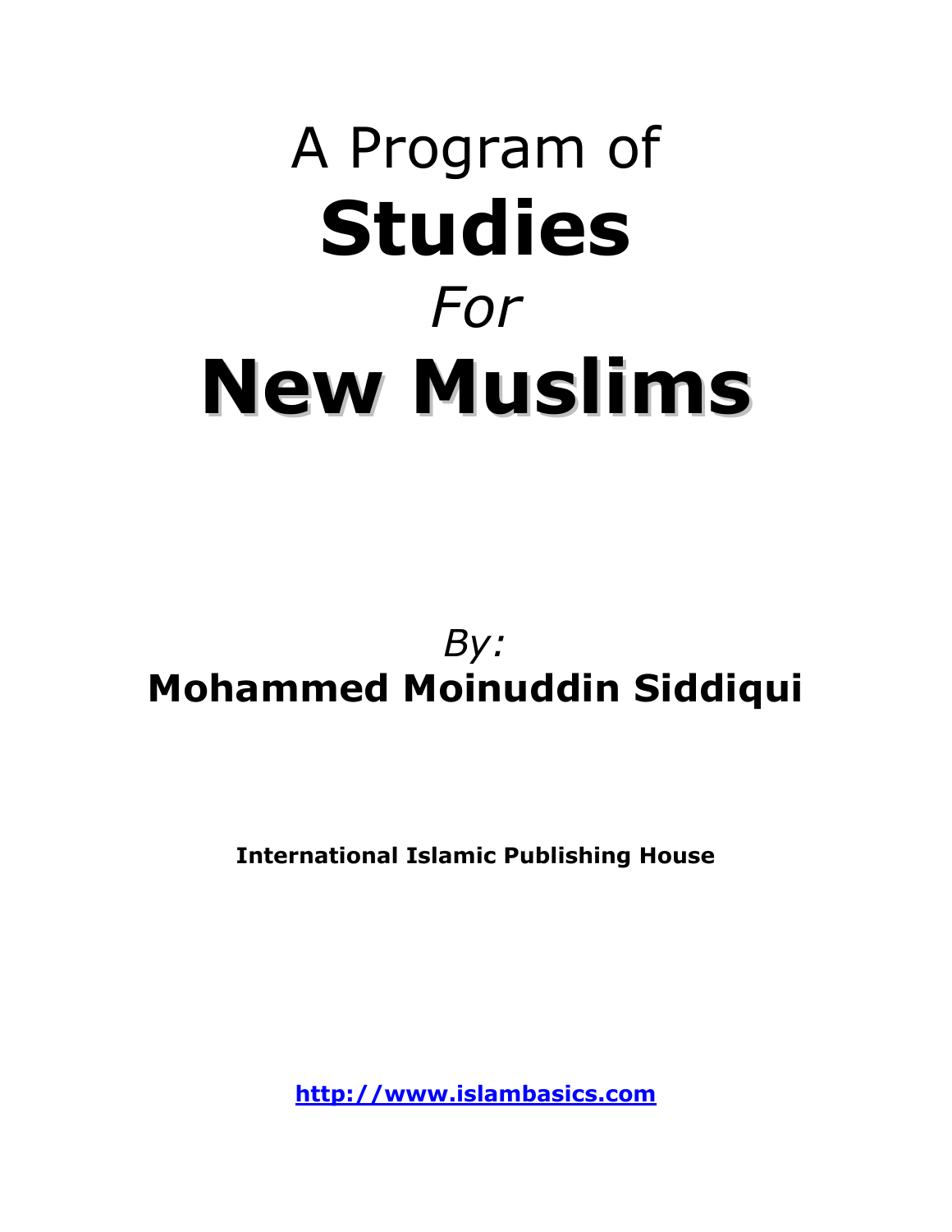# A Program of **Studies** *For* **New Muslims**

*By:*

**Mohammed Moinuddin Siddiqui**

**International Islamic Publishing House**

**http://www.islambasics.com**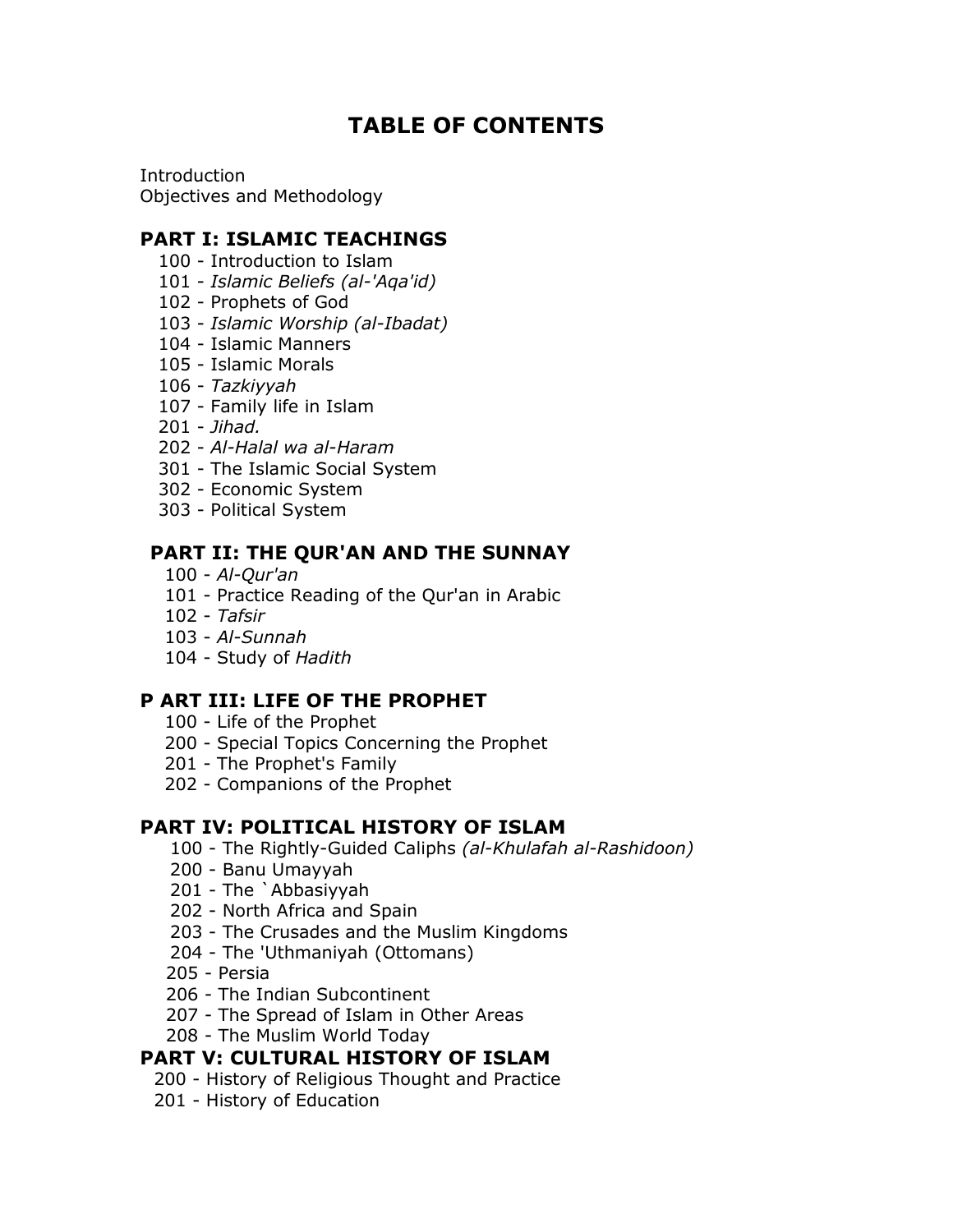# TABLE OF CONTENTS

Introduction
Objectives and Methodology

## PART I: ISLAMIC TEACHINGS

- 100 - Introduction to Islam
- 101 - *Islamic Beliefs (al-'Aqa'id)*
- 102 - Prophets of God
- 103 - *Islamic Worship (al-Ibadat)*
- 104 - Islamic Manners
- 105 - Islamic Morals
- 106 - *Tazkiyyah*
- 107 - Family life in Islam
- 201 - *Jihad.*
- 202 - *Al-Halal wa al-Haram*
- 301 - The Islamic Social System
- 302 - Economic System
- 303 - Political System

## PART II: THE QUR'AN AND THE SUNNAY

- 100 - *Al-Qur'an*
- 101 - Practice Reading of the Qur'an in Arabic
- 102 - *Tafsir*
- 103 - *Al-Sunnah*
- 104 - Study of *Hadith*

## P ART III: LIFE OF THE PROPHET

- 100 - Life of the Prophet
- 200 - Special Topics Concerning the Prophet
- 201 - The Prophet's Family
- 202 - Companions of the Prophet

## PART IV: POLITICAL HISTORY OF ISLAM

- 100 - The Rightly-Guided Caliphs *(al-Khulafah al-Rashidoon)*
- 200 - Banu Umayyah
- 201 - The `Abbasiyyah
- 202 - North Africa and Spain
- 203 - The Crusades and the Muslim Kingdoms
- 204 - The 'Uthmaniyah (Ottomans)
- 205 - Persia
- 206 - The Indian Subcontinent
- 207 - The Spread of Islam in Other Areas
- 208 - The Muslim World Today

## PART V: CULTURAL HISTORY OF ISLAM

- 200 - History of Religious Thought and Practice
- 201 - History of Education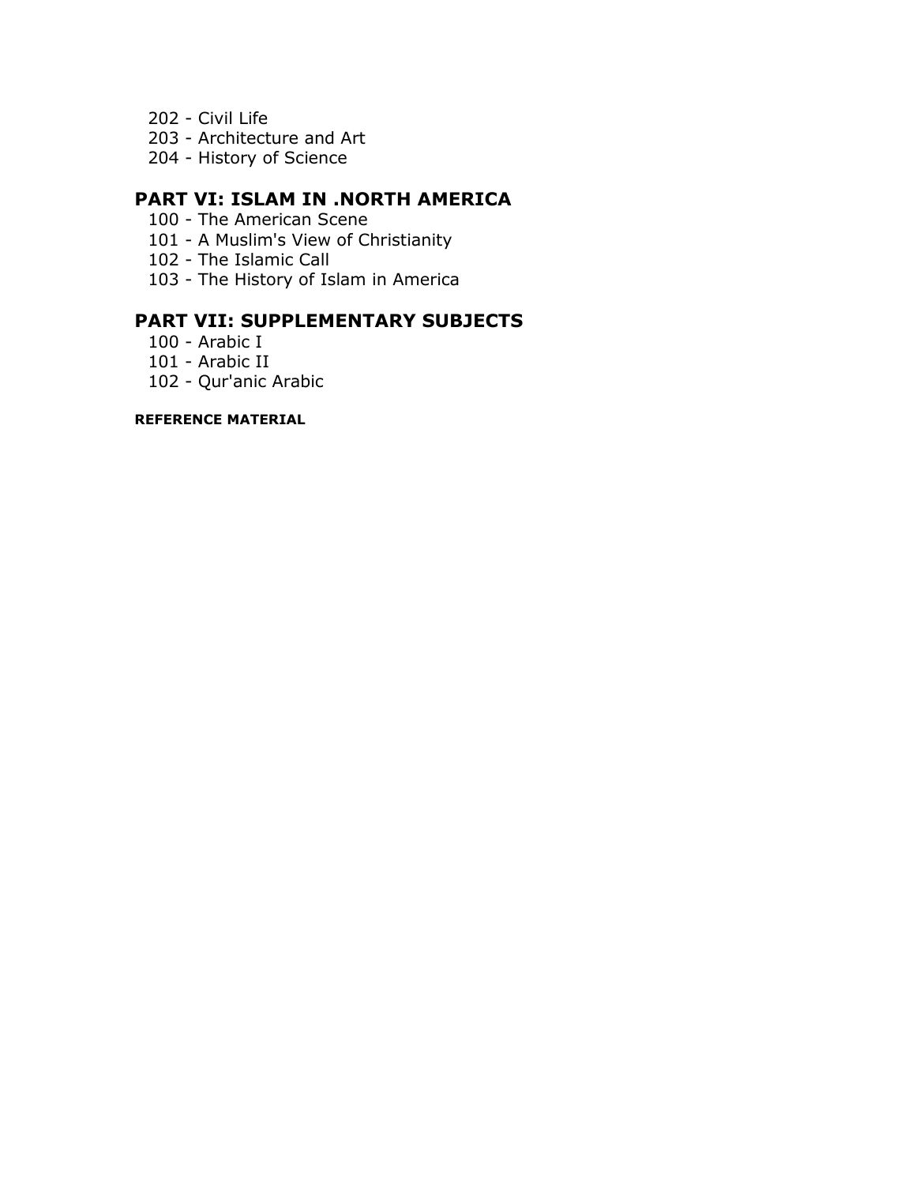202 - Civil Life
203 - Architecture and Art
204 - History of Science

## PART VI: ISLAM IN .NORTH AMERICA

100 - The American Scene
101 - A Muslim's View of Christianity
102 - The Islamic Call
103 - The History of Islam in America

## PART VII: SUPPLEMENTARY SUBJECTS

100 - Arabic I
101 - Arabic II
102 - Qur'anic Arabic

**REFERENCE MATERIAL**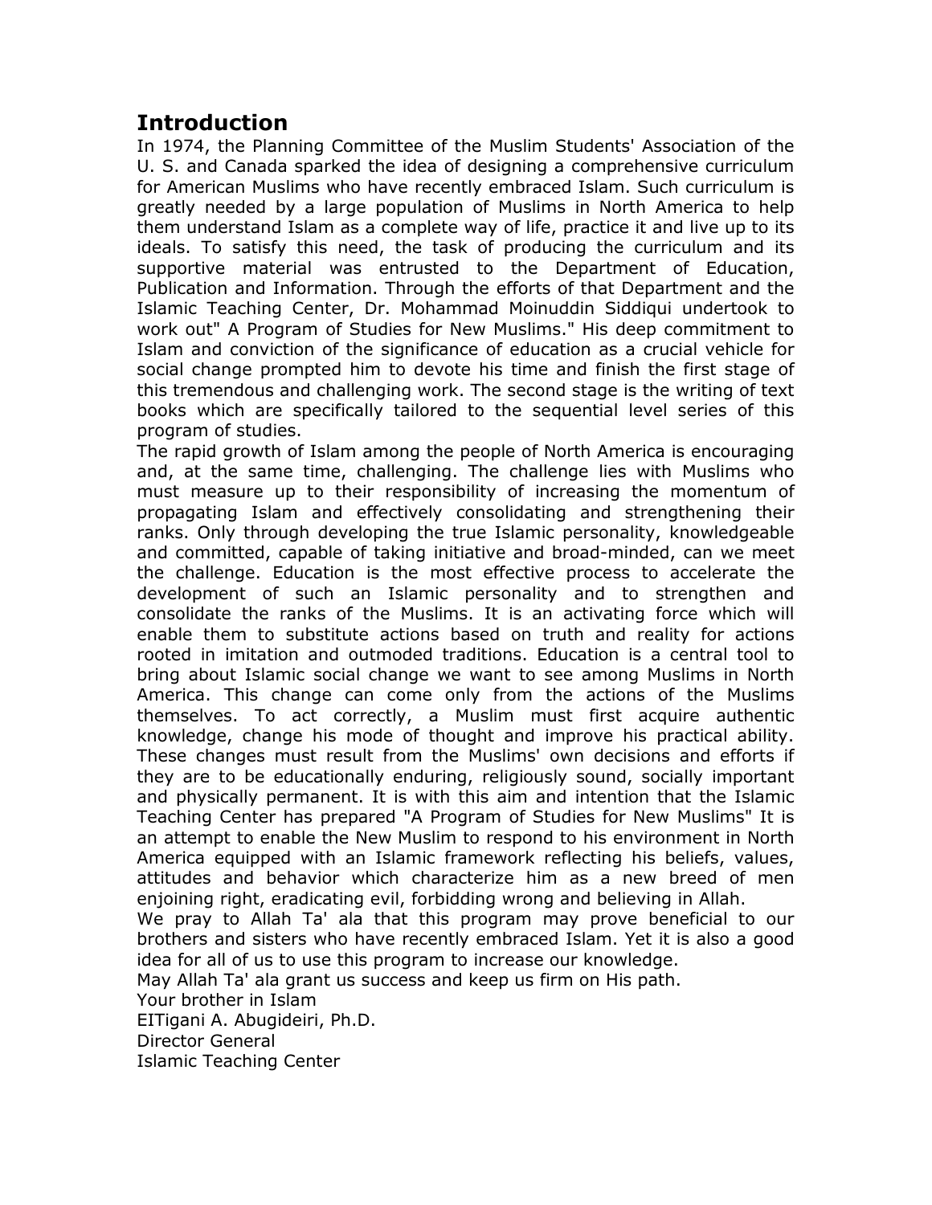## Introduction

In 1974, the Planning Committee of the Muslim Students' Association of the U. S. and Canada sparked the idea of designing a comprehensive curriculum for American Muslims who have recently embraced Islam. Such curriculum is greatly needed by a large population of Muslims in North America to help them understand Islam as a complete way of life, practice it and live up to its ideals. To satisfy this need, the task of producing the curriculum and its supportive material was entrusted to the Department of Education, Publication and Information. Through the efforts of that Department and the Islamic Teaching Center, Dr. Mohammad Moinuddin Siddiqui undertook to work out" A Program of Studies for New Muslims." His deep commitment to Islam and conviction of the significance of education as a crucial vehicle for social change prompted him to devote his time and finish the first stage of this tremendous and challenging work. The second stage is the writing of text books which are specifically tailored to the sequential level series of this program of studies.

The rapid growth of Islam among the people of North America is encouraging and, at the same time, challenging. The challenge lies with Muslims who must measure up to their responsibility of increasing the momentum of propagating Islam and effectively consolidating and strengthening their ranks. Only through developing the true Islamic personality, knowledgeable and committed, capable of taking initiative and broad-minded, can we meet the challenge. Education is the most effective process to accelerate the development of such an Islamic personality and to strengthen and consolidate the ranks of the Muslims. It is an activating force which will enable them to substitute actions based on truth and reality for actions rooted in imitation and outmoded traditions. Education is a central tool to bring about Islamic social change we want to see among Muslims in North America. This change can come only from the actions of the Muslims themselves. To act correctly, a Muslim must first acquire authentic knowledge, change his mode of thought and improve his practical ability. These changes must result from the Muslims' own decisions and efforts if they are to be educationally enduring, religiously sound, socially important and physically permanent. It is with this aim and intention that the Islamic Teaching Center has prepared "A Program of Studies for New Muslims" It is an attempt to enable the New Muslim to respond to his environment in North America equipped with an Islamic framework reflecting his beliefs, values, attitudes and behavior which characterize him as a new breed of men enjoining right, eradicating evil, forbidding wrong and believing in Allah.

We pray to Allah Ta' ala that this program may prove beneficial to our brothers and sisters who have recently embraced Islam. Yet it is also a good idea for all of us to use this program to increase our knowledge.

May Allah Ta' ala grant us success and keep us firm on His path.

Your brother in Islam  
EITigani A. Abugideiri, Ph.D.  
Director General  
Islamic Teaching Center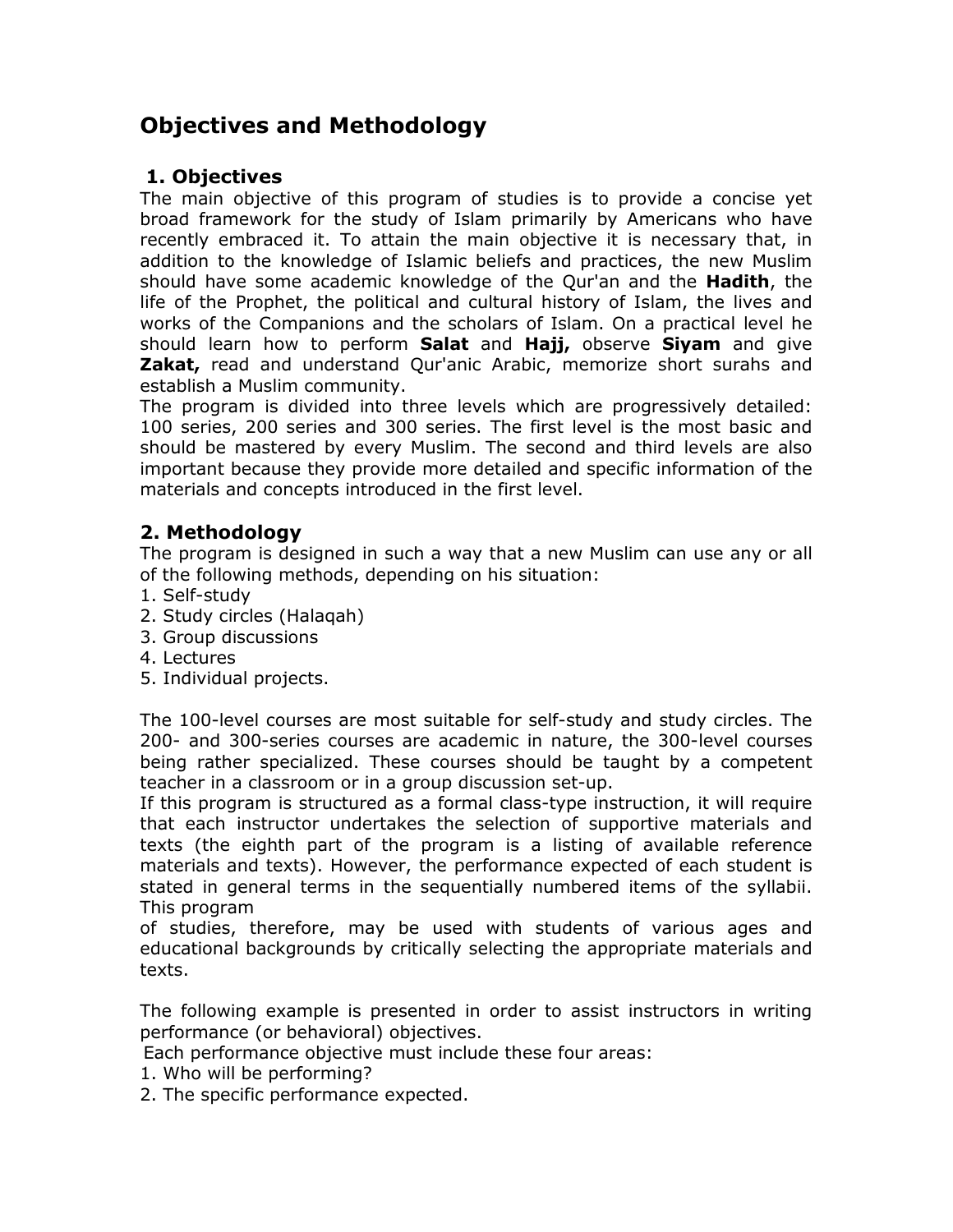# Objectives and Methodology

## 1. Objectives

The main objective of this program of studies is to provide a concise yet broad framework for the study of Islam primarily by Americans who have recently embraced it. To attain the main objective it is necessary that, in addition to the knowledge of Islamic beliefs and practices, the new Muslim should have some academic knowledge of the Qur'an and the **Hadith**, the life of the Prophet, the political and cultural history of Islam, the lives and works of the Companions and the scholars of Islam. On a practical level he should learn how to perform **Salat** and **Hajj,** observe **Siyam** and give **Zakat,** read and understand Qur'anic Arabic, memorize short surahs and establish a Muslim community.

The program is divided into three levels which are progressively detailed: 100 series, 200 series and 300 series. The first level is the most basic and should be mastered by every Muslim. The second and third levels are also important because they provide more detailed and specific information of the materials and concepts introduced in the first level.

## 2. Methodology

The program is designed in such a way that a new Muslim can use any or all of the following methods, depending on his situation:

1. Self-study
2. Study circles (Halaqah)
3. Group discussions
4. Lectures
5. Individual projects.

The 100-level courses are most suitable for self-study and study circles. The 200- and 300-series courses are academic in nature, the 300-level courses being rather specialized. These courses should be taught by a competent teacher in a classroom or in a group discussion set-up.

If this program is structured as a formal class-type instruction, it will require that each instructor undertakes the selection of supportive materials and texts (the eighth part of the program is a listing of available reference materials and texts). However, the performance expected of each student is stated in general terms in the sequentially numbered items of the syllabii. This program of studies, therefore, may be used with students of various ages and educational backgrounds by critically selecting the appropriate materials and texts.

The following example is presented in order to assist instructors in writing performance (or behavioral) objectives.

Each performance objective must include these four areas:

1. Who will be performing?
2. The specific performance expected.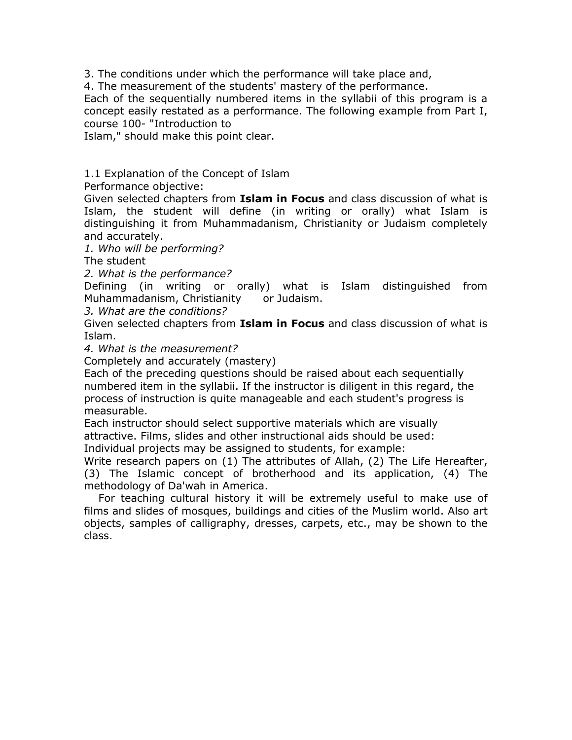3. The conditions under which the performance will take place and,

4. The measurement of the students' mastery of the performance.

Each of the sequentially numbered items in the syllabii of this program is a concept easily restated as a performance. The following example from Part I, course 100- "Introduction to Islam," should make this point clear.

1.1 Explanation of the Concept of Islam

Performance objective:

Given selected chapters from **Islam in Focus** and class discussion of what is Islam, the student will define (in writing or orally) what Islam is distinguishing it from Muhammadanism, Christianity or Judaism completely and accurately.

*1. Who will be performing?*

The student

*2. What is the performance?*

Defining (in writing or orally) what is Islam distinguished from Muhammadanism, Christianity or Judaism.

*3. What are the conditions?*

Given selected chapters from **Islam in Focus** and class discussion of what is Islam.

*4. What is the measurement?*

Completely and accurately (mastery)

Each of the preceding questions should be raised about each sequentially numbered item in the syllabii. If the instructor is diligent in this regard, the process of instruction is quite manageable and each student's progress is measurable.

Each instructor should select supportive materials which are visually attractive. Films, slides and other instructional aids should be used:

Individual projects may be assigned to students, for example:

Write research papers on (1) The attributes of Allah, (2) The Life Hereafter, (3) The Islamic concept of brotherhood and its application, (4) The methodology of Da'wah in America.

For teaching cultural history it will be extremely useful to make use of films and slides of mosques, buildings and cities of the Muslim world. Also art objects, samples of calligraphy, dresses, carpets, etc., may be shown to the class.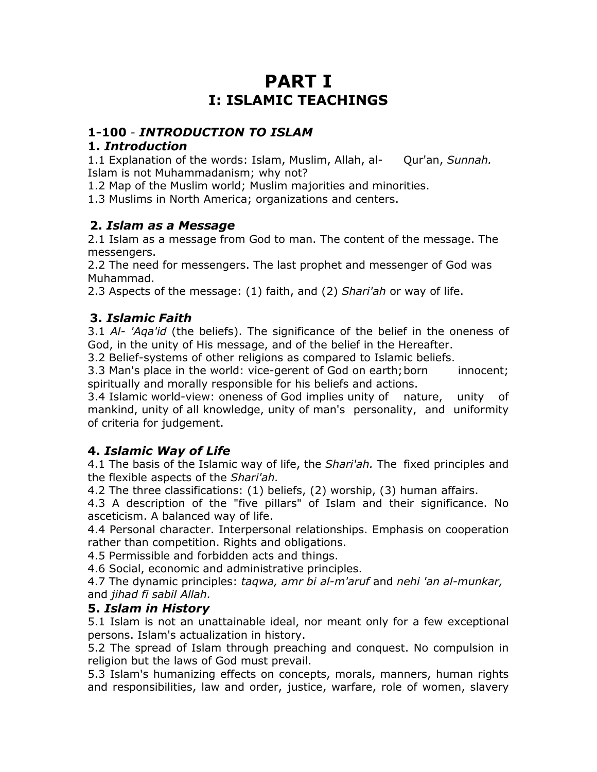# PART I
## I: ISLAMIC TEACHINGS

### 1-100 - *INTRODUCTION TO ISLAM*

### 1. *Introduction*

1.1 Explanation of the words: Islam, Muslim, Allah, al- Qur'an, *Sunnah.* Islam is not Muhammadanism; why not?

1.2 Map of the Muslim world; Muslim majorities and minorities.

1.3 Muslims in North America; organizations and centers.

### 2. *Islam as a Message*

2.1 Islam as a message from God to man. The content of the message. The messengers.

2.2 The need for messengers. The last prophet and messenger of God was Muhammad.

2.3 Aspects of the message: (1) faith, and (2) *Shari'ah* or way of life.

### 3. *Islamic Faith*

3.1 *Al- 'Aqa'id* (the beliefs). The significance of the belief in the oneness of God, in the unity of His message, and of the belief in the Hereafter.

3.2 Belief-systems of other religions as compared to Islamic beliefs.

3.3 Man's place in the world: vice-gerent of God on earth; born innocent; spiritually and morally responsible for his beliefs and actions.

3.4 Islamic world-view: oneness of God implies unity of nature, unity of mankind, unity of all knowledge, unity of man's personality, and uniformity of criteria for judgement.

### 4. *Islamic Way of Life*

4.1 The basis of the Islamic way of life, the *Shari'ah.* The fixed principles and the flexible aspects of the *Shari'ah.*

4.2 The three classifications: (1) beliefs, (2) worship, (3) human affairs.

4.3 A description of the "five pillars" of Islam and their significance. No asceticism. A balanced way of life.

4.4 Personal character. Interpersonal relationships. Emphasis on cooperation rather than competition. Rights and obligations.

4.5 Permissible and forbidden acts and things.

4.6 Social, economic and administrative principles.

4.7 The dynamic principles: *taqwa, amr bi al-m'aruf* and *nehi 'an al-munkar,* and *jihad fi sabil Allah.*

### 5. *Islam in History*

5.1 Islam is not an unattainable ideal, nor meant only for a few exceptional persons. Islam's actualization in history.

5.2 The spread of Islam through preaching and conquest. No compulsion in religion but the laws of God must prevail.

5.3 Islam's humanizing effects on concepts, morals, manners, human rights and responsibilities, law and order, justice, warfare, role of women, slavery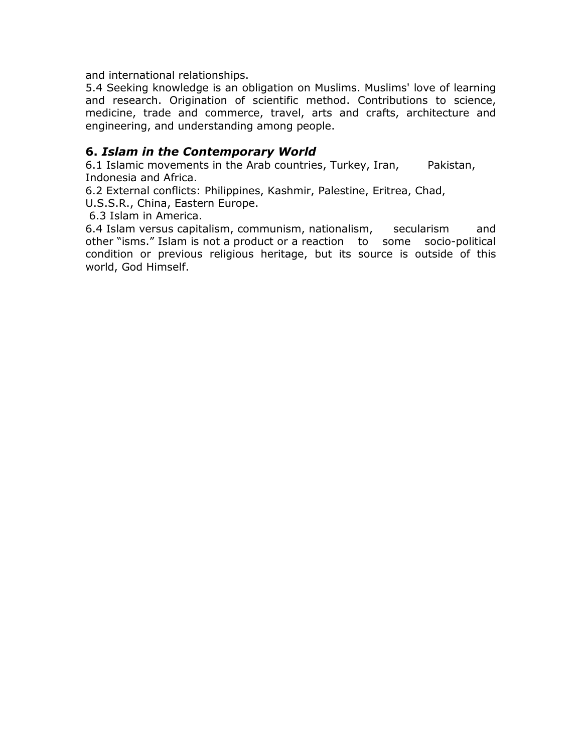and international relationships.

5.4 Seeking knowledge is an obligation on Muslims. Muslims' love of learning and research. Origination of scientific method. Contributions to science, medicine, trade and commerce, travel, arts and crafts, architecture and engineering, and understanding among people.

## 6. *Islam in the Contemporary World*

6.1 Islamic movements in the Arab countries, Turkey, Iran, Pakistan, Indonesia and Africa.

6.2 External conflicts: Philippines, Kashmir, Palestine, Eritrea, Chad, U.S.S.R., China, Eastern Europe.

6.3 Islam in America.

6.4 Islam versus capitalism, communism, nationalism, secularism and other "isms." Islam is not a product or a reaction to some socio-political condition or previous religious heritage, but its source is outside of this world, God Himself.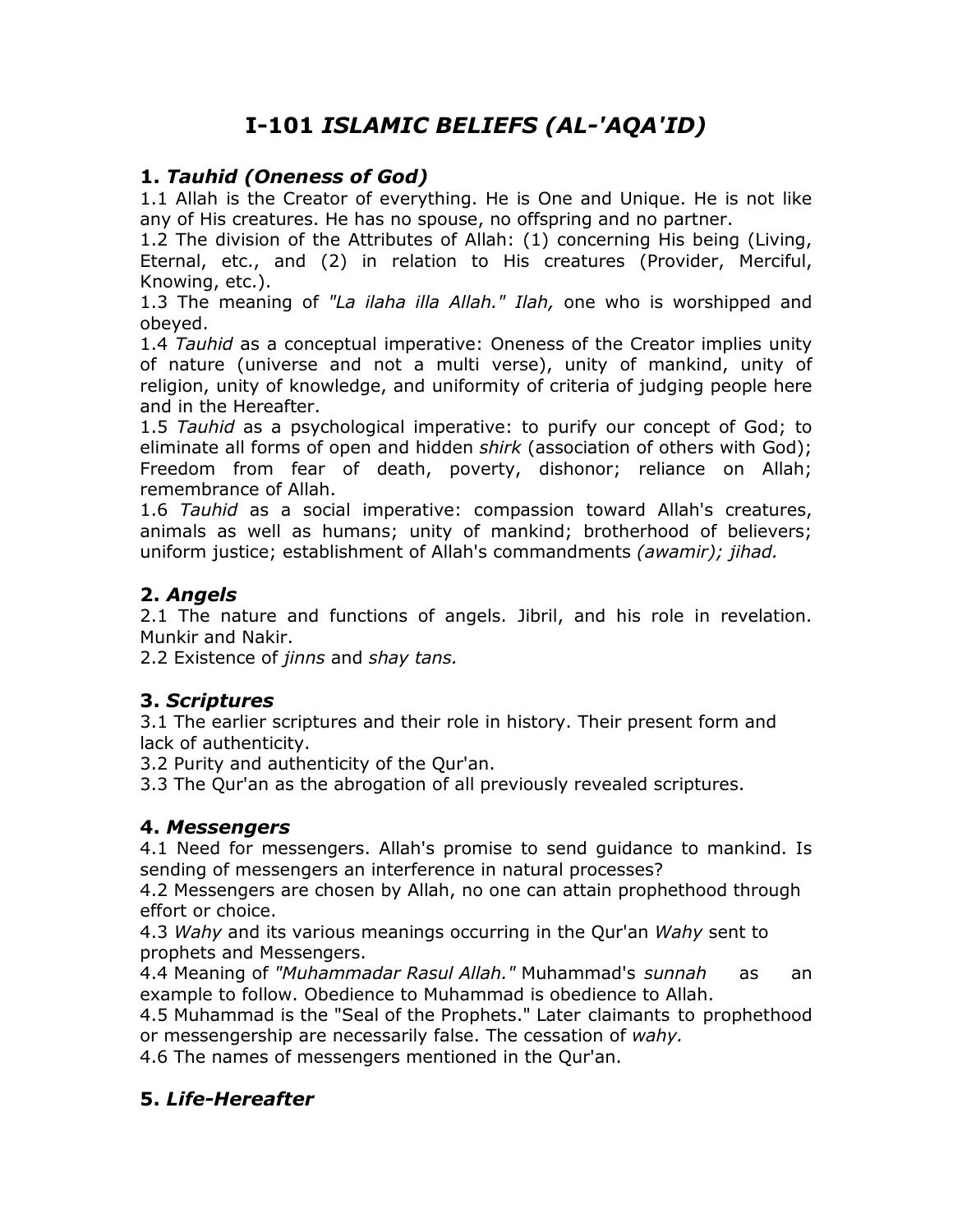# I-101 *ISLAMIC BELIEFS (AL-'AQA'ID)*

## 1. *Tauhid (Oneness of God)*

1.1 Allah is the Creator of everything. He is One and Unique. He is not like any of His creatures. He has no spouse, no offspring and no partner.

1.2 The division of the Attributes of Allah: (1) concerning His being (Living, Eternal, etc., and (2) in relation to His creatures (Provider, Merciful, Knowing, etc.).

1.3 The meaning of *"La ilaha illa Allah." Ilah,* one who is worshipped and obeyed.

1.4 *Tauhid* as a conceptual imperative: Oneness of the Creator implies unity of nature (universe and not a multi verse), unity of mankind, unity of religion, unity of knowledge, and uniformity of criteria of judging people here and in the Hereafter.

1.5 *Tauhid* as a psychological imperative: to purify our concept of God; to eliminate all forms of open and hidden *shirk* (association of others with God); Freedom from fear of death, poverty, dishonor; reliance on Allah; remembrance of Allah.

1.6 *Tauhid* as a social imperative: compassion toward Allah's creatures, animals as well as humans; unity of mankind; brotherhood of believers; uniform justice; establishment of Allah's commandments *(awamir); jihad.*

## 2. *Angels*

2.1 The nature and functions of angels. Jibril, and his role in revelation. Munkir and Nakir.

2.2 Existence of *jinns* and *shay tans.*

## 3. *Scriptures*

3.1 The earlier scriptures and their role in history. Their present form and lack of authenticity.

3.2 Purity and authenticity of the Qur'an.

3.3 The Qur'an as the abrogation of all previously revealed scriptures.

## 4. *Messengers*

4.1 Need for messengers. Allah's promise to send guidance to mankind. Is sending of messengers an interference in natural processes?

4.2 Messengers are chosen by Allah, no one can attain prophethood through effort or choice.

4.3 *Wahy* and its various meanings occurring in the Qur'an *Wahy* sent to prophets and Messengers.

4.4 Meaning of *"Muhammadar Rasul Allah."* Muhammad's *sunnah* as an example to follow. Obedience to Muhammad is obedience to Allah.

4.5 Muhammad is the "Seal of the Prophets." Later claimants to prophethood or messengership are necessarily false. The cessation of *wahy.*

4.6 The names of messengers mentioned in the Qur'an.

## 5. *Life-Hereafter*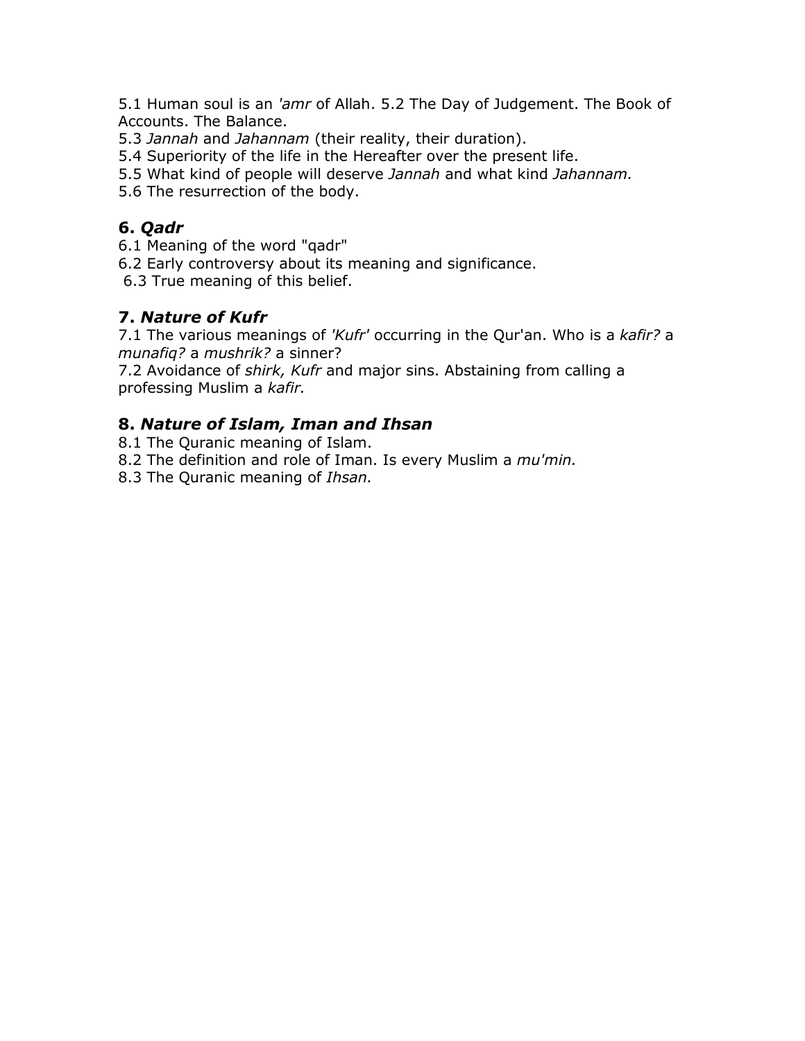5.1 Human soul is an *'amr* of Allah. 5.2 The Day of Judgement. The Book of Accounts. The Balance.
5.3 *Jannah* and *Jahannam* (their reality, their duration).
5.4 Superiority of the life in the Hereafter over the present life.
5.5 What kind of people will deserve *Jannah* and what kind *Jahannam.*
5.6 The resurrection of the body.

## 6. *Qadr*

6.1 Meaning of the word "qadr"
6.2 Early controversy about its meaning and significance.
6.3 True meaning of this belief.

## 7. *Nature of Kufr*

7.1 The various meanings of *'Kufr'* occurring in the Qur'an. Who is a *kafir?* a *munafiq?* a *mushrik?* a sinner?
7.2 Avoidance of *shirk, Kufr* and major sins. Abstaining from calling a professing Muslim a *kafir.*

## 8. *Nature of Islam, Iman and Ihsan*

8.1 The Quranic meaning of Islam.
8.2 The definition and role of Iman. Is every Muslim a *mu'min.*
8.3 The Quranic meaning of *Ihsan.*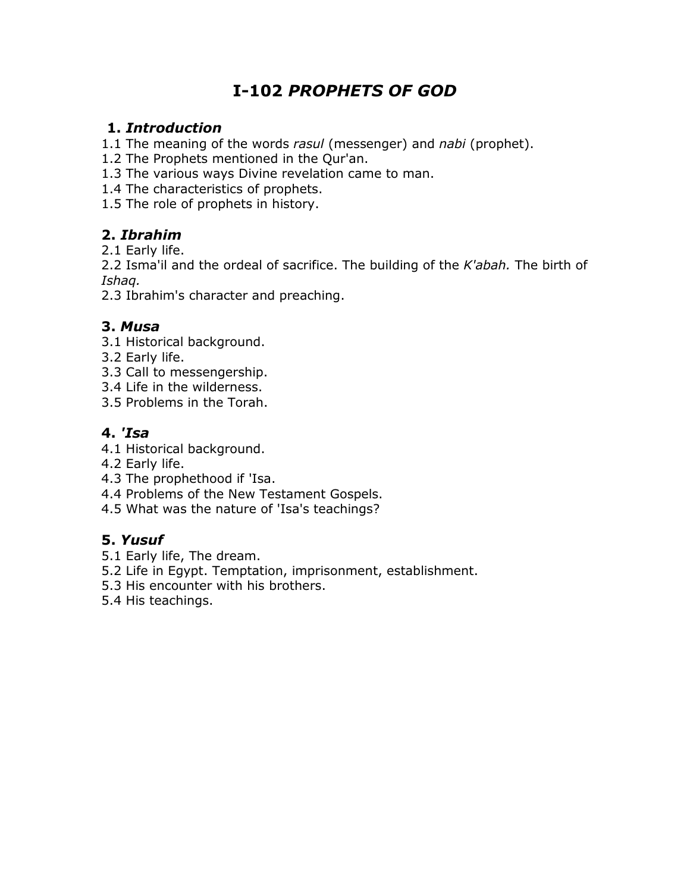# I-102 *PROPHETS OF GOD*

## 1. *Introduction*

1.1 The meaning of the words *rasul* (messenger) and *nabi* (prophet).
1.2 The Prophets mentioned in the Qur'an.
1.3 The various ways Divine revelation came to man.
1.4 The characteristics of prophets.
1.5 The role of prophets in history.

## 2. *Ibrahim*

2.1 Early life.
2.2 Isma'il and the ordeal of sacrifice. The building of the *K'abah.* The birth of *Ishaq.*
2.3 Ibrahim's character and preaching.

## 3. *Musa*

3.1 Historical background.
3.2 Early life.
3.3 Call to messengership.
3.4 Life in the wilderness.
3.5 Problems in the Torah.

## 4. *'Isa*

4.1 Historical background.
4.2 Early life.
4.3 The prophethood if 'Isa.
4.4 Problems of the New Testament Gospels.
4.5 What was the nature of 'Isa's teachings?

## 5. *Yusuf*

5.1 Early life, The dream.
5.2 Life in Egypt. Temptation, imprisonment, establishment.
5.3 His encounter with his brothers.
5.4 His teachings.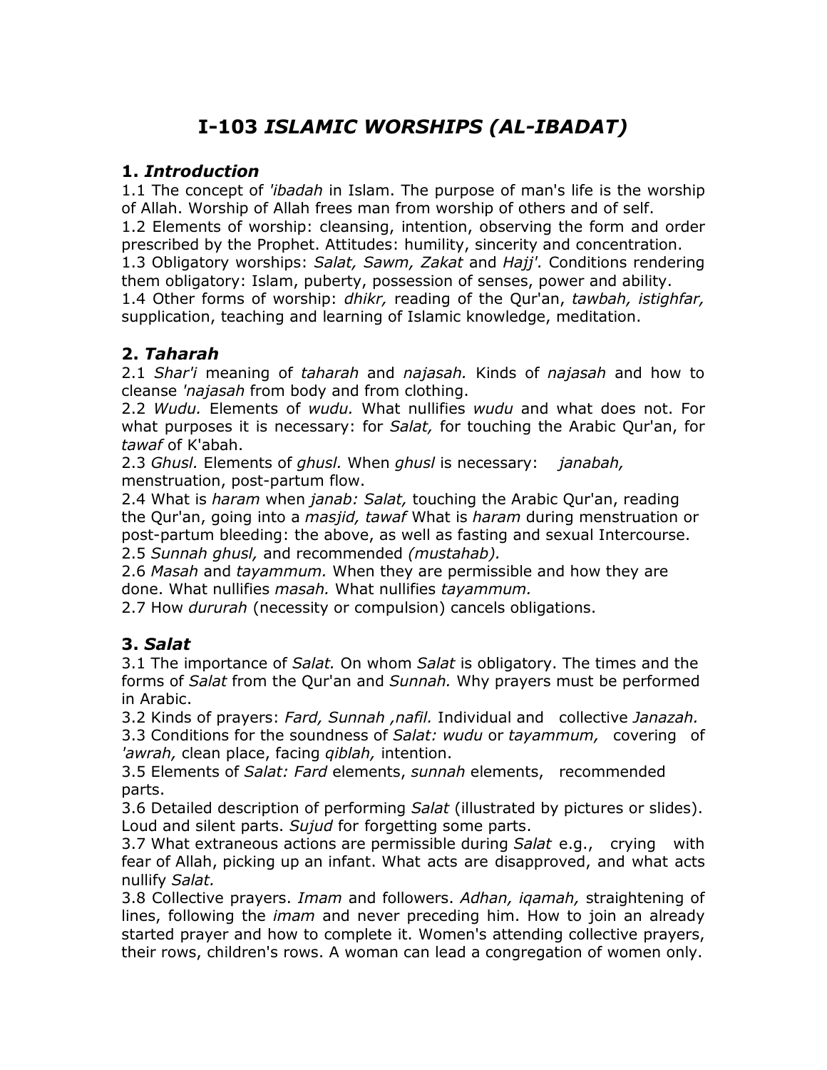# I-103 *ISLAMIC WORSHIPS (AL-IBADAT)*

## 1. *Introduction*

1.1 The concept of *'ibadah* in Islam. The purpose of man's life is the worship of Allah. Worship of Allah frees man from worship of others and of self.
1.2 Elements of worship: cleansing, intention, observing the form and order prescribed by the Prophet. Attitudes: humility, sincerity and concentration.
1.3 Obligatory worships: *Salat, Sawm, Zakat* and *Hajj'.* Conditions rendering them obligatory: Islam, puberty, possession of senses, power and ability.
1.4 Other forms of worship: *dhikr,* reading of the Qur'an, *tawbah, istighfar,* supplication, teaching and learning of Islamic knowledge, meditation.

## 2. *Taharah*

2.1 *Shar'i* meaning of *taharah* and *najasah.* Kinds of *najasah* and how to cleanse *'najasah* from body and from clothing.
2.2 *Wudu.* Elements of *wudu.* What nullifies *wudu* and what does not. For what purposes it is necessary: for *Salat,* for touching the Arabic Qur'an, for *tawaf* of K'abah.
2.3 *Ghusl.* Elements of *ghusl.* When *ghusl* is necessary: *janabah,* menstruation, post-partum flow.
2.4 What is *haram* when *janab: Salat,* touching the Arabic Qur'an, reading the Qur'an, going into a *masjid, tawaf* What is *haram* during menstruation or post-partum bleeding: the above, as well as fasting and sexual Intercourse.
2.5 *Sunnah ghusl,* and recommended *(mustahab).*
2.6 *Masah* and *tayammum.* When they are permissible and how they are done. What nullifies *masah.* What nullifies *tayammum.*
2.7 How *dururah* (necessity or compulsion) cancels obligations.

## 3. *Salat*

3.1 The importance of *Salat.* On whom *Salat* is obligatory. The times and the forms of *Salat* from the Qur'an and *Sunnah.* Why prayers must be performed in Arabic.
3.2 Kinds of prayers: *Fard, Sunnah ,nafil.* Individual and collective *Janazah.*
3.3 Conditions for the soundness of *Salat: wudu* or *tayammum,* covering of *'awrah,* clean place, facing *qiblah,* intention.
3.5 Elements of *Salat: Fard* elements, *sunnah* elements, recommended parts.
3.6 Detailed description of performing *Salat* (illustrated by pictures or slides). Loud and silent parts. *Sujud* for forgetting some parts.
3.7 What extraneous actions are permissible during *Salat* e.g., crying with fear of Allah, picking up an infant. What acts are disapproved, and what acts nullify *Salat.*
3.8 Collective prayers. *Imam* and followers. *Adhan, iqamah,* straightening of lines, following the *imam* and never preceding him. How to join an already started prayer and how to complete it. Women's attending collective prayers, their rows, children's rows. A woman can lead a congregation of women only.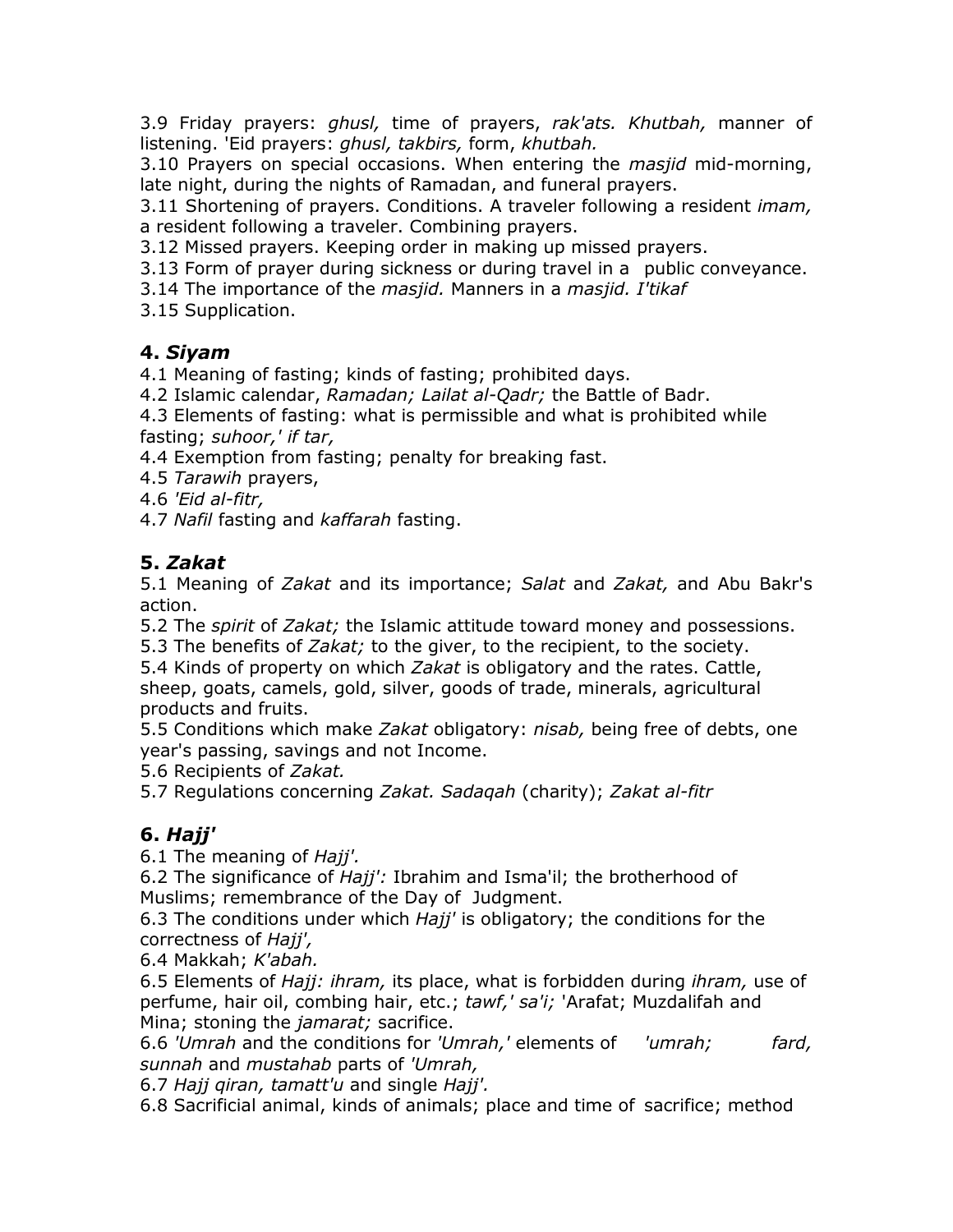3.9 Friday prayers: *ghusl,* time of prayers, *rak'ats. Khutbah,* manner of listening. 'Eid prayers: *ghusl, takbirs,* form, *khutbah.*
3.10 Prayers on special occasions. When entering the *masjid* mid-morning, late night, during the nights of Ramadan, and funeral prayers.
3.11 Shortening of prayers. Conditions. A traveler following a resident *imam,* a resident following a traveler. Combining prayers.
3.12 Missed prayers. Keeping order in making up missed prayers.
3.13 Form of prayer during sickness or during travel in a public conveyance.
3.14 The importance of the *masjid.* Manners in a *masjid. I'tikaf*
3.15 Supplication.

## 4. *Siyam*

4.1 Meaning of fasting; kinds of fasting; prohibited days.
4.2 Islamic calendar, *Ramadan; Lailat al-Qadr;* the Battle of Badr.
4.3 Elements of fasting: what is permissible and what is prohibited while fasting; *suhoor,' if tar,*
4.4 Exemption from fasting; penalty for breaking fast.
4.5 *Tarawih* prayers,
4.6 *'Eid al-fitr,*
4.7 *Nafil* fasting and *kaffarah* fasting.

## 5. *Zakat*

5.1 Meaning of *Zakat* and its importance; *Salat* and *Zakat,* and Abu Bakr's action.
5.2 The *spirit* of *Zakat;* the Islamic attitude toward money and possessions.
5.3 The benefits of *Zakat;* to the giver, to the recipient, to the society.
5.4 Kinds of property on which *Zakat* is obligatory and the rates. Cattle, sheep, goats, camels, gold, silver, goods of trade, minerals, agricultural products and fruits.
5.5 Conditions which make *Zakat* obligatory: *nisab,* being free of debts, one year's passing, savings and not Income.
5.6 Recipients of *Zakat.*
5.7 Regulations concerning *Zakat. Sadaqah* (charity); *Zakat al-fitr*

## 6. *Hajj'*

6.1 The meaning of *Hajj'.*
6.2 The significance of *Hajj':* Ibrahim and Isma'il; the brotherhood of Muslims; remembrance of the Day of Judgment.
6.3 The conditions under which *Hajj'* is obligatory; the conditions for the correctness of *Hajj',*
6.4 Makkah; *K'abah.*
6.5 Elements of *Hajj: ihram,* its place, what is forbidden during *ihram,* use of perfume, hair oil, combing hair, etc.; *tawf,' sa'i;* 'Arafat; Muzdalifah and Mina; stoning the *jamarat;* sacrifice.
6.6 *'Umrah* and the conditions for *'Umrah,'* elements of *'umrah; fard, sunnah* and *mustahab* parts of *'Umrah,*
6.7 *Hajj qiran, tamatt'u* and single *Hajj'.*
6.8 Sacrificial animal, kinds of animals; place and time of sacrifice; method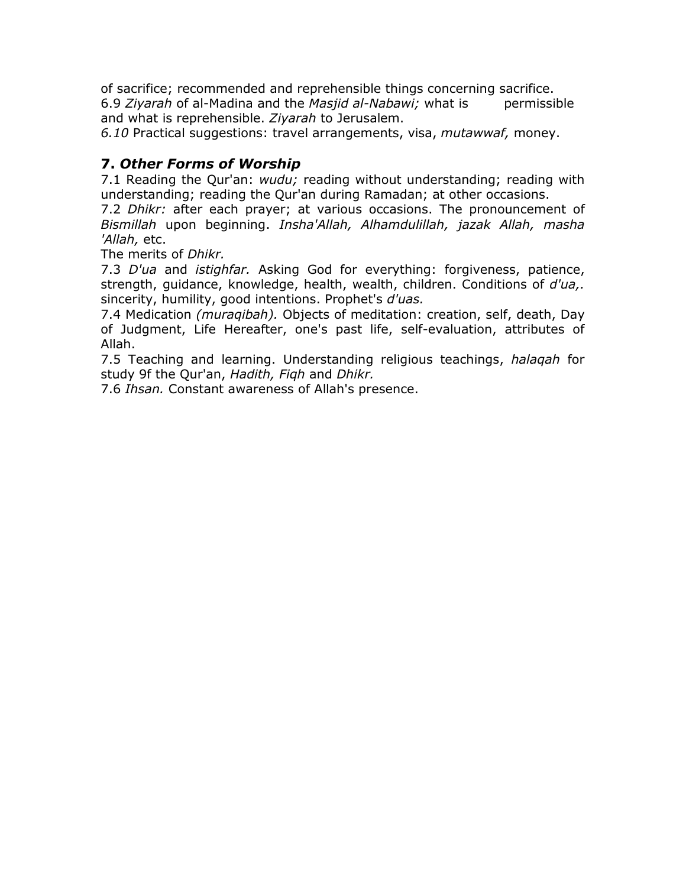of sacrifice; recommended and reprehensible things concerning sacrifice.
6.9 *Ziyarah* of al-Madina and the *Masjid al-Nabawi;* what is permissible and what is reprehensible. *Ziyarah* to Jerusalem.
*6.10* Practical suggestions: travel arrangements, visa, *mutawwaf,* money.

## 7. *Other Forms of Worship*

7.1 Reading the Qur'an: *wudu;* reading without understanding; reading with understanding; reading the Qur'an during Ramadan; at other occasions.
7.2 *Dhikr:* after each prayer; at various occasions. The pronouncement of *Bismillah* upon beginning. *Insha'Allah, Alhamdulillah, jazak Allah, masha 'Allah,* etc.
The merits of *Dhikr.*
7.3 *D'ua* and *istighfar.* Asking God for everything: forgiveness, patience, strength, guidance, knowledge, health, wealth, children. Conditions of *d'ua,.* sincerity, humility, good intentions. Prophet's *d'uas.*
7.4 Medication *(muraqibah).* Objects of meditation: creation, self, death, Day of Judgment, Life Hereafter, one's past life, self-evaluation, attributes of Allah.
7.5 Teaching and learning. Understanding religious teachings, *halaqah* for study 9f the Qur'an, *Hadith, Fiqh* and *Dhikr.*
7.6 *Ihsan.* Constant awareness of Allah's presence.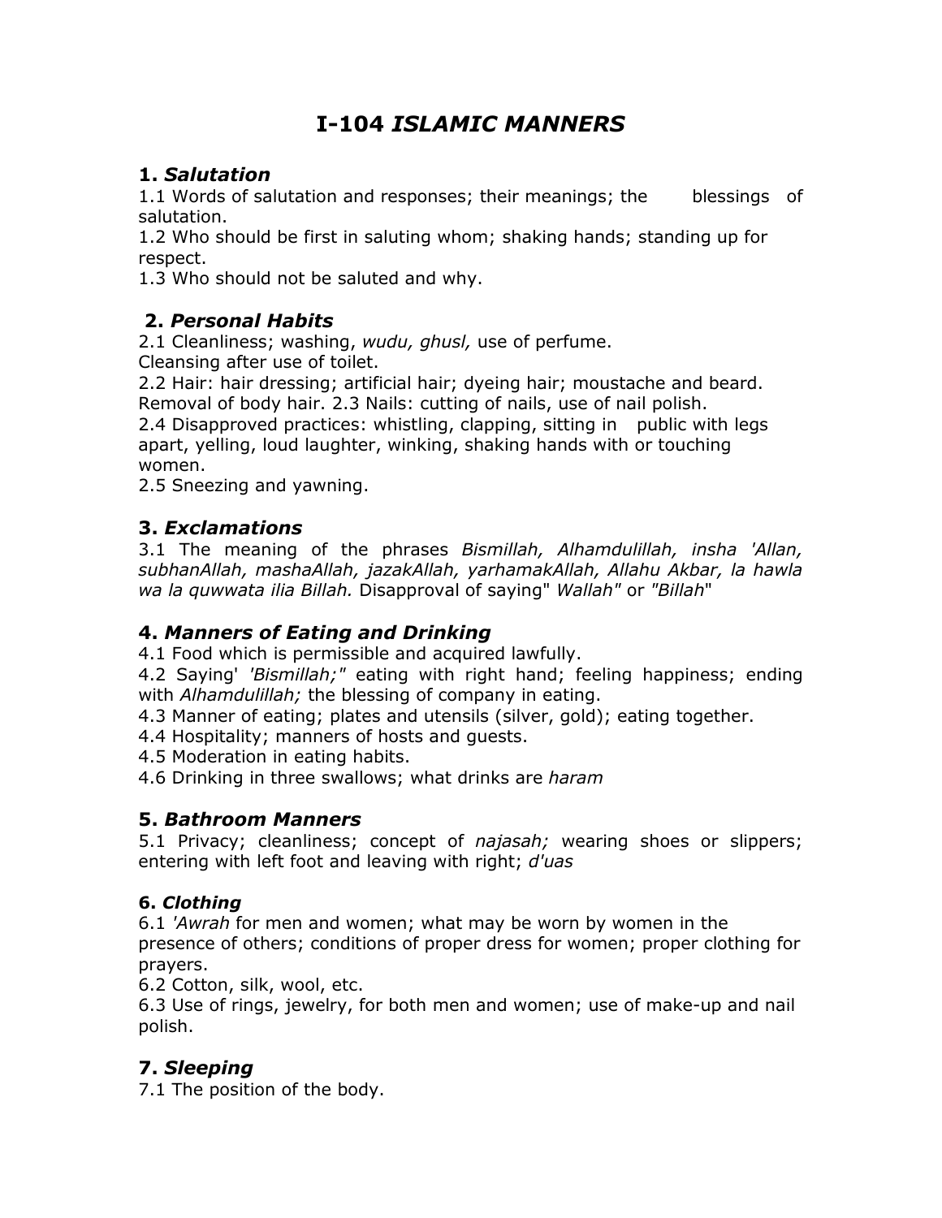# I-104 *ISLAMIC MANNERS*

## 1. *Salutation*

1.1 Words of salutation and responses; their meanings; the blessings of salutation.

1.2 Who should be first in saluting whom; shaking hands; standing up for respect.

1.3 Who should not be saluted and why.

## 2. *Personal Habits*

2.1 Cleanliness; washing, *wudu, ghusl,* use of perfume. Cleansing after use of toilet.

2.2 Hair: hair dressing; artificial hair; dyeing hair; moustache and beard. Removal of body hair. 2.3 Nails: cutting of nails, use of nail polish.

2.4 Disapproved practices: whistling, clapping, sitting in public with legs apart, yelling, loud laughter, winking, shaking hands with or touching women.

2.5 Sneezing and yawning.

## 3. *Exclamations*

3.1 The meaning of the phrases *Bismillah, Alhamdulillah, insha 'Allan, subhanAllah, mashaAllah, jazakAllah, yarhamakAllah, Allahu Akbar, la hawla wa la quwwata ilia Billah.* Disapproval of saying" *Wallah"* or *"Billah*"

## 4. *Manners of Eating and Drinking*

4.1 Food which is permissible and acquired lawfully.

4.2 Saying' *'Bismillah;"* eating with right hand; feeling happiness; ending with *Alhamdulillah;* the blessing of company in eating.

4.3 Manner of eating; plates and utensils (silver, gold); eating together.

4.4 Hospitality; manners of hosts and guests.

4.5 Moderation in eating habits.

4.6 Drinking in three swallows; what drinks are *haram*

## 5. *Bathroom Manners*

5.1 Privacy; cleanliness; concept of *najasah;* wearing shoes or slippers; entering with left foot and leaving with right; *d'uas*

### 6. *Clothing*

6.1 *'Awrah* for men and women; what may be worn by women in the presence of others; conditions of proper dress for women; proper clothing for prayers.

6.2 Cotton, silk, wool, etc.

6.3 Use of rings, jewelry, for both men and women; use of make-up and nail polish.

## 7. *Sleeping*

7.1 The position of the body.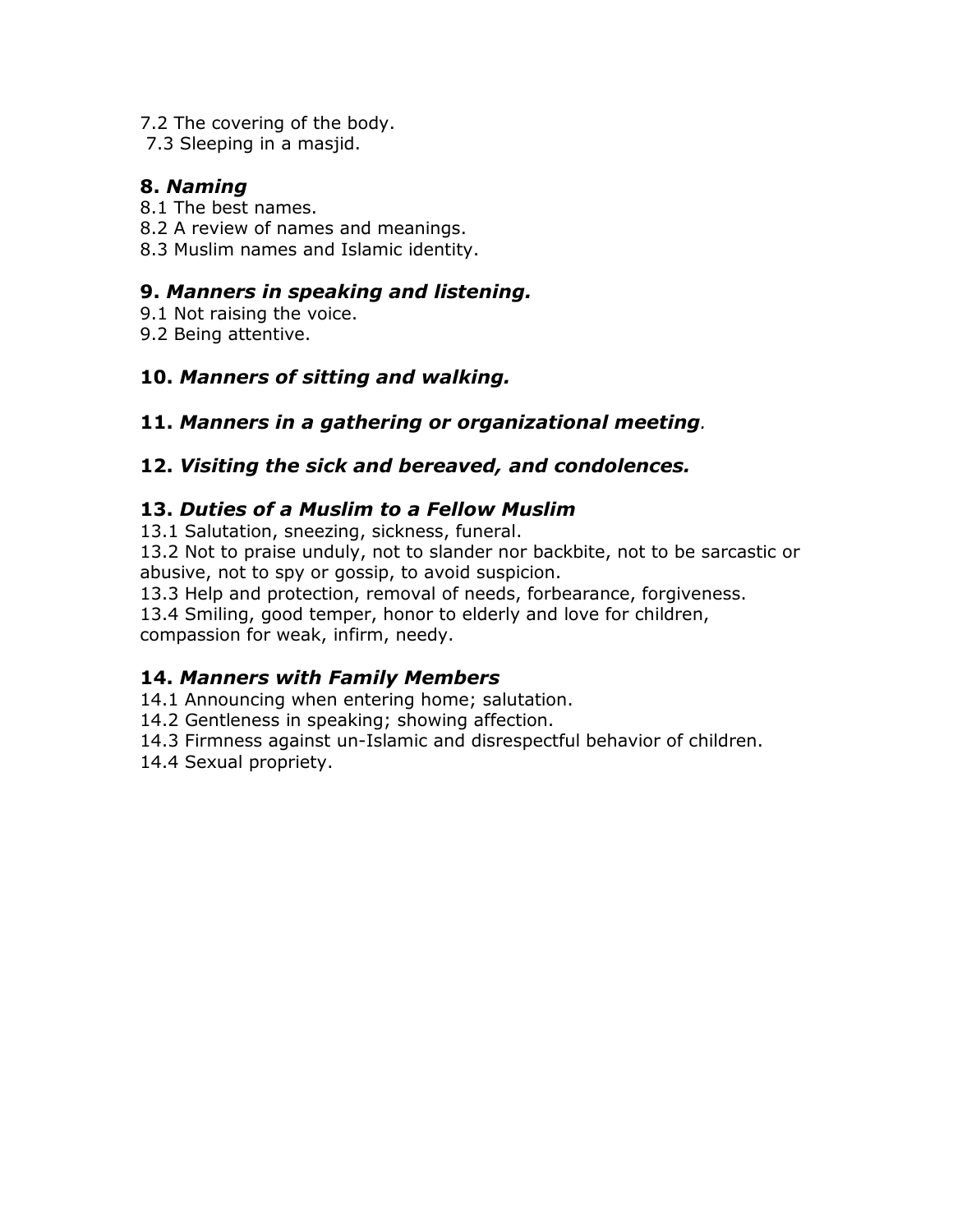7.2 The covering of the body.
7.3 Sleeping in a masjid.

### 8. *Naming*

8.1 The best names.
8.2 A review of names and meanings.
8.3 Muslim names and Islamic identity.

### 9. *Manners in speaking and listening.*

9.1 Not raising the voice.
9.2 Being attentive.

### 10. *Manners of sitting and walking.*

### 11. *Manners in a gathering or organizational meeting.*

### 12. *Visiting the sick and bereaved, and condolences.*

### 13. *Duties of a Muslim to a Fellow Muslim*

13.1 Salutation, sneezing, sickness, funeral.
13.2 Not to praise unduly, not to slander nor backbite, not to be sarcastic or abusive, not to spy or gossip, to avoid suspicion.
13.3 Help and protection, removal of needs, forbearance, forgiveness.
13.4 Smiling, good temper, honor to elderly and love for children, compassion for weak, infirm, needy.

### 14. *Manners with Family Members*

14.1 Announcing when entering home; salutation.
14.2 Gentleness in speaking; showing affection.
14.3 Firmness against un-Islamic and disrespectful behavior of children.
14.4 Sexual propriety.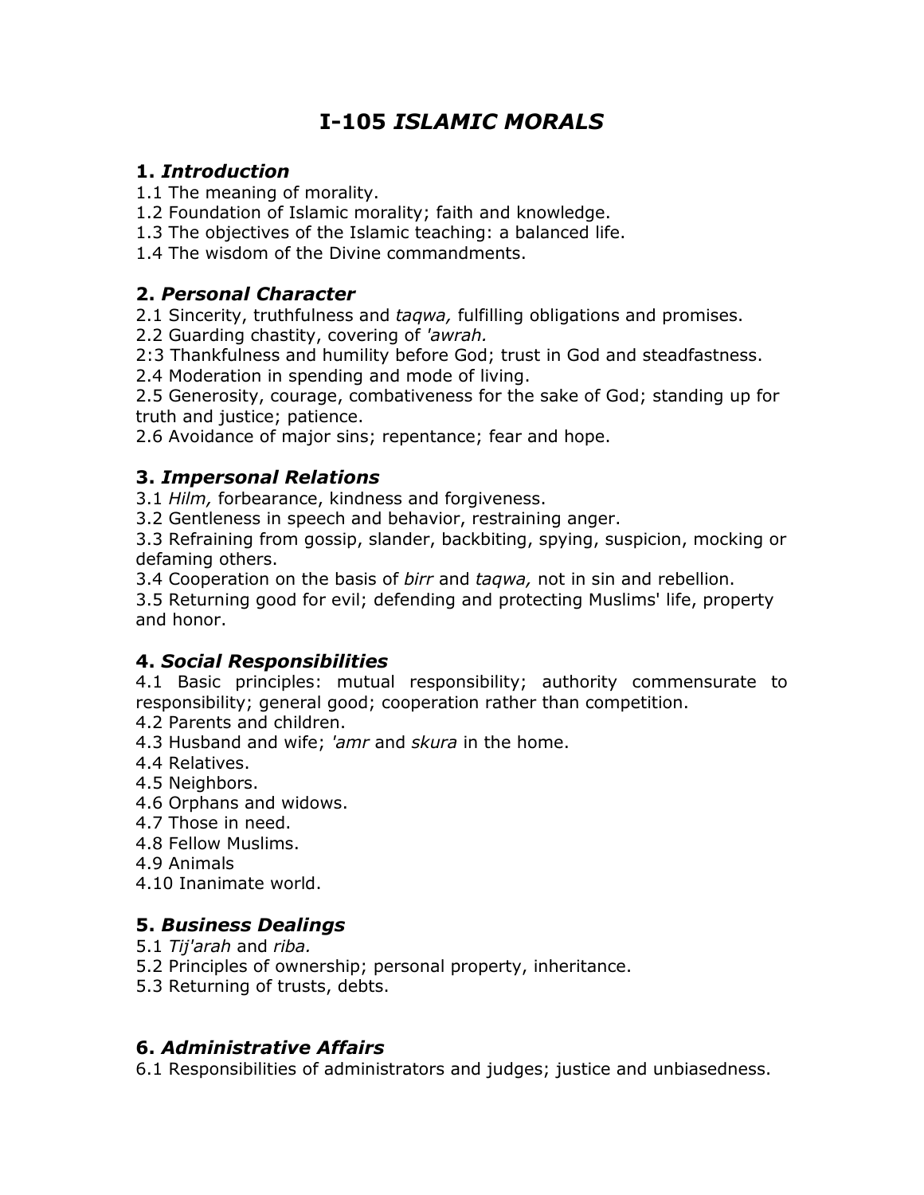# I-105 *ISLAMIC MORALS*

## 1. *Introduction*

1.1 The meaning of morality.
1.2 Foundation of Islamic morality; faith and knowledge.
1.3 The objectives of the Islamic teaching: a balanced life.
1.4 The wisdom of the Divine commandments.

## 2. *Personal Character*

2.1 Sincerity, truthfulness and *taqwa,* fulfilling obligations and promises.
2.2 Guarding chastity, covering of *'awrah.*
2:3 Thankfulness and humility before God; trust in God and steadfastness.
2.4 Moderation in spending and mode of living.
2.5 Generosity, courage, combativeness for the sake of God; standing up for truth and justice; patience.
2.6 Avoidance of major sins; repentance; fear and hope.

## 3. *Impersonal Relations*

3.1 *Hilm,* forbearance, kindness and forgiveness.
3.2 Gentleness in speech and behavior, restraining anger.
3.3 Refraining from gossip, slander, backbiting, spying, suspicion, mocking or defaming others.
3.4 Cooperation on the basis of *birr* and *taqwa,* not in sin and rebellion.
3.5 Returning good for evil; defending and protecting Muslims' life, property and honor.

## 4. *Social Responsibilities*

4.1 Basic principles: mutual responsibility; authority commensurate to responsibility; general good; cooperation rather than competition.
4.2 Parents and children.
4.3 Husband and wife; *'amr* and *skura* in the home.
4.4 Relatives.
4.5 Neighbors.
4.6 Orphans and widows.
4.7 Those in need.
4.8 Fellow Muslims.
4.9 Animals
4.10 Inanimate world.

## 5. *Business Dealings*

5.1 *Tij'arah* and *riba.*
5.2 Principles of ownership; personal property, inheritance.
5.3 Returning of trusts, debts.

## 6. *Administrative Affairs*

6.1 Responsibilities of administrators and judges; justice and unbiasedness.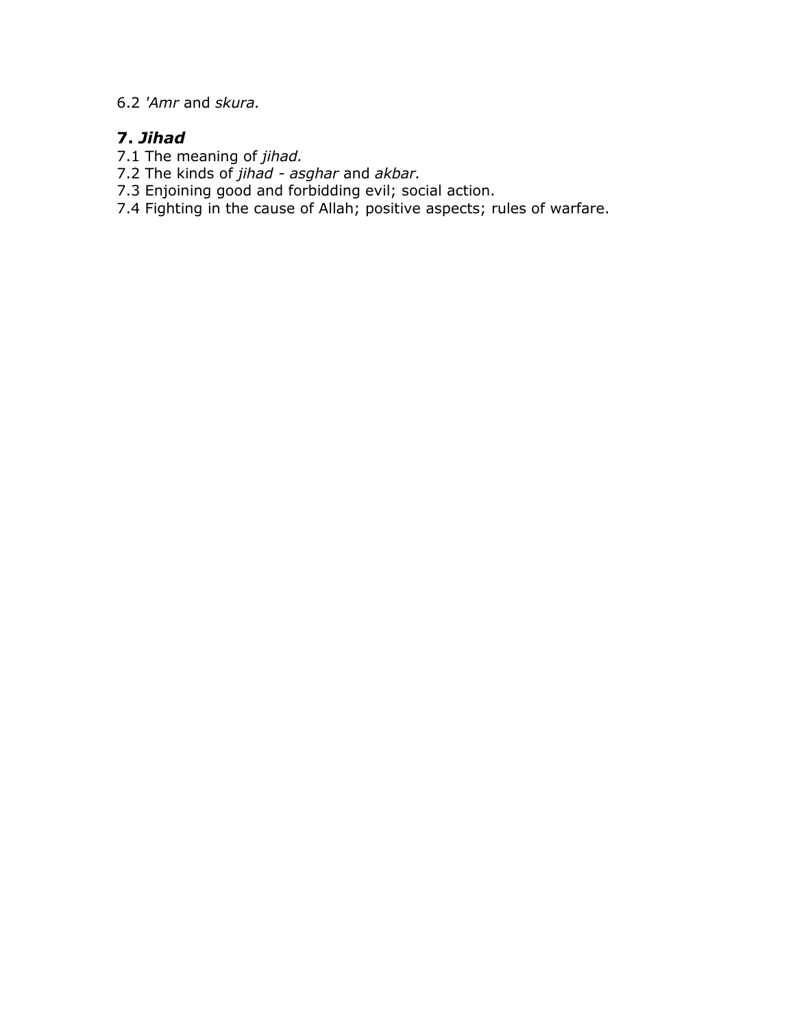6.2 *'Amr* and *skura.*

## 7. *Jihad*

7.1 The meaning of *jihad.*
7.2 The kinds of *jihad - asghar* and *akbar.*
7.3 Enjoining good and forbidding evil; social action.
7.4 Fighting in the cause of Allah; positive aspects; rules of warfare.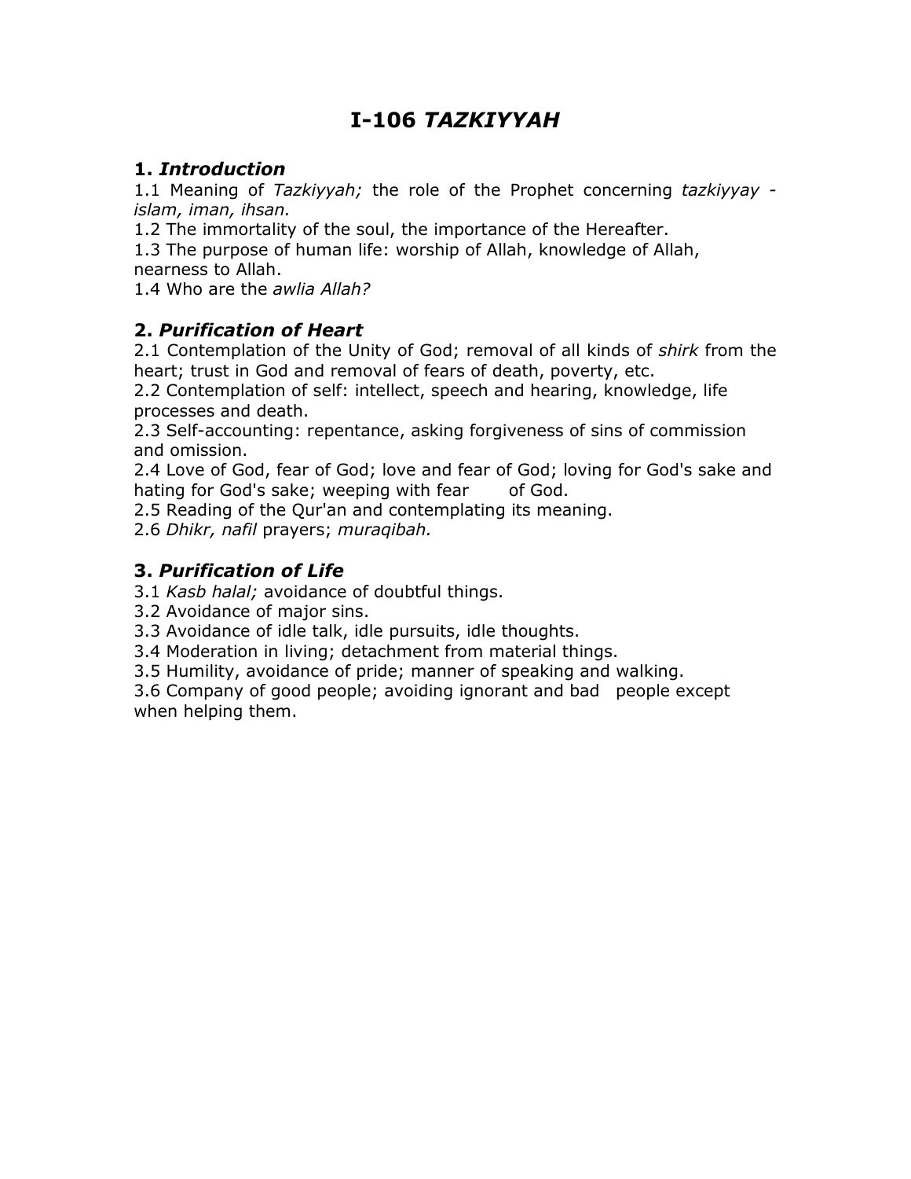# I-106 *TAZKIYYAH*

## 1. *Introduction*

1.1 Meaning of *Tazkiyyah;* the role of the Prophet concerning *tazkiyyay - islam, iman, ihsan.*

1.2 The immortality of the soul, the importance of the Hereafter.

1.3 The purpose of human life: worship of Allah, knowledge of Allah, nearness to Allah.

1.4 Who are the *awlia Allah?*

## 2. *Purification of Heart*

2.1 Contemplation of the Unity of God; removal of all kinds of *shirk* from the heart; trust in God and removal of fears of death, poverty, etc.

2.2 Contemplation of self: intellect, speech and hearing, knowledge, life processes and death.

2.3 Self-accounting: repentance, asking forgiveness of sins of commission and omission.

2.4 Love of God, fear of God; love and fear of God; loving for God's sake and hating for God's sake; weeping with fear of God.

2.5 Reading of the Qur'an and contemplating its meaning.

2.6 *Dhikr, nafil* prayers; *muraqibah.*

## 3. *Purification of Life*

3.1 *Kasb halal;* avoidance of doubtful things.

3.2 Avoidance of major sins.

3.3 Avoidance of idle talk, idle pursuits, idle thoughts.

3.4 Moderation in living; detachment from material things.

3.5 Humility, avoidance of pride; manner of speaking and walking.

3.6 Company of good people; avoiding ignorant and bad people except when helping them.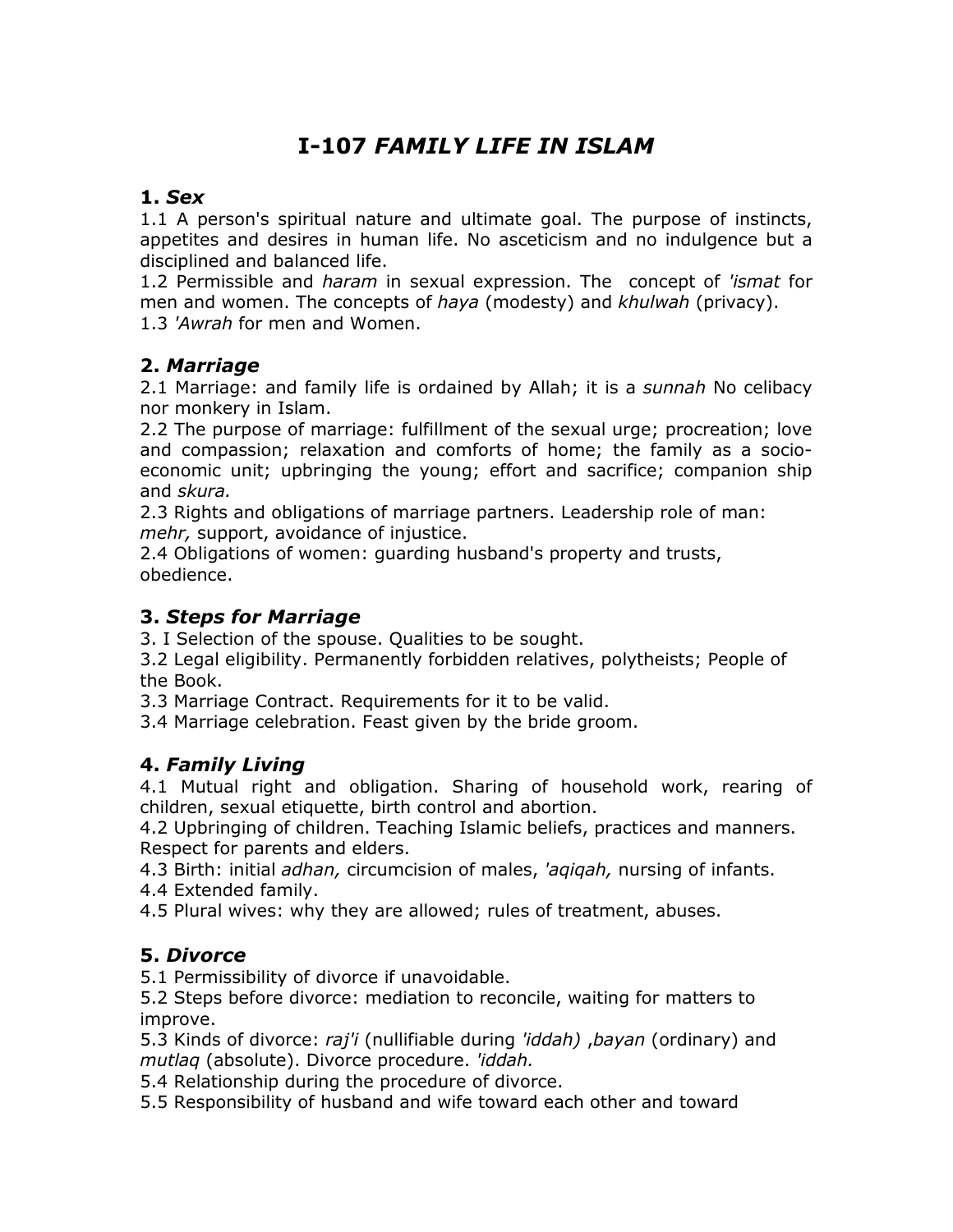# I-107 *FAMILY LIFE IN ISLAM*

## 1. *Sex*

1.1 A person's spiritual nature and ultimate goal. The purpose of instincts, appetites and desires in human life. No asceticism and no indulgence but a disciplined and balanced life.
1.2 Permissible and *haram* in sexual expression. The concept of *'ismat* for men and women. The concepts of *haya* (modesty) and *khulwah* (privacy).
1.3 *'Awrah* for men and Women.

## 2. *Marriage*

2.1 Marriage: and family life is ordained by Allah; it is a *sunnah* No celibacy nor monkery in Islam.
2.2 The purpose of marriage: fulfillment of the sexual urge; procreation; love and compassion; relaxation and comforts of home; the family as a socio-economic unit; upbringing the young; effort and sacrifice; companion ship and *skura.*
2.3 Rights and obligations of marriage partners. Leadership role of man: *mehr,* support, avoidance of injustice.
2.4 Obligations of women: guarding husband's property and trusts, obedience.

## 3. *Steps for Marriage*

3. I Selection of the spouse. Qualities to be sought.
3.2 Legal eligibility. Permanently forbidden relatives, polytheists; People of the Book.
3.3 Marriage Contract. Requirements for it to be valid.
3.4 Marriage celebration. Feast given by the bride groom.

## 4. *Family Living*

4.1 Mutual right and obligation. Sharing of household work, rearing of children, sexual etiquette, birth control and abortion.
4.2 Upbringing of children. Teaching Islamic beliefs, practices and manners. Respect for parents and elders.
4.3 Birth: initial *adhan,* circumcision of males, *'aqiqah,* nursing of infants.
4.4 Extended family.
4.5 Plural wives: why they are allowed; rules of treatment, abuses.

## 5. *Divorce*

5.1 Permissibility of divorce if unavoidable.
5.2 Steps before divorce: mediation to reconcile, waiting for matters to improve.
5.3 Kinds of divorce: *raj'i* (nullifiable during *'iddah)* ,*bayan* (ordinary) and *mutlaq* (absolute). Divorce procedure. *'iddah.*
5.4 Relationship during the procedure of divorce.
5.5 Responsibility of husband and wife toward each other and toward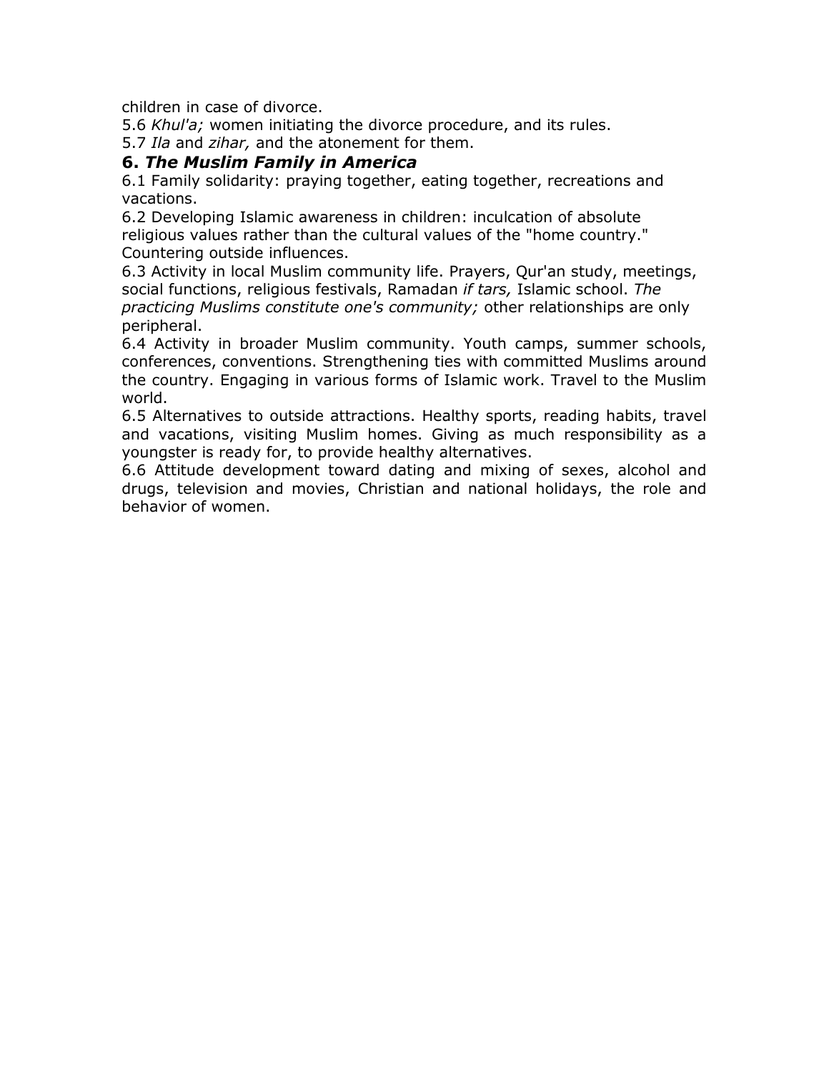children in case of divorce.

5.6 *Khul'a;* women initiating the divorce procedure, and its rules.

5.7 *Ila* and *zihar,* and the atonement for them.

## 6. *The Muslim Family in America*

6.1 Family solidarity: praying together, eating together, recreations and vacations.

6.2 Developing Islamic awareness in children: inculcation of absolute religious values rather than the cultural values of the "home country." Countering outside influences.

6.3 Activity in local Muslim community life. Prayers, Qur'an study, meetings, social functions, religious festivals, Ramadan *if tars,* Islamic school. *The practicing Muslims constitute one's community;* other relationships are only peripheral.

6.4 Activity in broader Muslim community. Youth camps, summer schools, conferences, conventions. Strengthening ties with committed Muslims around the country. Engaging in various forms of Islamic work. Travel to the Muslim world.

6.5 Alternatives to outside attractions. Healthy sports, reading habits, travel and vacations, visiting Muslim homes. Giving as much responsibility as a youngster is ready for, to provide healthy alternatives.

6.6 Attitude development toward dating and mixing of sexes, alcohol and drugs, television and movies, Christian and national holidays, the role and behavior of women.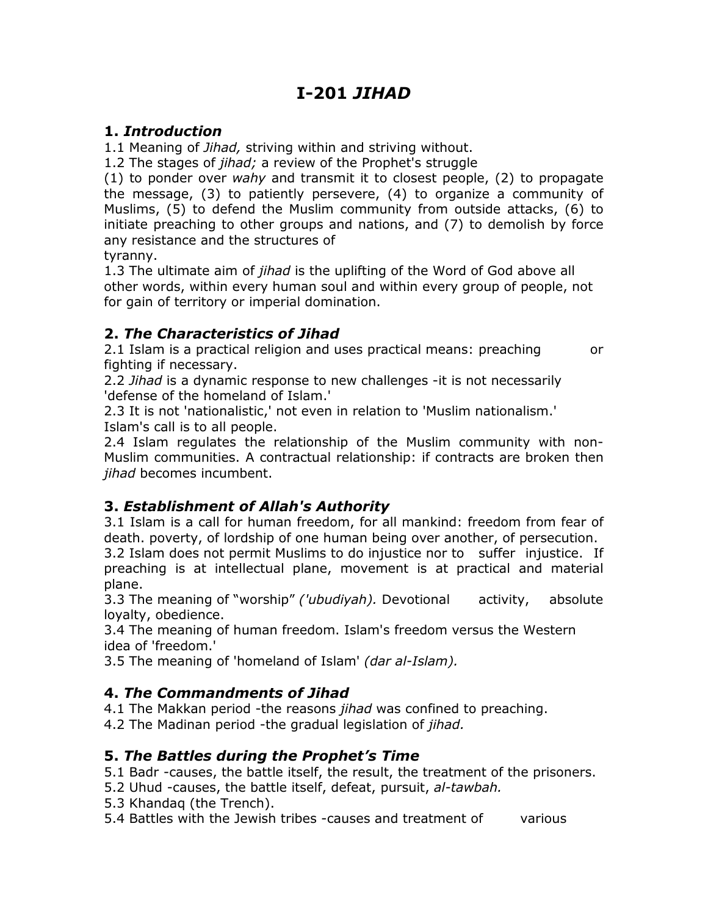# I-201 *JIHAD*

## 1. *Introduction*

1.1 Meaning of *Jihad,* striving within and striving without.

1.2 The stages of *jihad;* a review of the Prophet's struggle (1) to ponder over *wahy* and transmit it to closest people, (2) to propagate the message, (3) to patiently persevere, (4) to organize a community of Muslims, (5) to defend the Muslim community from outside attacks, (6) to initiate preaching to other groups and nations, and (7) to demolish by force any resistance and the structures of tyranny.

1.3 The ultimate aim of *jihad* is the uplifting of the Word of God above all other words, within every human soul and within every group of people, not for gain of territory or imperial domination.

## 2. *The Characteristics of Jihad*

2.1 Islam is a practical religion and uses practical means: preaching or fighting if necessary.

2.2 *Jihad* is a dynamic response to new challenges -it is not necessarily 'defense of the homeland of Islam.'

2.3 It is not 'nationalistic,' not even in relation to 'Muslim nationalism.' Islam's call is to all people.

2.4 Islam regulates the relationship of the Muslim community with non-Muslim communities. A contractual relationship: if contracts are broken then *jihad* becomes incumbent.

## 3. *Establishment of Allah's Authority*

3.1 Islam is a call for human freedom, for all mankind: freedom from fear of death. poverty, of lordship of one human being over another, of persecution.

3.2 Islam does not permit Muslims to do injustice nor to suffer injustice. If preaching is at intellectual plane, movement is at practical and material plane.

3.3 The meaning of "worship" *('ubudiyah).* Devotional activity, absolute loyalty, obedience.

3.4 The meaning of human freedom. Islam's freedom versus the Western idea of 'freedom.'

3.5 The meaning of 'homeland of Islam' *(dar al-Islam).*

## 4. *The Commandments of Jihad*

4.1 The Makkan period -the reasons *jihad* was confined to preaching.

4.2 The Madinan period -the gradual legislation of *jihad.*

## 5. *The Battles during the Prophet's Time*

5.1 Badr -causes, the battle itself, the result, the treatment of the prisoners.

5.2 Uhud -causes, the battle itself, defeat, pursuit, *al-tawbah.*

5.3 Khandaq (the Trench).

5.4 Battles with the Jewish tribes -causes and treatment of various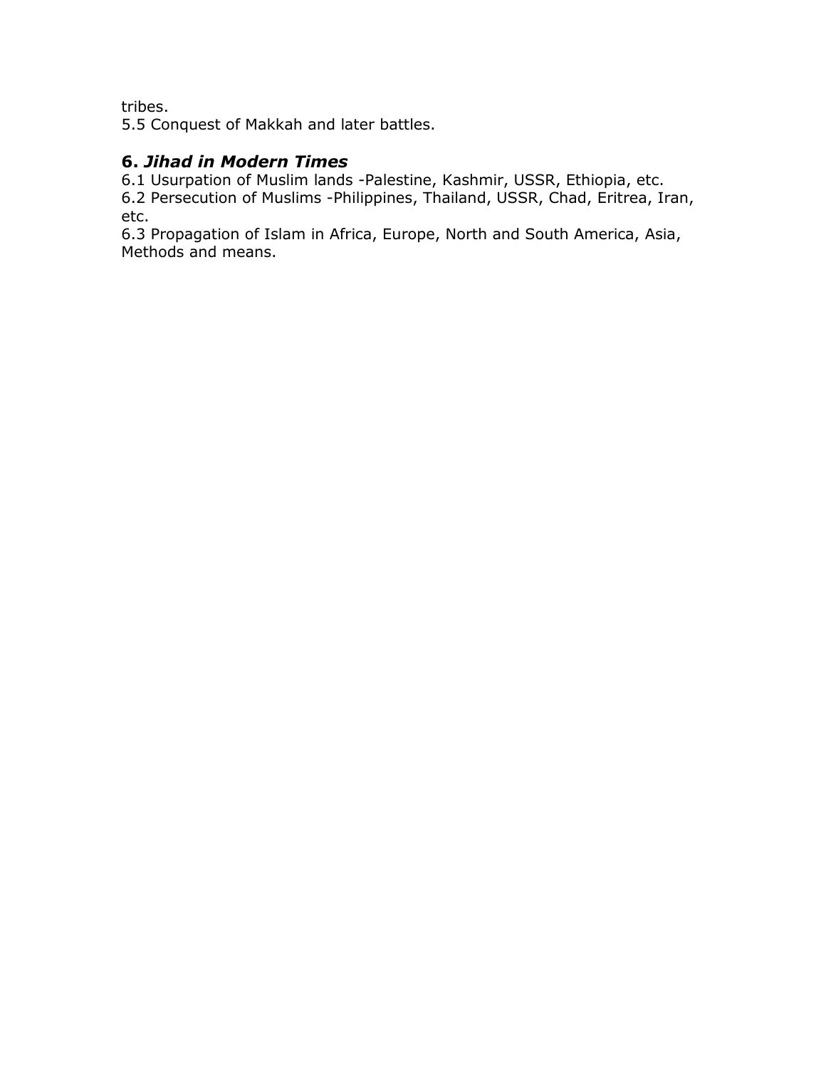tribes.
5.5 Conquest of Makkah and later battles.

## 6. *Jihad in Modern Times*

6.1 Usurpation of Muslim lands -Palestine, Kashmir, USSR, Ethiopia, etc.
6.2 Persecution of Muslims -Philippines, Thailand, USSR, Chad, Eritrea, Iran, etc.
6.3 Propagation of Islam in Africa, Europe, North and South America, Asia, Methods and means.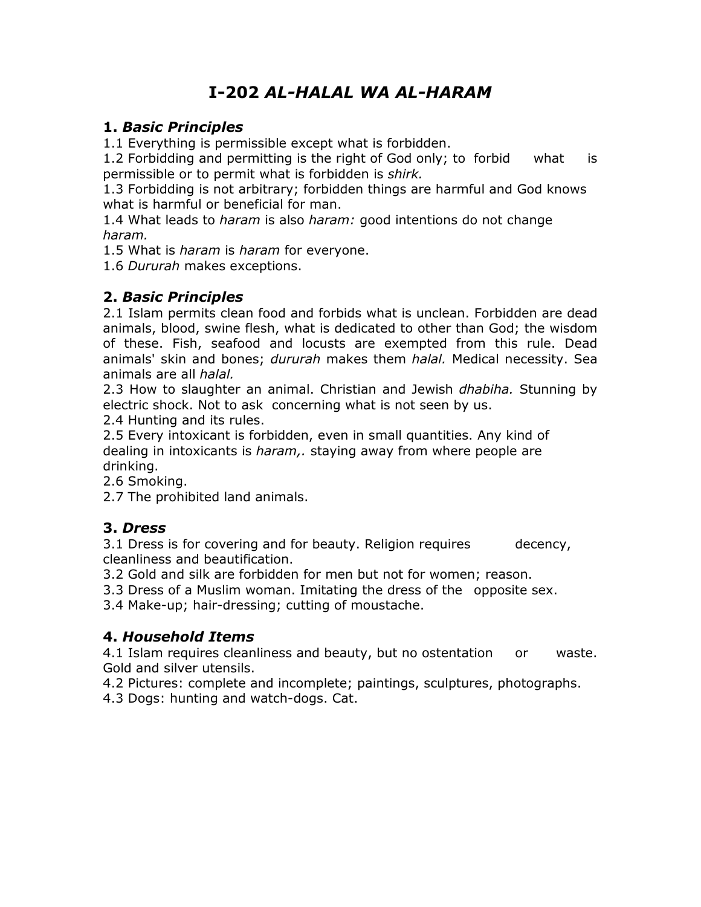# I-202 *AL-HALAL WA AL-HARAM*

## 1. *Basic Principles*

1.1 Everything is permissible except what is forbidden.
1.2 Forbidding and permitting is the right of God only; to forbid what is permissible or to permit what is forbidden is *shirk.*
1.3 Forbidding is not arbitrary; forbidden things are harmful and God knows what is harmful or beneficial for man.
1.4 What leads to *haram* is also *haram:* good intentions do not change *haram.*
1.5 What is *haram* is *haram* for everyone.
1.6 *Dururah* makes exceptions.

## 2. *Basic Principles*

2.1 Islam permits clean food and forbids what is unclean. Forbidden are dead animals, blood, swine flesh, what is dedicated to other than God; the wisdom of these. Fish, seafood and locusts are exempted from this rule. Dead animals' skin and bones; *dururah* makes them *halal.* Medical necessity. Sea animals are all *halal.*
2.3 How to slaughter an animal. Christian and Jewish *dhabiha.* Stunning by electric shock. Not to ask concerning what is not seen by us.
2.4 Hunting and its rules.
2.5 Every intoxicant is forbidden, even in small quantities. Any kind of dealing in intoxicants is *haram,.* staying away from where people are drinking.
2.6 Smoking.
2.7 The prohibited land animals.

## 3. *Dress*

3.1 Dress is for covering and for beauty. Religion requires decency, cleanliness and beautification.
3.2 Gold and silk are forbidden for men but not for women; reason.
3.3 Dress of a Muslim woman. Imitating the dress of the opposite sex.
3.4 Make-up; hair-dressing; cutting of moustache.

## 4. *Household Items*

4.1 Islam requires cleanliness and beauty, but no ostentation or waste. Gold and silver utensils.
4.2 Pictures: complete and incomplete; paintings, sculptures, photographs.
4.3 Dogs: hunting and watch-dogs. Cat.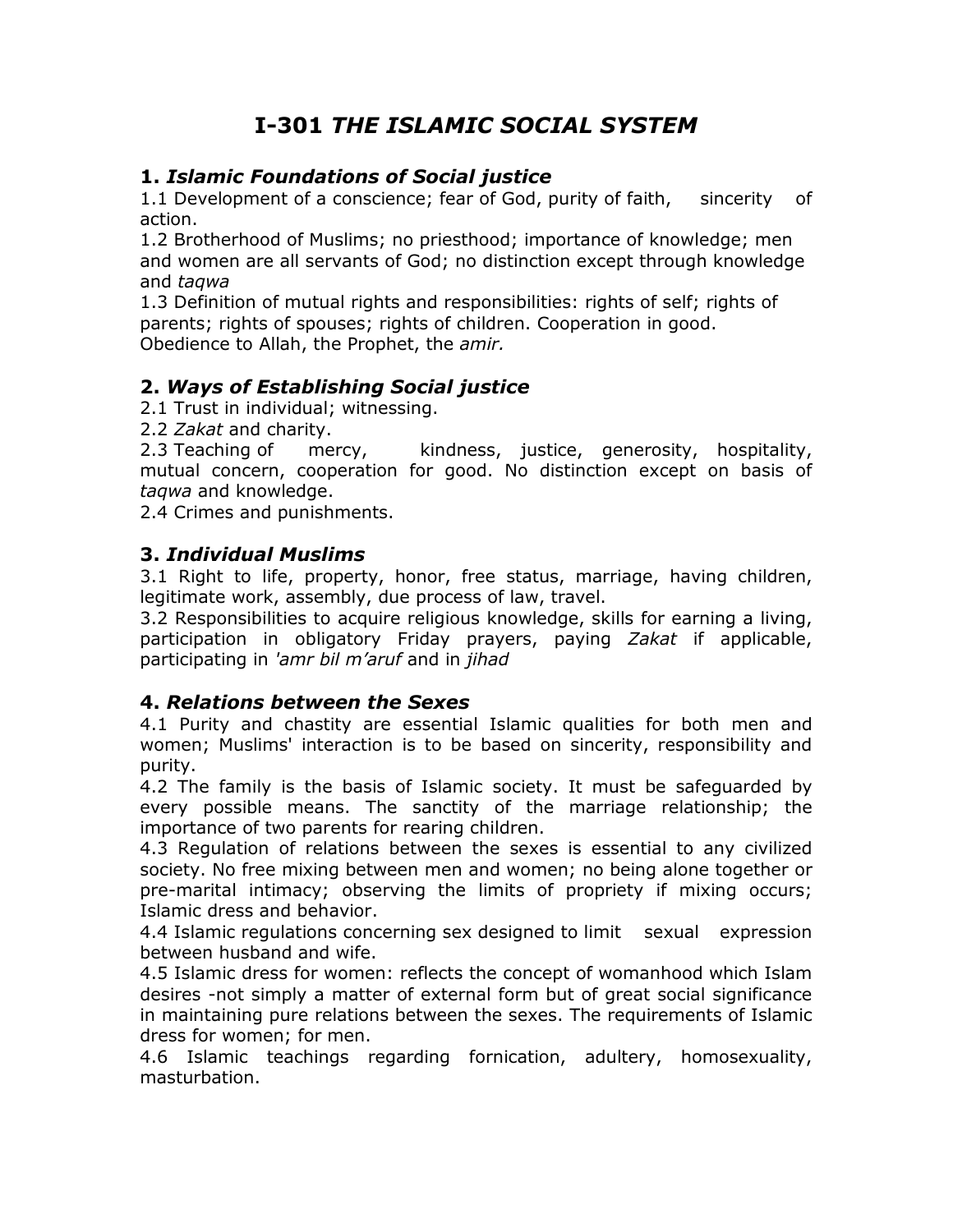# I-301 *THE ISLAMIC SOCIAL SYSTEM*

## 1. *Islamic Foundations of Social justice*

1.1 Development of a conscience; fear of God, purity of faith, sincerity of action.

1.2 Brotherhood of Muslims; no priesthood; importance of knowledge; men and women are all servants of God; no distinction except through knowledge and *taqwa*

1.3 Definition of mutual rights and responsibilities: rights of self; rights of parents; rights of spouses; rights of children. Cooperation in good. Obedience to Allah, the Prophet, the *amir.*

## 2. *Ways of Establishing Social justice*

2.1 Trust in individual; witnessing.

2.2 *Zakat* and charity.

2.3 Teaching of mercy, kindness, justice, generosity, hospitality, mutual concern, cooperation for good. No distinction except on basis of *taqwa* and knowledge.

2.4 Crimes and punishments.

## 3. *Individual Muslims*

3.1 Right to life, property, honor, free status, marriage, having children, legitimate work, assembly, due process of law, travel.

3.2 Responsibilities to acquire religious knowledge, skills for earning a living, participation in obligatory Friday prayers, paying *Zakat* if applicable, participating in *'amr bil m'aruf* and in *jihad*

## 4. *Relations between the Sexes*

4.1 Purity and chastity are essential Islamic qualities for both men and women; Muslims' interaction is to be based on sincerity, responsibility and purity.

4.2 The family is the basis of Islamic society. It must be safeguarded by every possible means. The sanctity of the marriage relationship; the importance of two parents for rearing children.

4.3 Regulation of relations between the sexes is essential to any civilized society. No free mixing between men and women; no being alone together or pre-marital intimacy; observing the limits of propriety if mixing occurs; Islamic dress and behavior.

4.4 Islamic regulations concerning sex designed to limit sexual expression between husband and wife.

4.5 Islamic dress for women: reflects the concept of womanhood which Islam desires -not simply a matter of external form but of great social significance in maintaining pure relations between the sexes. The requirements of Islamic dress for women; for men.

4.6 Islamic teachings regarding fornication, adultery, homosexuality, masturbation.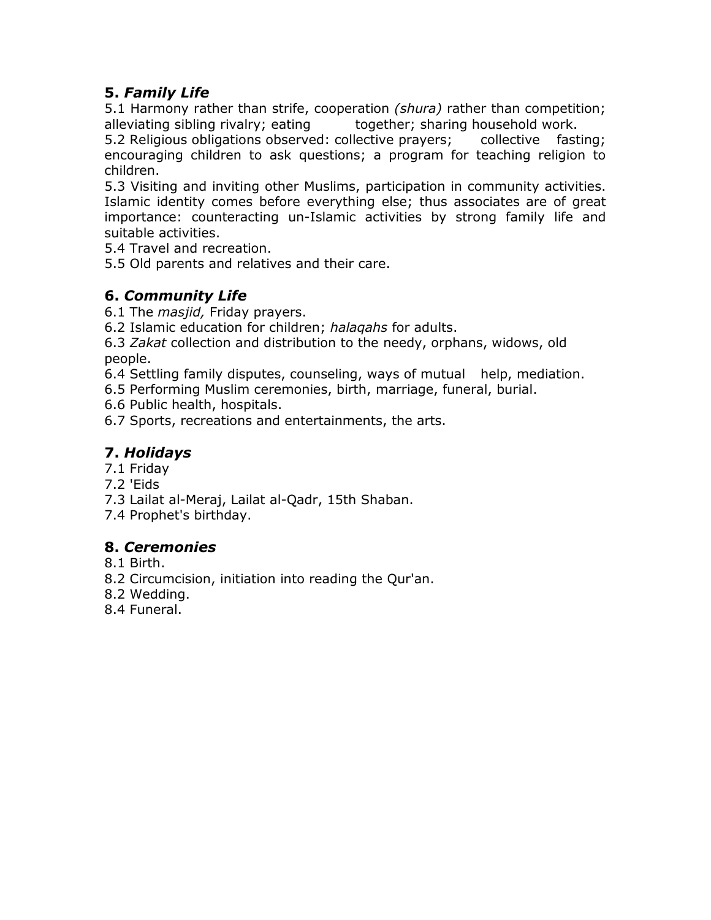## 5. *Family Life*

5.1 Harmony rather than strife, cooperation *(shura)* rather than competition; alleviating sibling rivalry; eating together; sharing household work.
5.2 Religious obligations observed: collective prayers; collective fasting; encouraging children to ask questions; a program for teaching religion to children.
5.3 Visiting and inviting other Muslims, participation in community activities. Islamic identity comes before everything else; thus associates are of great importance: counteracting un-Islamic activities by strong family life and suitable activities.
5.4 Travel and recreation.
5.5 Old parents and relatives and their care.

## 6. *Community Life*

6.1 The *masjid,* Friday prayers.
6.2 Islamic education for children; *halaqahs* for adults.
6.3 *Zakat* collection and distribution to the needy, orphans, widows, old people.
6.4 Settling family disputes, counseling, ways of mutual help, mediation.
6.5 Performing Muslim ceremonies, birth, marriage, funeral, burial.
6.6 Public health, hospitals.
6.7 Sports, recreations and entertainments, the arts.

## 7. *Holidays*

7.1 Friday
7.2 'Eids
7.3 Lailat al-Meraj, Lailat al-Qadr, 15th Shaban.
7.4 Prophet's birthday.

## 8. *Ceremonies*

8.1 Birth.
8.2 Circumcision, initiation into reading the Qur'an.
8.2 Wedding.
8.4 Funeral.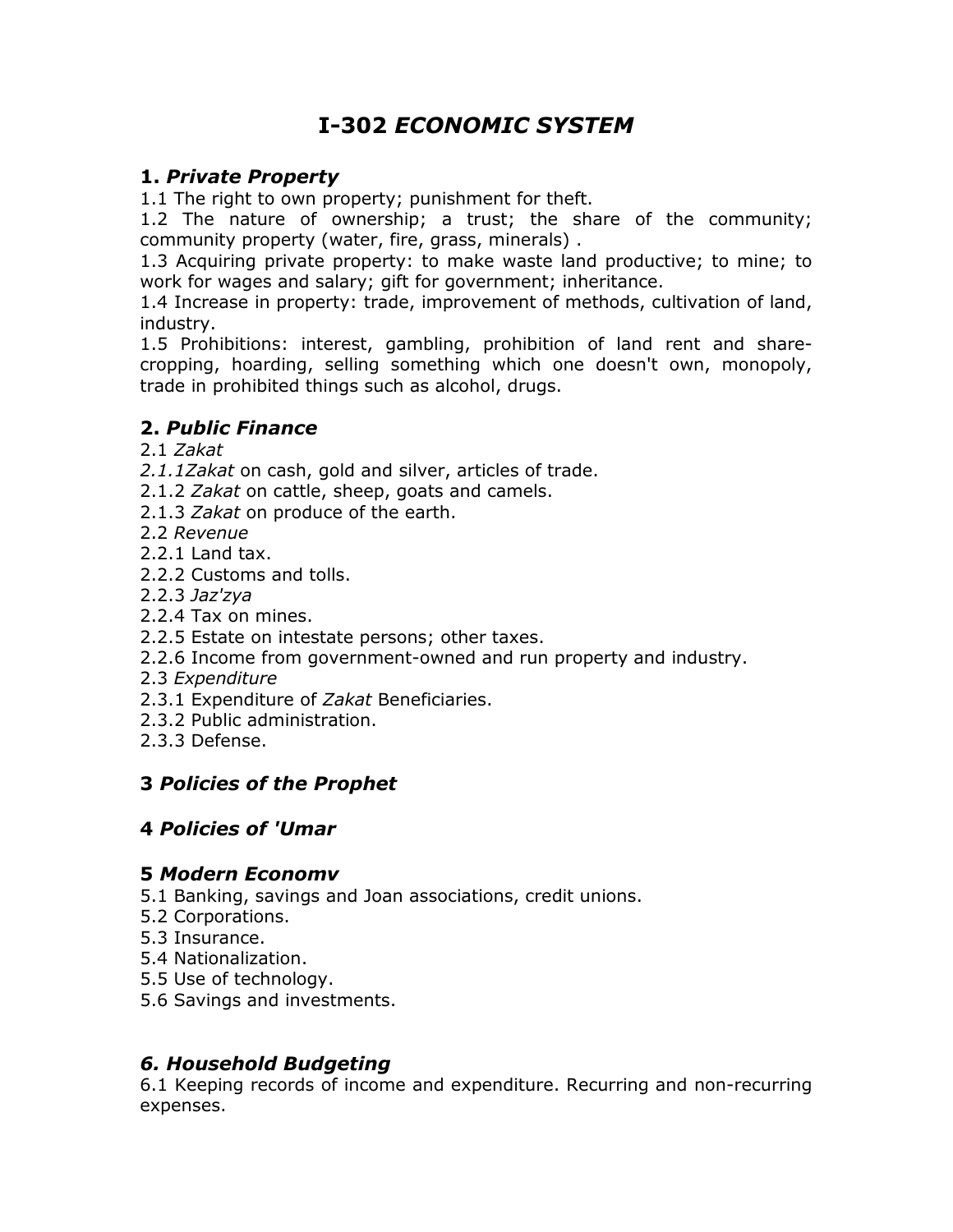# I-302 *ECONOMIC SYSTEM*

## 1. *Private Property*

1.1 The right to own property; punishment for theft.

1.2 The nature of ownership; a trust; the share of the community; community property (water, fire, grass, minerals) .

1.3 Acquiring private property: to make waste land productive; to mine; to work for wages and salary; gift for government; inheritance.

1.4 Increase in property: trade, improvement of methods, cultivation of land, industry.

1.5 Prohibitions: interest, gambling, prohibition of land rent and share-cropping, hoarding, selling something which one doesn't own, monopoly, trade in prohibited things such as alcohol, drugs.

## 2. *Public Finance*

2.1 *Zakat*

*2.1.1Zakat* on cash, gold and silver, articles of trade.

2.1.2 *Zakat* on cattle, sheep, goats and camels.

2.1.3 *Zakat* on produce of the earth.

2.2 *Revenue*

2.2.1 Land tax.

2.2.2 Customs and tolls.

2.2.3 *Jaz'zya*

2.2.4 Tax on mines.

2.2.5 Estate on intestate persons; other taxes.

2.2.6 Income from government-owned and run property and industry.

2.3 *Expenditure*

2.3.1 Expenditure of *Zakat* Beneficiaries.

2.3.2 Public administration.

2.3.3 Defense.

## 3 *Policies of the Prophet*

## 4 *Policies of 'Umar*

## 5 *Modern Economv*

5.1 Banking, savings and Joan associations, credit unions.

5.2 Corporations.

5.3 Insurance.

5.4 Nationalization.

5.5 Use of technology.

5.6 Savings and investments.

## *6. Household Budgeting*

6.1 Keeping records of income and expenditure. Recurring and non-recurring expenses.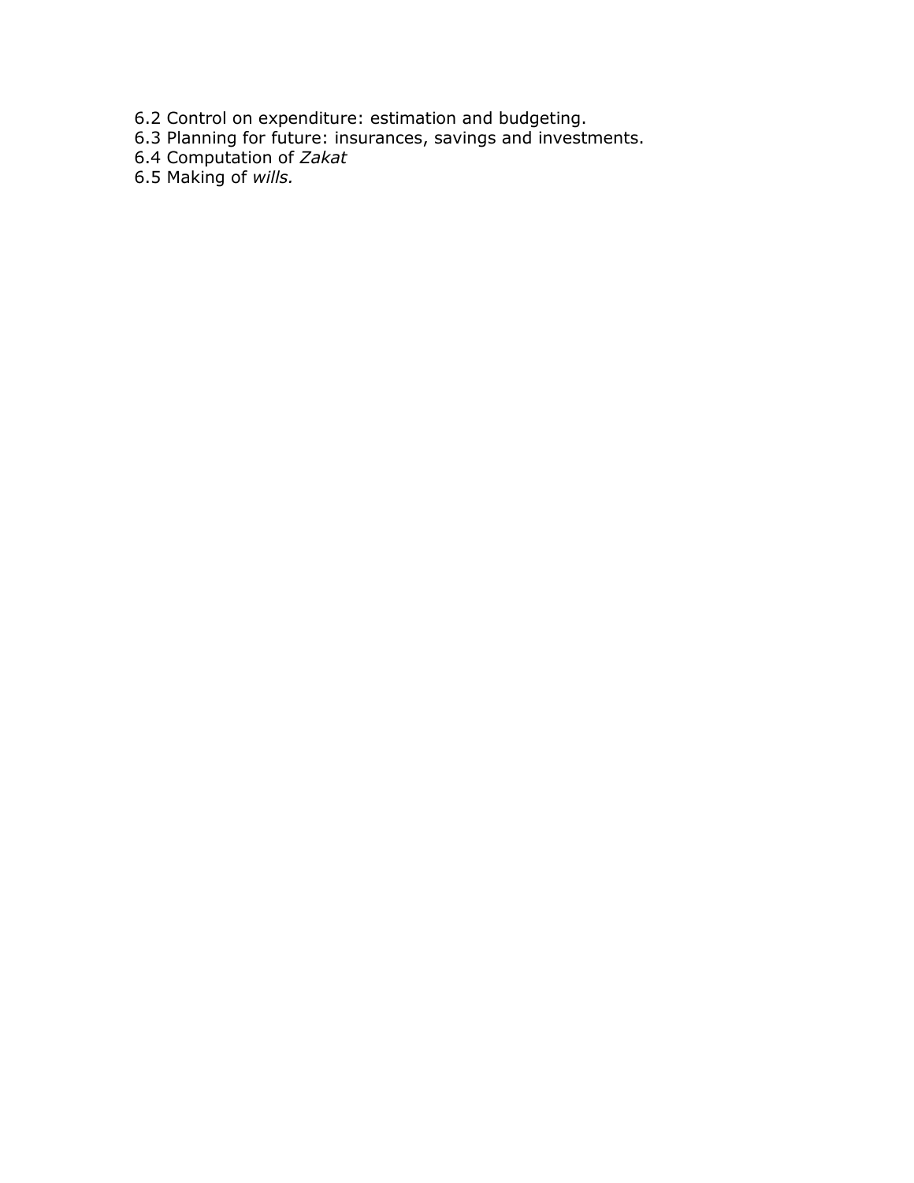6.2 Control on expenditure: estimation and budgeting.
6.3 Planning for future: insurances, savings and investments.
6.4 Computation of *Zakat*
6.5 Making of *wills.*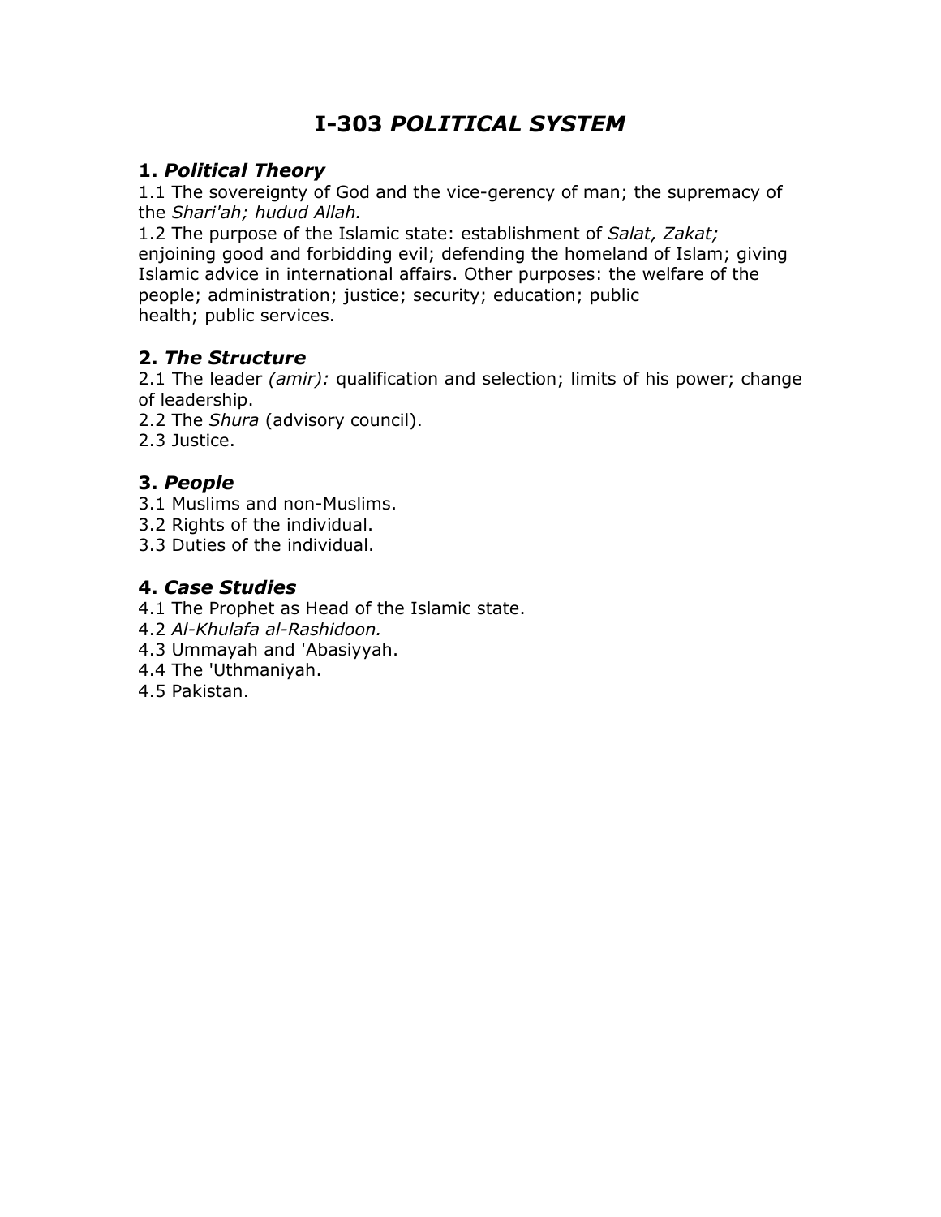# I-303 *POLITICAL SYSTEM*

## 1. *Political Theory*

1.1 The sovereignty of God and the vice-gerency of man; the supremacy of the *Shari'ah; hudud Allah.*

1.2 The purpose of the Islamic state: establishment of *Salat, Zakat;* enjoining good and forbidding evil; defending the homeland of Islam; giving Islamic advice in international affairs. Other purposes: the welfare of the people; administration; justice; security; education; public health; public services.

## 2. *The Structure*

2.1 The leader *(amir):* qualification and selection; limits of his power; change of leadership.

2.2 The *Shura* (advisory council).

2.3 Justice.

## 3. *People*

3.1 Muslims and non-Muslims.

3.2 Rights of the individual.

3.3 Duties of the individual.

## 4. *Case Studies*

4.1 The Prophet as Head of the Islamic state.

4.2 *Al-Khulafa al-Rashidoon.*

4.3 Ummayah and 'Abasiyyah.

4.4 The 'Uthmaniyah.

4.5 Pakistan.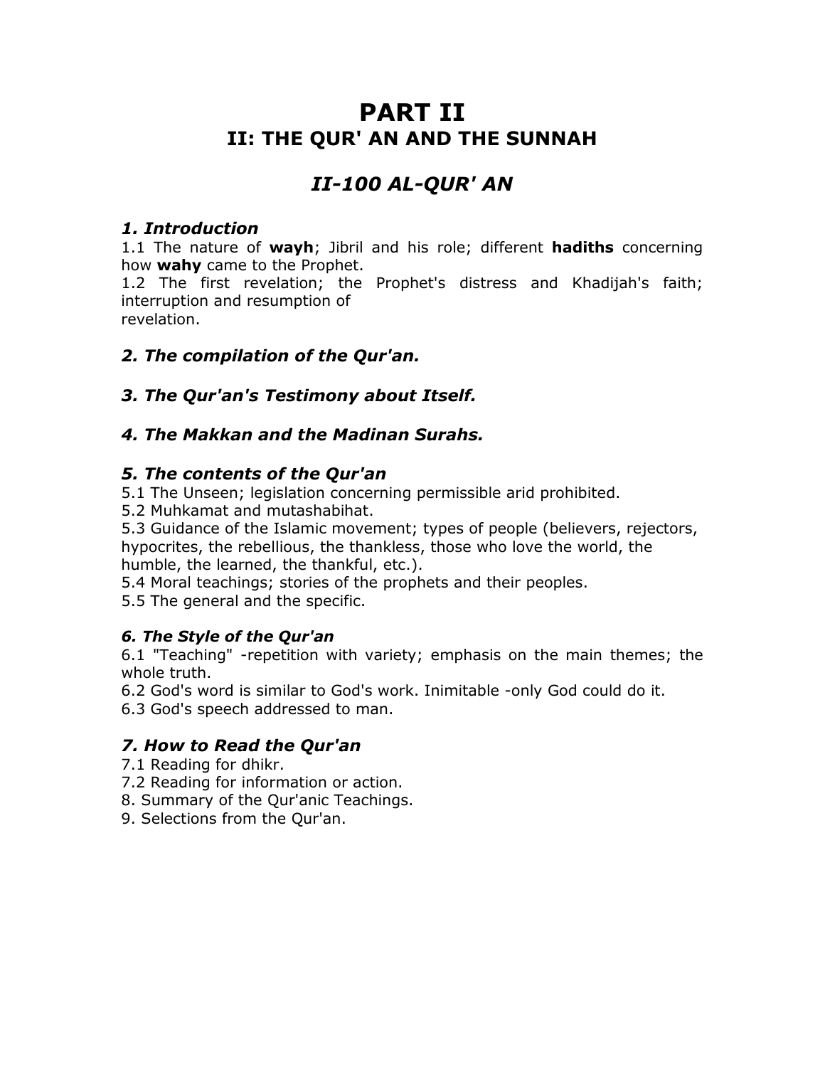# PART II

## II: THE QUR' AN AND THE SUNNAH

## *II-100 AL-QUR' AN*

### *1. Introduction*

1.1 The nature of **wayh**; Jibril and his role; different **hadiths** concerning how **wahy** came to the Prophet.
1.2 The first revelation; the Prophet's distress and Khadijah's faith; interruption and resumption of revelation.

### *2. The compilation of the Qur'an.*

### *3. The Qur'an's Testimony about Itself.*

### *4. The Makkan and the Madinan Surahs.*

### *5. The contents of the Qur'an*

5.1 The Unseen; legislation concerning permissible arid prohibited.
5.2 Muhkamat and mutashabihat.
5.3 Guidance of the Islamic movement; types of people (believers, rejectors, hypocrites, the rebellious, the thankless, those who love the world, the humble, the learned, the thankful, etc.).
5.4 Moral teachings; stories of the prophets and their peoples.
5.5 The general and the specific.

#### *6. The Style of the Qur'an*

6.1 "Teaching" -repetition with variety; emphasis on the main themes; the whole truth.
6.2 God's word is similar to God's work. Inimitable -only God could do it.
6.3 God's speech addressed to man.

### *7. How to Read the Qur'an*

7.1 Reading for dhikr.
7.2 Reading for information or action.
8. Summary of the Qur'anic Teachings.
9. Selections from the Qur'an.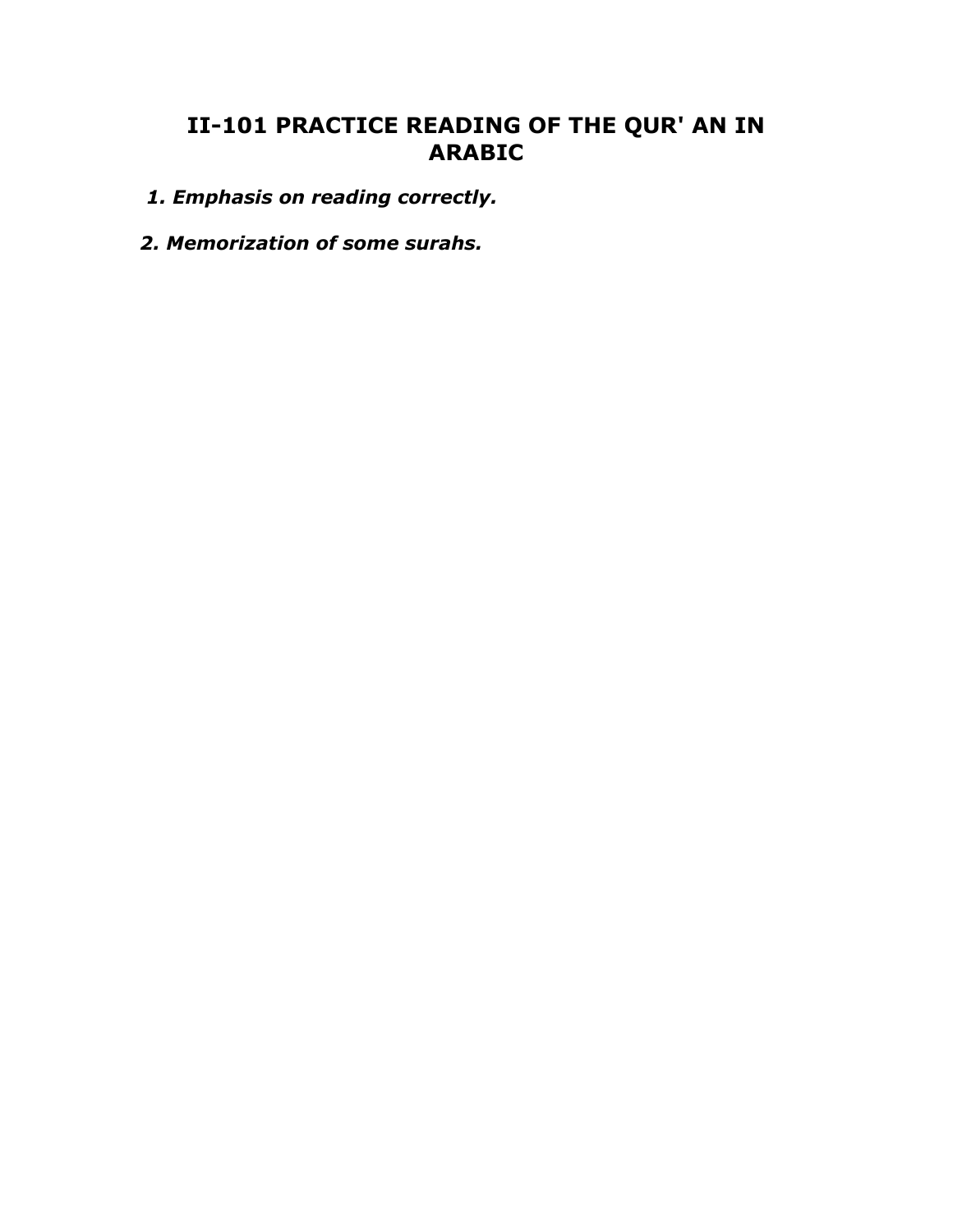## II-101 PRACTICE READING OF THE QUR' AN IN ARABIC

1. *Emphasis on reading correctly.*
2. *Memorization of some surahs.*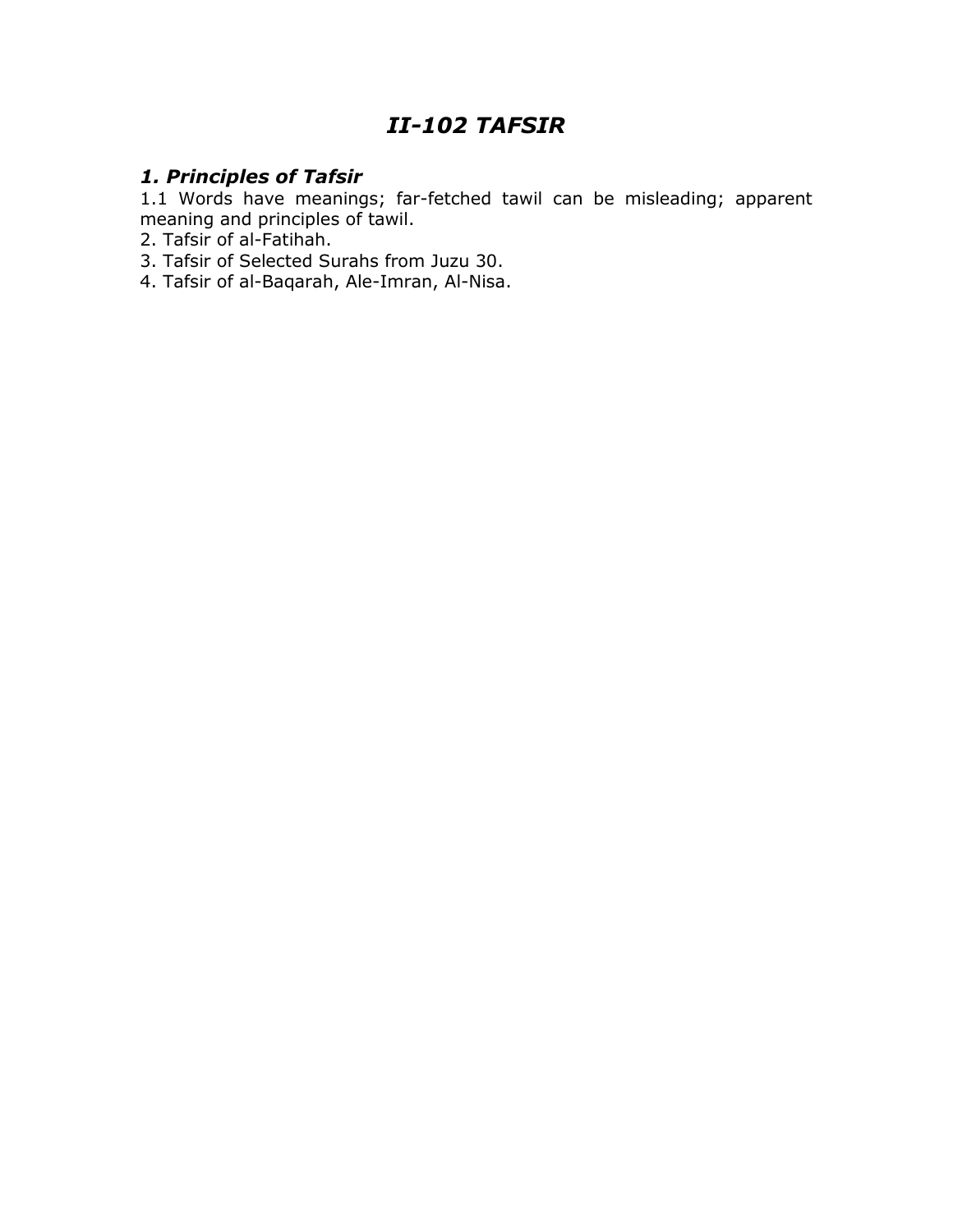# *II-102 TAFSIR*

## *1. Principles of Tafsir*

1.1 Words have meanings; far-fetched tawil can be misleading; apparent meaning and principles of tawil.

2. Tafsir of al-Fatihah.

3. Tafsir of Selected Surahs from Juzu 30.

4. Tafsir of al-Baqarah, Ale-Imran, Al-Nisa.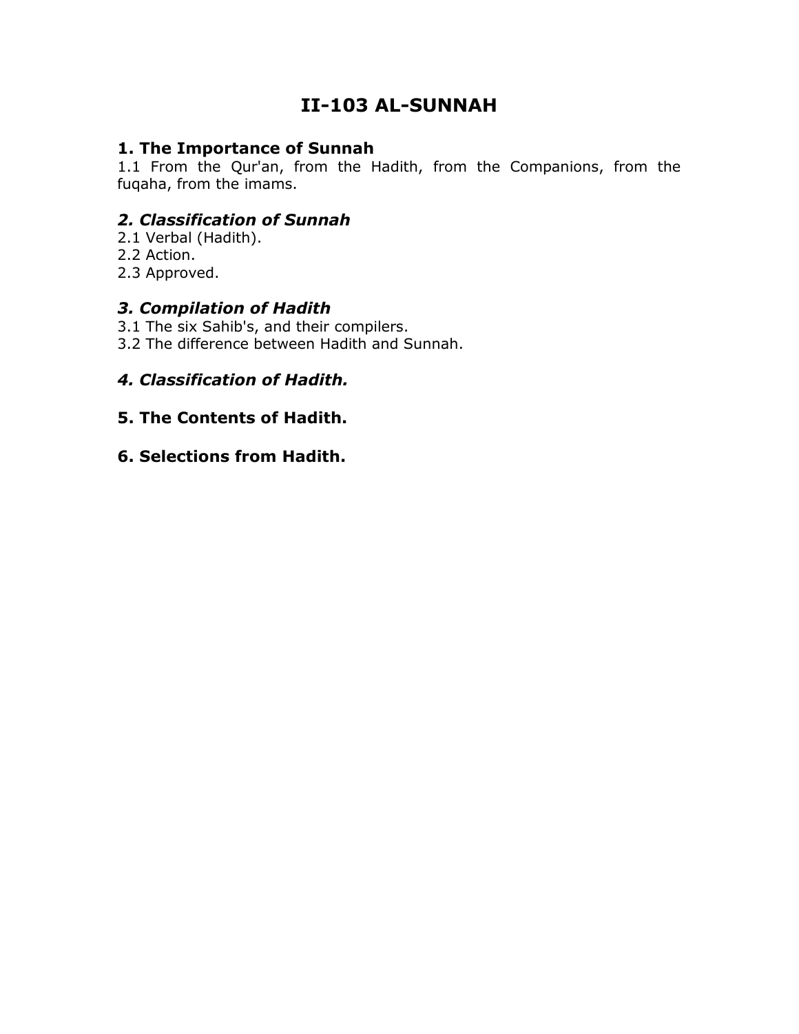# II-103 AL-SUNNAH

## 1. The Importance of Sunnah

1.1 From the Qur'an, from the Hadith, from the Companions, from the fuqaha, from the imams.

## *2. Classification of Sunnah*

2.1 Verbal (Hadith).
2.2 Action.
2.3 Approved.

## *3. Compilation of Hadith*

3.1 The six Sahib's, and their compilers.
3.2 The difference between Hadith and Sunnah.

## *4. Classification of Hadith.*

## 5. The Contents of Hadith.

## 6. Selections from Hadith.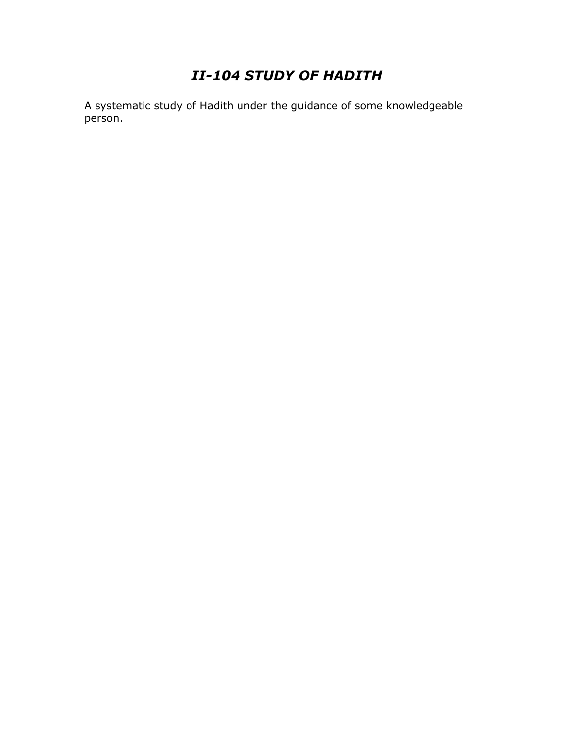# *II-104 STUDY OF HADITH*

A systematic study of Hadith under the guidance of some knowledgeable person.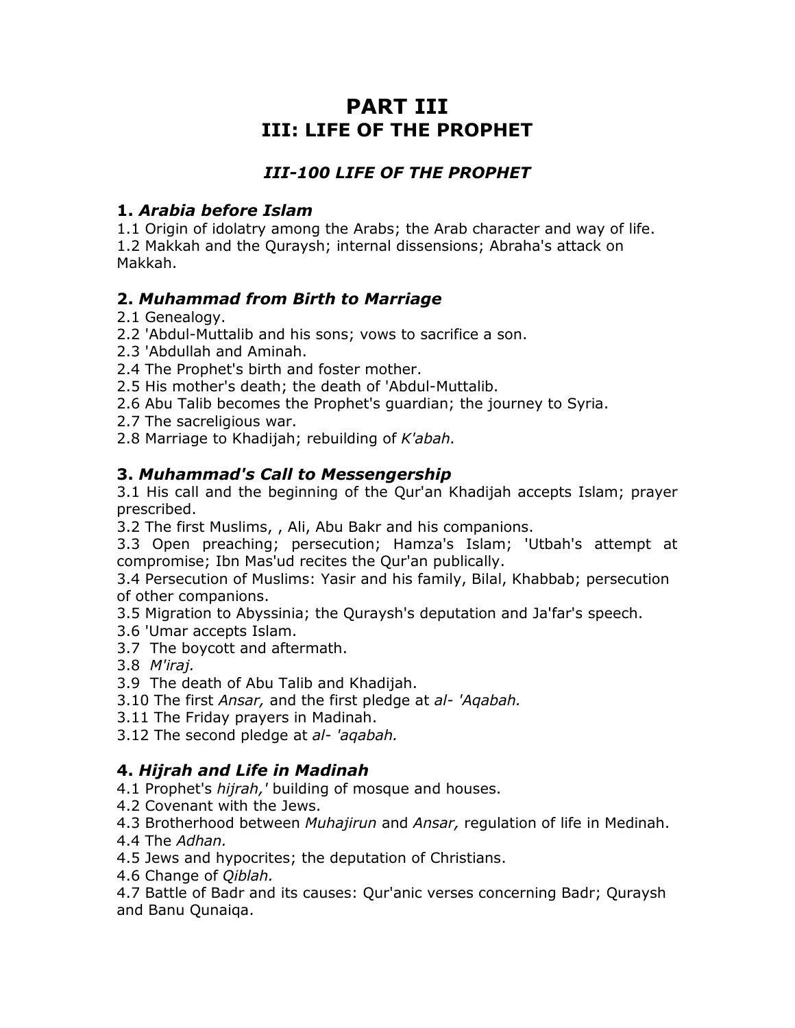# PART III
# III: LIFE OF THE PROPHET

## *III-100 LIFE OF THE PROPHET*

### 1. *Arabia before Islam*

1.1 Origin of idolatry among the Arabs; the Arab character and way of life.
1.2 Makkah and the Quraysh; internal dissensions; Abraha's attack on Makkah.

### 2. *Muhammad from Birth to Marriage*

2.1 Genealogy.
2.2 'Abdul-Muttalib and his sons; vows to sacrifice a son.
2.3 'Abdullah and Aminah.
2.4 The Prophet's birth and foster mother.
2.5 His mother's death; the death of 'Abdul-Muttalib.
2.6 Abu Talib becomes the Prophet's guardian; the journey to Syria.
2.7 The sacreligious war.
2.8 Marriage to Khadijah; rebuilding of *K'abah.*

### 3. *Muhammad's Call to Messengership*

3.1 His call and the beginning of the Qur'an Khadijah accepts Islam; prayer prescribed.
3.2 The first Muslims, , Ali, Abu Bakr and his companions.
3.3 Open preaching; persecution; Hamza's Islam; 'Utbah's attempt at compromise; Ibn Mas'ud recites the Qur'an publically.
3.4 Persecution of Muslims: Yasir and his family, Bilal, Khabbab; persecution of other companions.
3.5 Migration to Abyssinia; the Quraysh's deputation and Ja'far's speech.
3.6 'Umar accepts Islam.
3.7 The boycott and aftermath.
3.8 *M'iraj.*
3.9 The death of Abu Talib and Khadijah.
3.10 The first *Ansar,* and the first pledge at *al- 'Aqabah.*
3.11 The Friday prayers in Madinah.
3.12 The second pledge at *al- 'aqabah.*

### 4. *Hijrah and Life in Madinah*

4.1 Prophet's *hijrah,'* building of mosque and houses.
4.2 Covenant with the Jews.
4.3 Brotherhood between *Muhajirun* and *Ansar,* regulation of life in Medinah.
4.4 The *Adhan.*
4.5 Jews and hypocrites; the deputation of Christians.
4.6 Change of *Qiblah.*
4.7 Battle of Badr and its causes: Qur'anic verses concerning Badr; Quraysh and Banu Qunaiqa.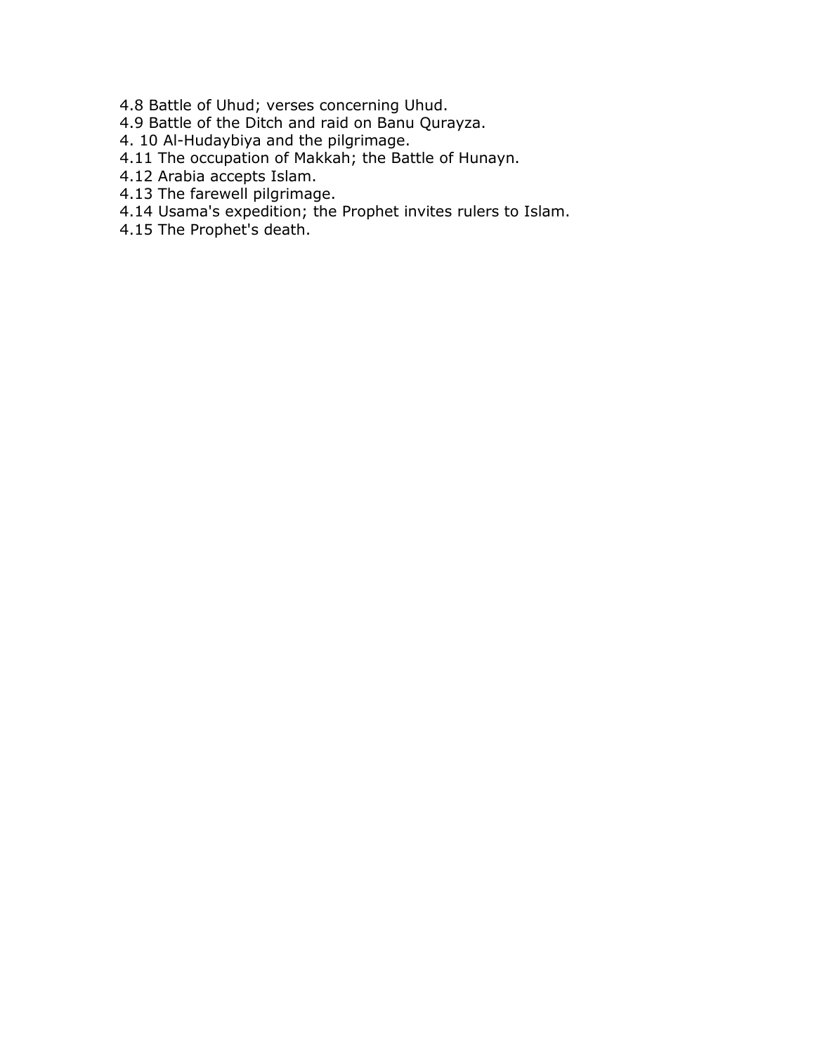4.8 Battle of Uhud; verses concerning Uhud.
4.9 Battle of the Ditch and raid on Banu Qurayza.
4. 10 Al-Hudaybiya and the pilgrimage.
4.11 The occupation of Makkah; the Battle of Hunayn.
4.12 Arabia accepts Islam.
4.13 The farewell pilgrimage.
4.14 Usama's expedition; the Prophet invites rulers to Islam.
4.15 The Prophet's death.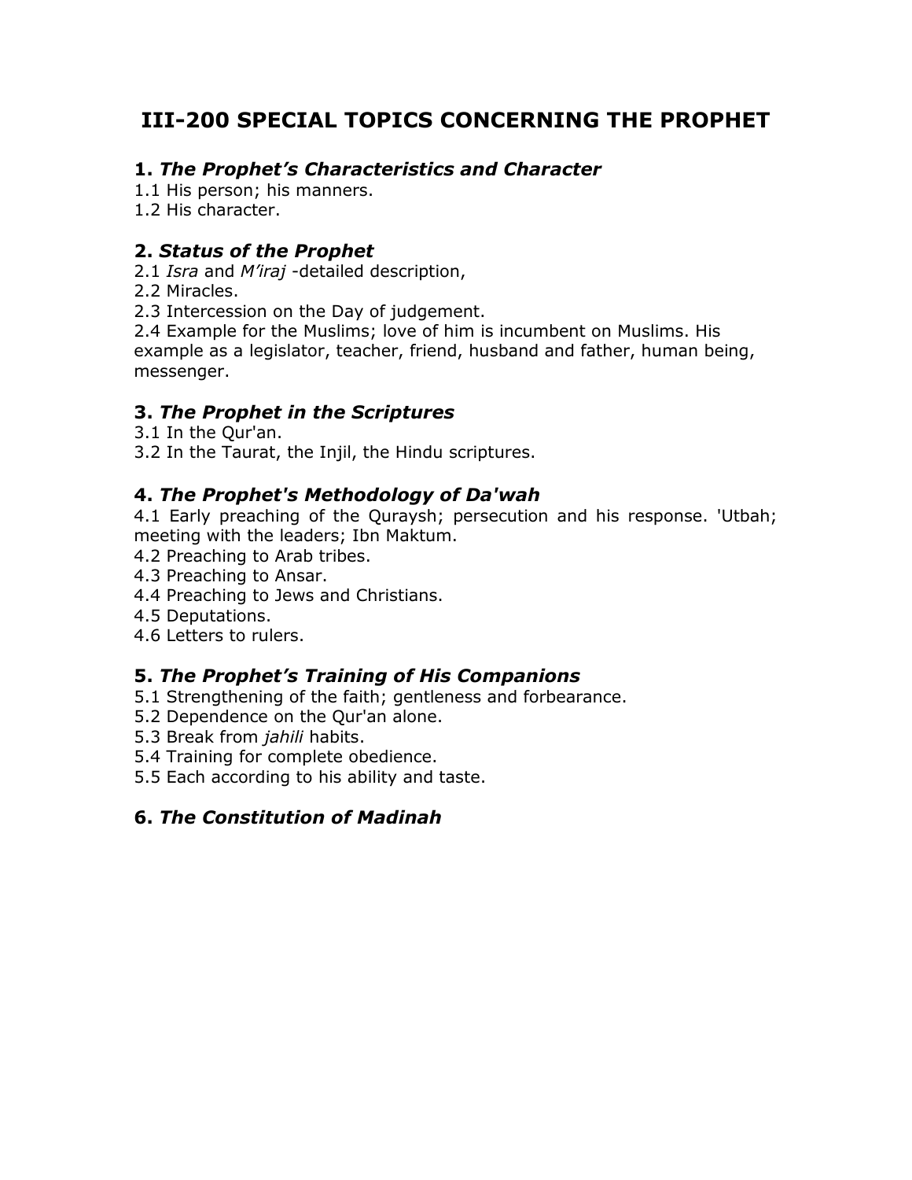# III-200 SPECIAL TOPICS CONCERNING THE PROPHET

## 1. *The Prophet's Characteristics and Character*

1.1 His person; his manners.
1.2 His character.

## 2. *Status of the Prophet*

2.1 *Isra* and *M'iraj* -detailed description,
2.2 Miracles.
2.3 Intercession on the Day of judgement.
2.4 Example for the Muslims; love of him is incumbent on Muslims. His example as a legislator, teacher, friend, husband and father, human being, messenger.

## 3. *The Prophet in the Scriptures*

3.1 In the Qur'an.
3.2 In the Taurat, the Injil, the Hindu scriptures.

## 4. *The Prophet's Methodology of Da'wah*

4.1 Early preaching of the Quraysh; persecution and his response. 'Utbah; meeting with the leaders; Ibn Maktum.
4.2 Preaching to Arab tribes.
4.3 Preaching to Ansar.
4.4 Preaching to Jews and Christians.
4.5 Deputations.
4.6 Letters to rulers.

## 5. *The Prophet's Training of His Companions*

5.1 Strengthening of the faith; gentleness and forbearance.
5.2 Dependence on the Qur'an alone.
5.3 Break from *jahili* habits.
5.4 Training for complete obedience.
5.5 Each according to his ability and taste.

## 6. *The Constitution of Madinah*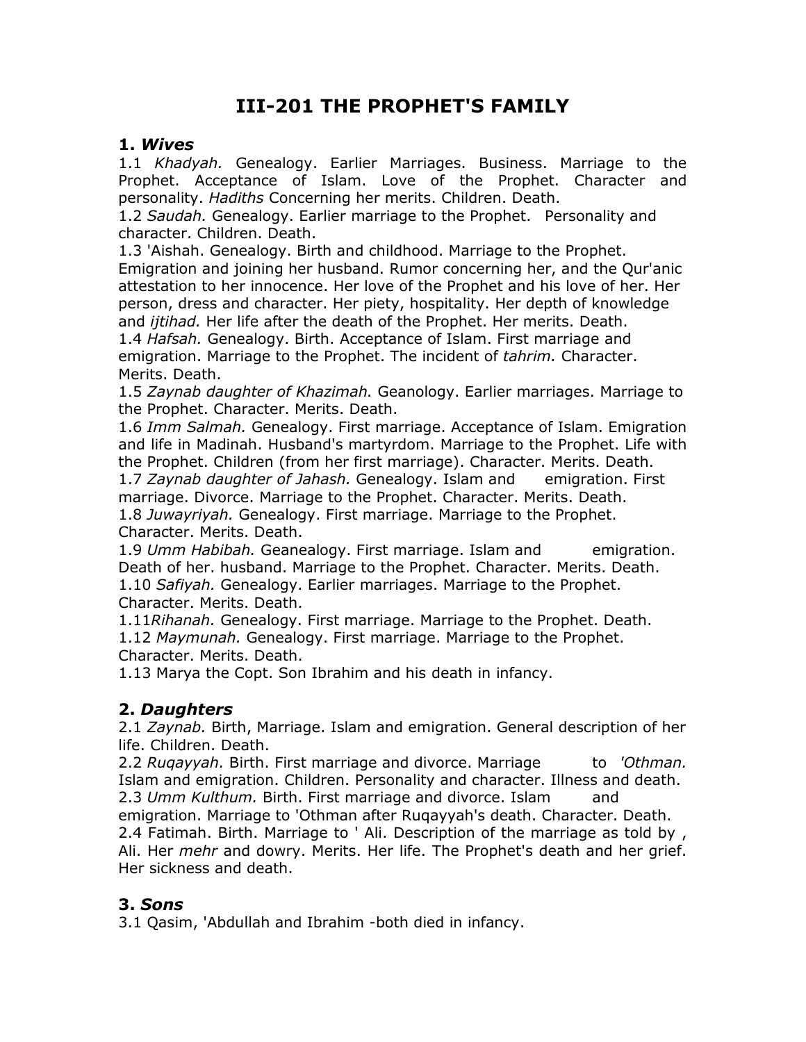# III-201 THE PROPHET'S FAMILY

## 1. *Wives*

1.1 *Khadyah.* Genealogy. Earlier Marriages. Business. Marriage to the Prophet. Acceptance of Islam. Love of the Prophet. Character and personality. *Hadiths* Concerning her merits. Children. Death.

1.2 *Saudah.* Genealogy. Earlier marriage to the Prophet. Personality and character. Children. Death.

1.3 'Aishah. Genealogy. Birth and childhood. Marriage to the Prophet. Emigration and joining her husband. Rumor concerning her, and the Qur'anic attestation to her innocence. Her love of the Prophet and his love of her. Her person, dress and character. Her piety, hospitality. Her depth of knowledge and *ijtihad.* Her life after the death of the Prophet. Her merits. Death.

1.4 *Hafsah.* Genealogy. Birth. Acceptance of Islam. First marriage and emigration. Marriage to the Prophet. The incident of *tahrim.* Character. Merits. Death.

1.5 *Zaynab daughter of Khazimah.* Geanology. Earlier marriages. Marriage to the Prophet. Character. Merits. Death.

1.6 *Imm Salmah.* Genealogy. First marriage. Acceptance of Islam. Emigration and life in Madinah. Husband's martyrdom. Marriage to the Prophet. Life with the Prophet. Children (from her first marriage). Character. Merits. Death.

1.7 *Zaynab daughter of Jahash.* Genealogy. Islam and emigration. First marriage. Divorce. Marriage to the Prophet. Character. Merits. Death.

1.8 *Juwayriyah.* Genealogy. First marriage. Marriage to the Prophet. Character. Merits. Death.

1.9 *Umm Habibah.* Geanealogy. First marriage. Islam and emigration. Death of her. husband. Marriage to the Prophet. Character. Merits. Death.

1.10 *Safiyah.* Genealogy. Earlier marriages. Marriage to the Prophet. Character. Merits. Death.

1.11*Rihanah.* Genealogy. First marriage. Marriage to the Prophet. Death.

1.12 *Maymunah.* Genealogy. First marriage. Marriage to the Prophet. Character. Merits. Death.

1.13 Marya the Copt. Son Ibrahim and his death in infancy.

## 2. *Daughters*

2.1 *Zaynab.* Birth, Marriage. Islam and emigration. General description of her life. Children. Death.

2.2 *Ruqayyah.* Birth. First marriage and divorce. Marriage to *'Othman.* Islam and emigration. Children. Personality and character. Illness and death.

2.3 *Umm Kulthum.* Birth. First marriage and divorce. Islam and emigration. Marriage to 'Othman after Ruqayyah's death. Character. Death.

2.4 Fatimah. Birth. Marriage to ' Ali. Description of the marriage as told by , Ali. Her *mehr* and dowry. Merits. Her life. The Prophet's death and her grief. Her sickness and death.

## 3. *Sons*

3.1 Qasim, 'Abdullah and Ibrahim -both died in infancy.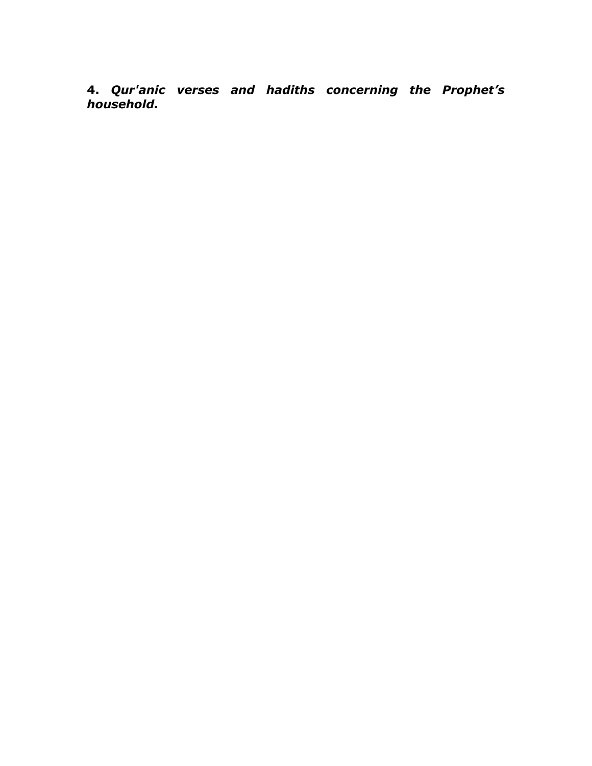**4.** ***Qur'anic verses and hadiths concerning the Prophet’s household.***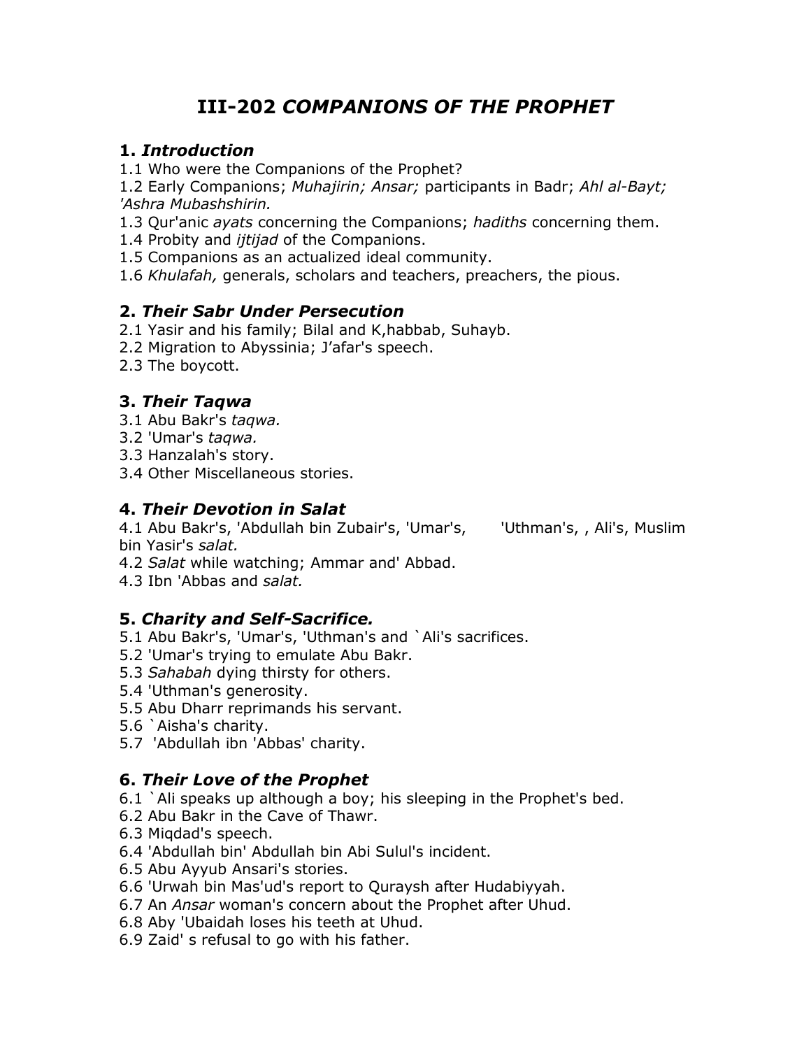// III-202 COMPANIONS OF THE PROPHET

## 1. *Introduction*

1.1 Who were the Companions of the Prophet?
1.2 Early Companions; *Muhajirin; Ansar;* participants in Badr; *Ahl al-Bayt; 'Ashra Mubashshirin.*
1.3 Qur'anic *ayats* concerning the Companions; *hadiths* concerning them.
1.4 Probity and *ijtijad* of the Companions.
1.5 Companions as an actualized ideal community.
1.6 *Khulafah,* generals, scholars and teachers, preachers, the pious.

## 2. *Their Sabr Under Persecution*

2.1 Yasir and his family; Bilal and K,habbab, Suhayb.
2.2 Migration to Abyssinia; J'afar's speech.
2.3 The boycott.

## 3. *Their Taqwa*

3.1 Abu Bakr's *taqwa.*
3.2 'Umar's *taqwa.*
3.3 Hanzalah's story.
3.4 Other Miscellaneous stories.

## 4. *Their Devotion in Salat*

4.1 Abu Bakr's, 'Abdullah bin Zubair's, 'Umar's, 'Uthman's, , Ali's, Muslim bin Yasir's *salat.*
4.2 *Salat* while watching; Ammar and' Abbad.
4.3 Ibn 'Abbas and *salat.*

## 5. *Charity and Self-Sacrifice.*

5.1 Abu Bakr's, 'Umar's, 'Uthman's and `Ali's sacrifices.
5.2 'Umar's trying to emulate Abu Bakr.
5.3 *Sahabah* dying thirsty for others.
5.4 'Uthman's generosity.
5.5 Abu Dharr reprimands his servant.
5.6 `Aisha's charity.
5.7 'Abdullah ibn 'Abbas' charity.

## 6. *Their Love of the Prophet*

6.1 `Ali speaks up although a boy; his sleeping in the Prophet's bed.
6.2 Abu Bakr in the Cave of Thawr.
6.3 Miqdad's speech.
6.4 'Abdullah bin' Abdullah bin Abi Sulul's incident.
6.5 Abu Ayyub Ansari's stories.
6.6 'Urwah bin Mas'ud's report to Quraysh after Hudabiyyah.
6.7 An *Ansar* woman's concern about the Prophet after Uhud.
6.8 Aby 'Ubaidah loses his teeth at Uhud.
6.9 Zaid' s refusal to go with his father.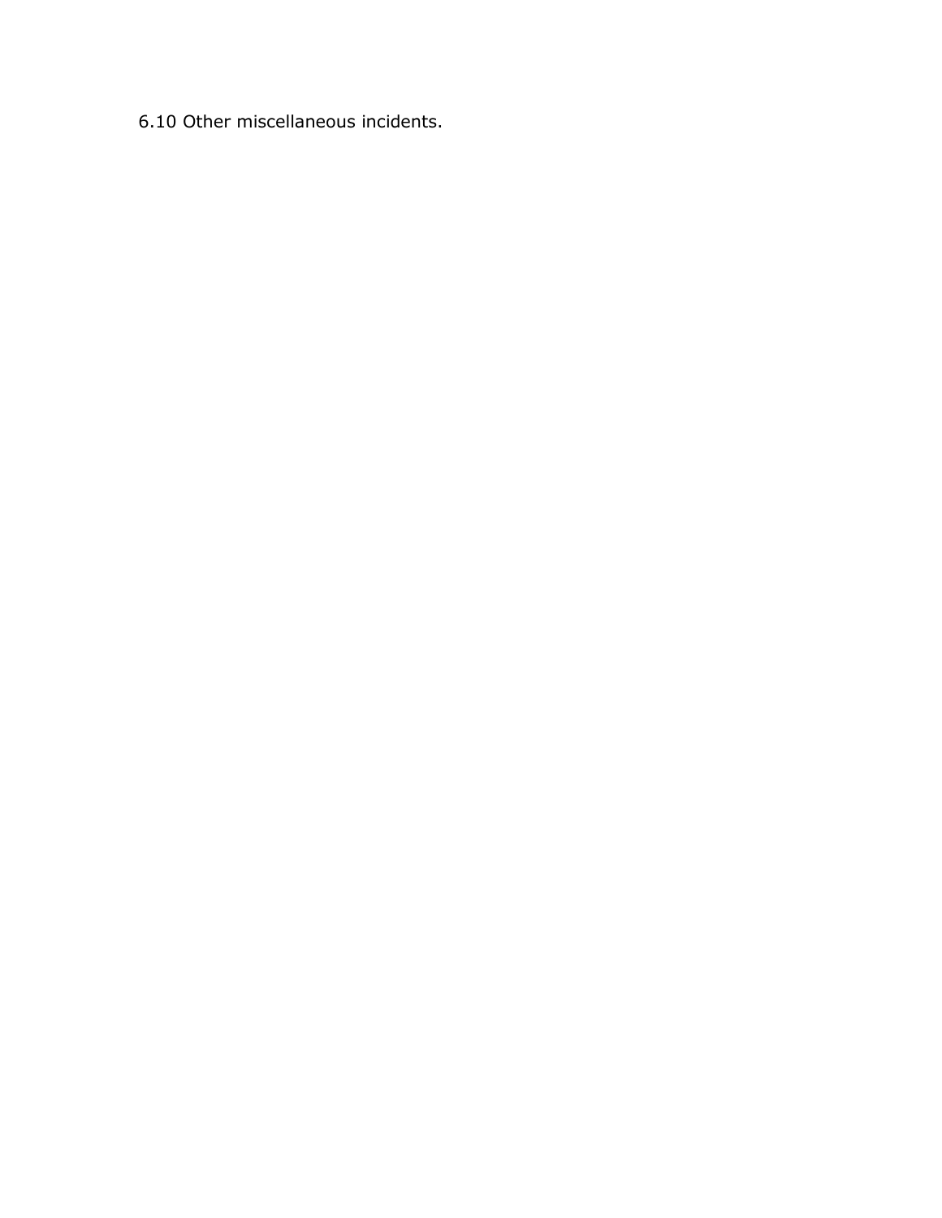6.10 Other miscellaneous incidents.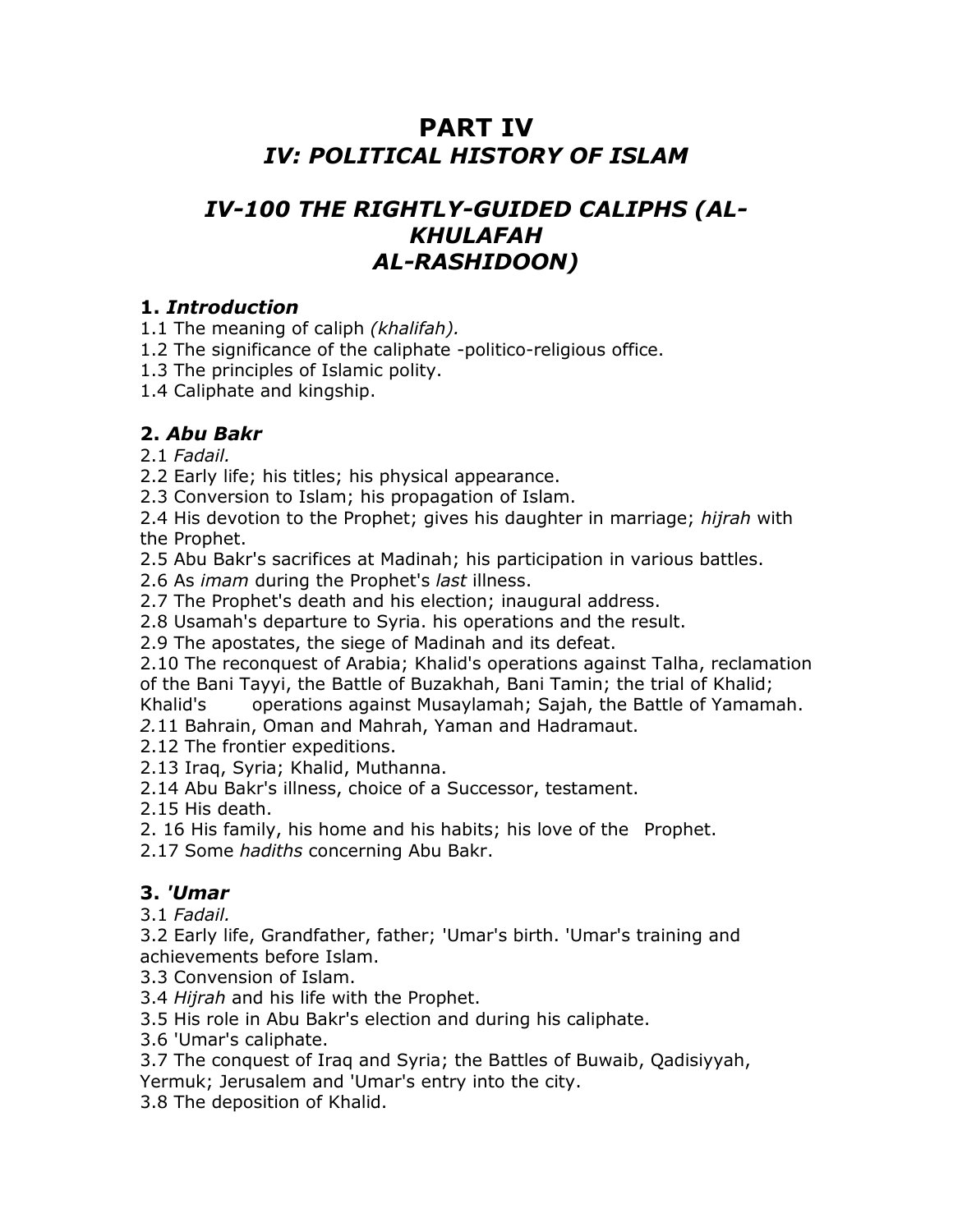# PART IV
## *IV: POLITICAL HISTORY OF ISLAM*

## *IV-100 THE RIGHTLY-GUIDED CALIPHS (AL-KHULAFAH AL-RASHIDOON)*

### 1. *Introduction*

1.1 The meaning of caliph *(khalifah).*
1.2 The significance of the caliphate -politico-religious office.
1.3 The principles of Islamic polity.
1.4 Caliphate and kingship.

### 2. *Abu Bakr*

2.1 *Fadail.*
2.2 Early life; his titles; his physical appearance.
2.3 Conversion to Islam; his propagation of Islam.
2.4 His devotion to the Prophet; gives his daughter in marriage; *hijrah* with the Prophet.
2.5 Abu Bakr's sacrifices at Madinah; his participation in various battles.
2.6 As *imam* during the Prophet's *last* illness.
2.7 The Prophet's death and his election; inaugural address.
2.8 Usamah's departure to Syria. his operations and the result.
2.9 The apostates, the siege of Madinah and its defeat.
2.10 The reconquest of Arabia; Khalid's operations against Talha, reclamation of the Bani Tayyi, the Battle of Buzakhah, Bani Tamin; the trial of Khalid; Khalid's operations against Musaylamah; Sajah, the Battle of Yamamah.
2.11 Bahrain, Oman and Mahrah, Yaman and Hadramaut.
2.12 The frontier expeditions.
2.13 Iraq, Syria; Khalid, Muthanna.
2.14 Abu Bakr's illness, choice of a Successor, testament.
2.15 His death.
2. 16 His family, his home and his habits; his love of the Prophet.
2.17 Some *hadiths* concerning Abu Bakr.

### 3. *'Umar*

3.1 *Fadail.*
3.2 Early life, Grandfather, father; 'Umar's birth. 'Umar's training and achievements before Islam.
3.3 Convension of Islam.
3.4 *Hijrah* and his life with the Prophet.
3.5 His role in Abu Bakr's election and during his caliphate.
3.6 'Umar's caliphate.
3.7 The conquest of Iraq and Syria; the Battles of Buwaib, Qadisiyyah, Yermuk; Jerusalem and 'Umar's entry into the city.
3.8 The deposition of Khalid.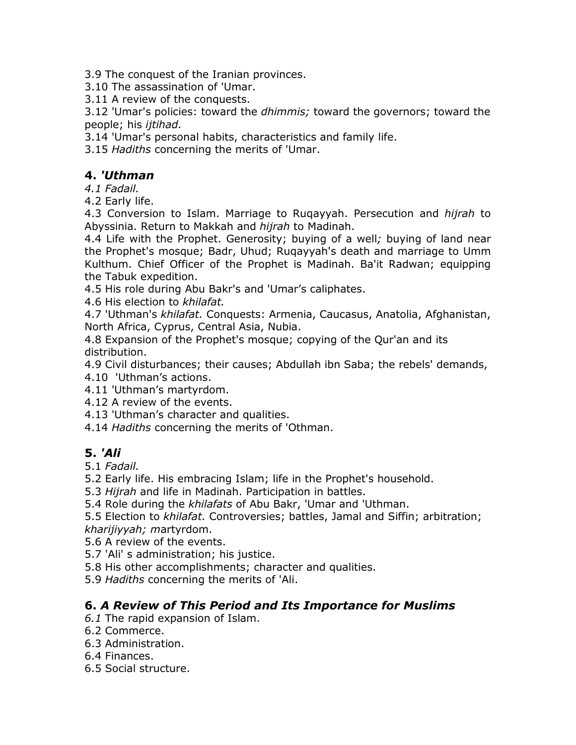3.9 The conquest of the Iranian provinces.
3.10 The assassination of 'Umar.
3.11 A review of the conquests.
3.12 'Umar's policies: toward the *dhimmis;* toward the governors; toward the people; his *ijtihad.*
3.14 'Umar's personal habits, characteristics and family life.
3.15 *Hadiths* concerning the merits of 'Umar.

## 4. *'Uthman*

*4.1 Fadail.*
4.2 Early life.
4.3 Conversion to Islam. Marriage to Ruqayyah. Persecution and *hijrah* to Abyssinia. Return to Makkah and *hijrah* to Madinah.
4.4 Life with the Prophet. Generosity; buying of a well*;* buying of land near the Prophet's mosque; Badr, Uhud; Ruqayyah's death and marriage to Umm Kulthum. Chief Officer of the Prophet is Madinah. Ba'it Radwan; equipping the Tabuk expedition.
4.5 His role during Abu Bakr's and 'Umar's caliphates.
4.6 His election to *khilafat.*
4.7 'Uthman's *khilafat.* Conquests: Armenia, Caucasus, Anatolia, Afghanistan, North Africa, Cyprus, Central Asia, Nubia.
4.8 Expansion of the Prophet's mosque; copying of the Qur'an and its distribution.
4.9 Civil disturbances; their causes; Abdullah ibn Saba; the rebels' demands,
4.10 'Uthman's actions.
4.11 'Uthman's martyrdom.
4.12 A review of the events.
4.13 'Uthman's character and qualities.
4.14 *Hadiths* concerning the merits of 'Othman.

## 5. *'Ali*

5.1 *Fadail.*
5.2 Early life. His embracing Islam; life in the Prophet's household.
5.3 *Hijrah* and life in Madinah. Participation in battles.
5.4 Role during the *khilafats* of Abu Bakr, 'Umar and 'Uthman.
5.5 Election to *khilafat.* Controversies; battles, Jamal and Siffin; arbitration; *kharijiyyah; m*artyrdom.
5.6 A review of the events.
5.7 'Ali' s administration; his justice.
5.8 His other accomplishments; character and qualities.
5.9 *Hadiths* concerning the merits of 'Ali.

## 6. *A Review of This Period and Its Importance for Muslims*

*6.1* The rapid expansion of Islam.
6.2 Commerce.
6.3 Administration.
6.4 Finances.
6.5 Social structure.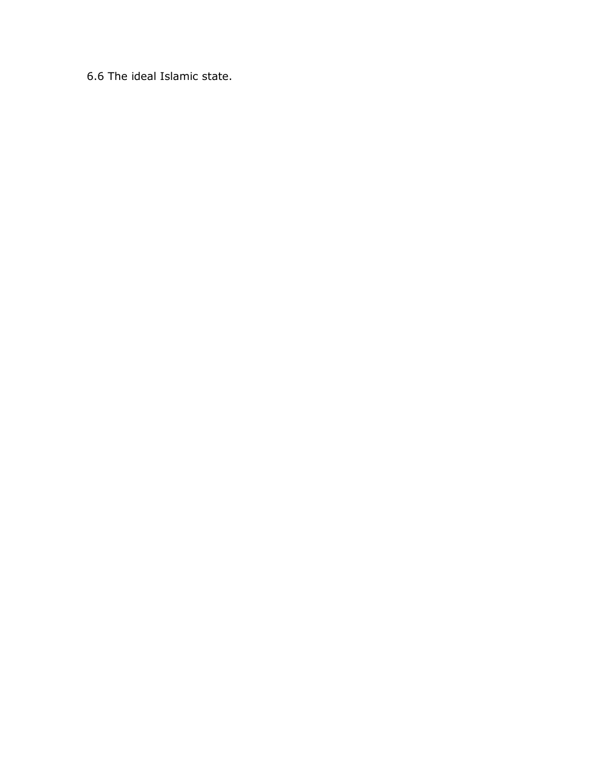6.6 The ideal Islamic state.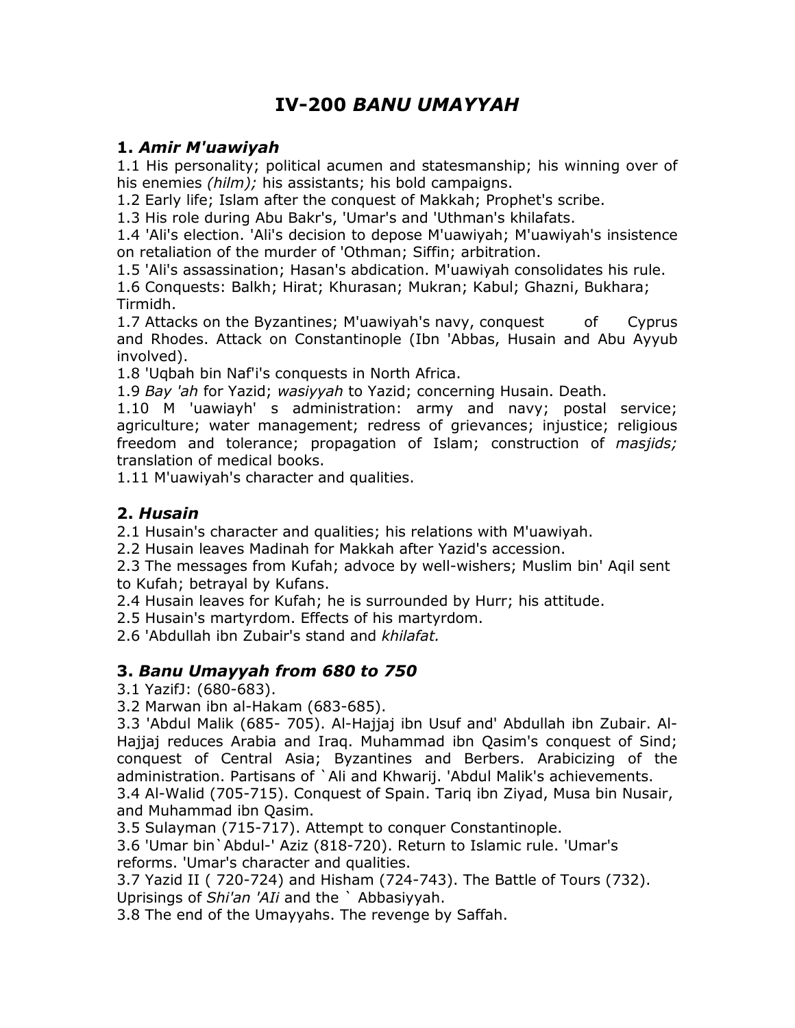# IV-200 *BANU UMAYYAH*

## 1. *Amir M'uawiyah*

1.1 His personality; political acumen and statesmanship; his winning over of his enemies *(hilm);* his assistants; his bold campaigns.
1.2 Early life; Islam after the conquest of Makkah; Prophet's scribe.
1.3 His role during Abu Bakr's, 'Umar's and 'Uthman's khilafats.
1.4 'Ali's election. 'Ali's decision to depose M'uawiyah; M'uawiyah's insistence on retaliation of the murder of 'Othman; Siffin; arbitration.
1.5 'Ali's assassination; Hasan's abdication. M'uawiyah consolidates his rule.
1.6 Conquests: Balkh; Hirat; Khurasan; Mukran; Kabul; Ghazni, Bukhara; Tirmidh.
1.7 Attacks on the Byzantines; M'uawiyah's navy, conquest of Cyprus and Rhodes. Attack on Constantinople (Ibn 'Abbas, Husain and Abu Ayyub involved).
1.8 'Uqbah bin Naf'i's conquests in North Africa.
1.9 *Bay 'ah* for Yazid; *wasiyyah* to Yazid; concerning Husain. Death.
1.10 M 'uawiayh' s administration: army and navy; postal service; agriculture; water management; redress of grievances; injustice; religious freedom and tolerance; propagation of Islam; construction of *masjids;* translation of medical books.
1.11 M'uawiyah's character and qualities.

## 2. *Husain*

2.1 Husain's character and qualities; his relations with M'uawiyah.
2.2 Husain leaves Madinah for Makkah after Yazid's accession.
2.3 The messages from Kufah; advoce by well-wishers; Muslim bin' Aqil sent to Kufah; betrayal by Kufans.
2.4 Husain leaves for Kufah; he is surrounded by Hurr; his attitude.
2.5 Husain's martyrdom. Effects of his martyrdom.
2.6 'Abdullah ibn Zubair's stand and *khilafat.*

## 3. *Banu Umayyah from 680 to 750*

3.1 YazifJ: (680-683).
3.2 Marwan ibn al-Hakam (683-685).
3.3 'Abdul Malik (685- 705). Al-Hajjaj ibn Usuf and' Abdullah ibn Zubair. Al-Hajjaj reduces Arabia and Iraq. Muhammad ibn Qasim's conquest of Sind; conquest of Central Asia; Byzantines and Berbers. Arabicizing of the administration. Partisans of `Ali and Khwarij. 'Abdul Malik's achievements.
3.4 Al-Walid (705-715). Conquest of Spain. Tariq ibn Ziyad, Musa bin Nusair, and Muhammad ibn Qasim.
3.5 Sulayman (715-717). Attempt to conquer Constantinople.
3.6 'Umar bin`Abdul-' Aziz (818-720). Return to Islamic rule. 'Umar's reforms. 'Umar's character and qualities.
3.7 Yazid II ( 720-724) and Hisham (724-743). The Battle of Tours (732). Uprisings of *Shi'an 'AIi* and the ` Abbasiyyah.
3.8 The end of the Umayyahs. The revenge by Saffah.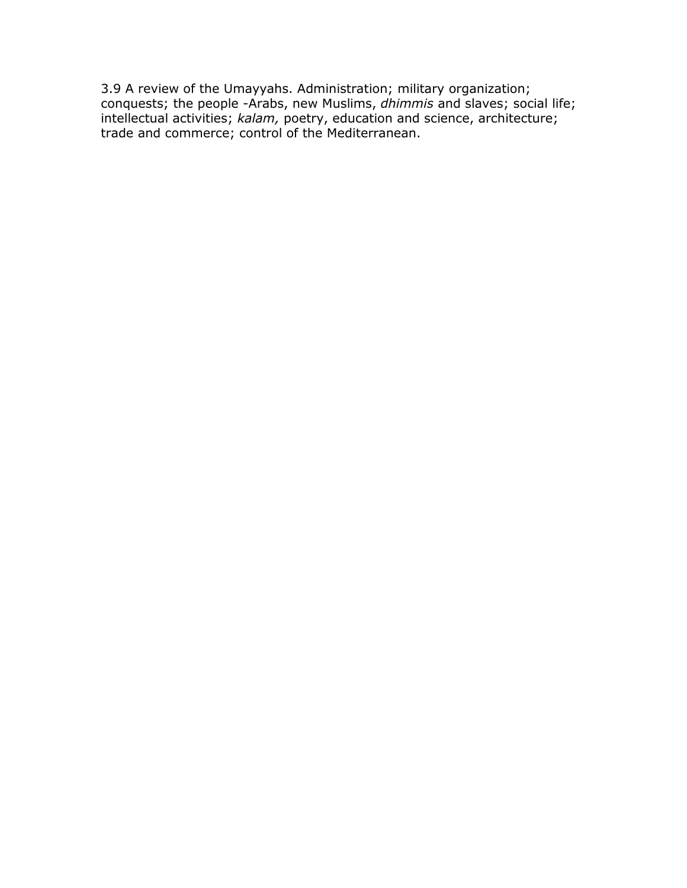3.9 A review of the Umayyahs. Administration; military organization; conquests; the people -Arabs, new Muslims, *dhimmis* and slaves; social life; intellectual activities; *kalam,* poetry, education and science, architecture; trade and commerce; control of the Mediterranean.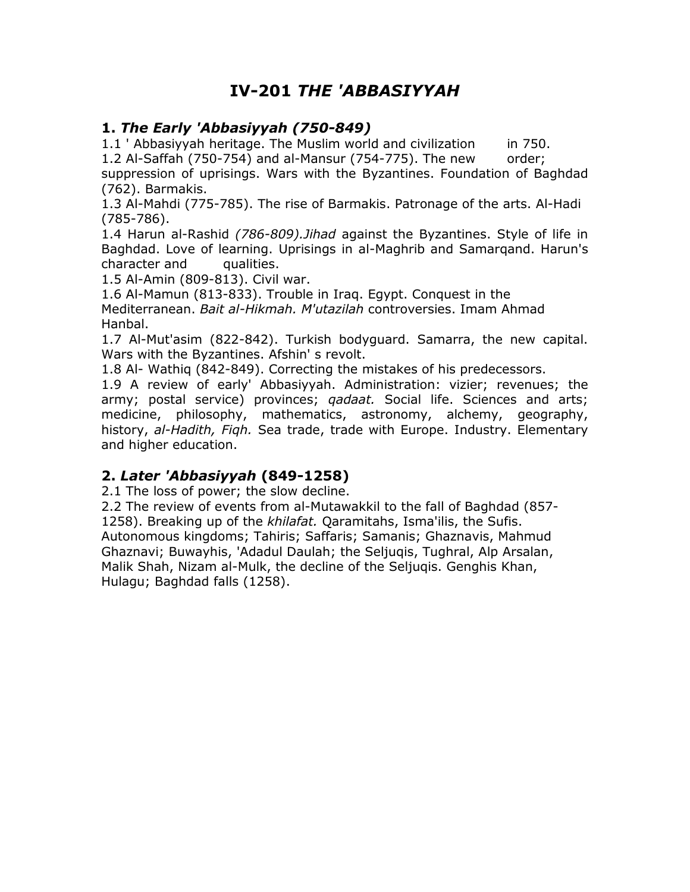# IV-201 *THE 'ABBASIYYAH*

## 1. *The Early 'Abbasiyyah (750-849)*

1.1 ' Abbasiyyah heritage. The Muslim world and civilization in 750.
1.2 Al-Saffah (750-754) and al-Mansur (754-775). The new order; suppression of uprisings. Wars with the Byzantines. Foundation of Baghdad (762). Barmakis.
1.3 Al-Mahdi (775-785). The rise of Barmakis. Patronage of the arts. Al-Hadi (785-786).
1.4 Harun al-Rashid *(786-809).Jihad* against the Byzantines. Style of life in Baghdad. Love of learning. Uprisings in al-Maghrib and Samarqand. Harun's character and qualities.
1.5 Al-Amin (809-813). Civil war.
1.6 Al-Mamun (813-833). Trouble in Iraq. Egypt. Conquest in the Mediterranean. *Bait al-Hikmah. M'utazilah* controversies. Imam Ahmad Hanbal.
1.7 Al-Mut'asim (822-842). Turkish bodyguard. Samarra, the new capital. Wars with the Byzantines. Afshin' s revolt.
1.8 Al- Wathiq (842-849). Correcting the mistakes of his predecessors.
1.9 A review of early' Abbasiyyah. Administration: vizier; revenues; the army; postal service) provinces; *qadaat.* Social life. Sciences and arts; medicine, philosophy, mathematics, astronomy, alchemy, geography, history, *al-Hadith, Fiqh.* Sea trade, trade with Europe. Industry. Elementary and higher education.

## 2. *Later 'Abbasiyyah* (849-1258)

2.1 The loss of power; the slow decline.
2.2 The review of events from al-Mutawakkil to the fall of Baghdad (857-1258). Breaking up of the *khilafat.* Qaramitahs, Isma'ilis, the Sufis. Autonomous kingdoms; Tahiris; Saffaris; Samanis; Ghaznavis, Mahmud Ghaznavi; Buwayhis, 'Adadul Daulah; the Seljuqis, Tughral, Alp Arsalan, Malik Shah, Nizam al-Mulk, the decline of the Seljuqis. Genghis Khan, Hulagu; Baghdad falls (1258).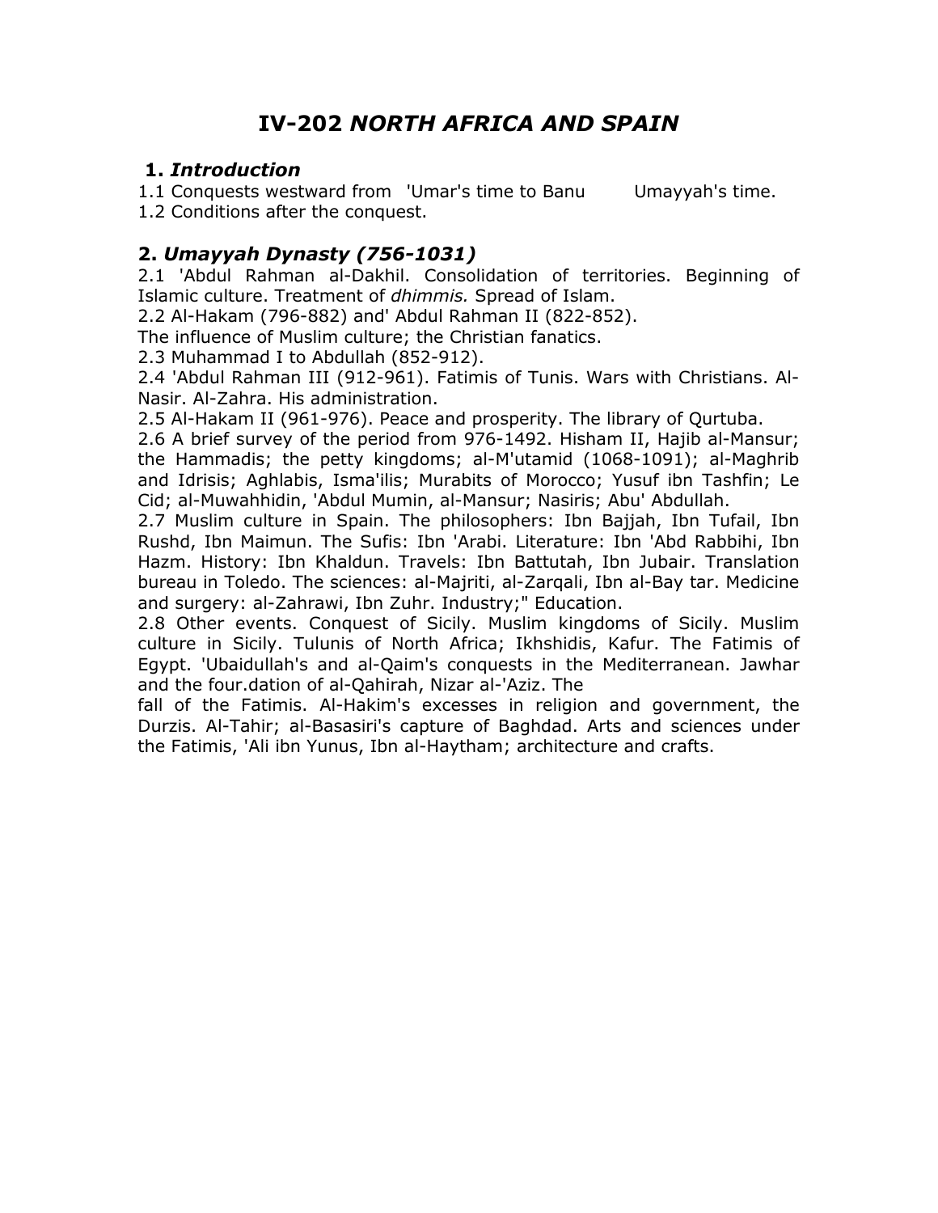# IV-202 *NORTH AFRICA AND SPAIN*

## 1. *Introduction*

1.1 Conquests westward from 'Umar's time to Banu Umayyah's time.
1.2 Conditions after the conquest.

## 2. *Umayyah Dynasty (756-1031)*

2.1 'Abdul Rahman al-Dakhil. Consolidation of territories. Beginning of Islamic culture. Treatment of *dhimmis.* Spread of Islam.
2.2 Al-Hakam (796-882) and' Abdul Rahman II (822-852).
The influence of Muslim culture; the Christian fanatics.
2.3 Muhammad I to Abdullah (852-912).
2.4 'Abdul Rahman III (912-961). Fatimis of Tunis. Wars with Christians. Al-Nasir. Al-Zahra. His administration.
2.5 Al-Hakam II (961-976). Peace and prosperity. The library of Qurtuba.
2.6 A brief survey of the period from 976-1492. Hisham II, Hajib al-Mansur; the Hammadis; the petty kingdoms; al-M'utamid (1068-1091); al-Maghrib and Idrisis; Aghlabis, Isma'ilis; Murabits of Morocco; Yusuf ibn Tashfin; Le Cid; al-Muwahhidin, 'Abdul Mumin, al-Mansur; Nasiris; Abu' Abdullah.
2.7 Muslim culture in Spain. The philosophers: Ibn Bajjah, Ibn Tufail, Ibn Rushd, Ibn Maimun. The Sufis: Ibn 'Arabi. Literature: Ibn 'Abd Rabbihi, Ibn Hazm. History: Ibn Khaldun. Travels: Ibn Battutah, Ibn Jubair. Translation bureau in Toledo. The sciences: al-Majriti, al-Zarqali, Ibn al-Bay tar. Medicine and surgery: al-Zahrawi, Ibn Zuhr. Industry;" Education.
2.8 Other events. Conquest of Sicily. Muslim kingdoms of Sicily. Muslim culture in Sicily. Tulunis of North Africa; Ikhshidis, Kafur. The Fatimis of Egypt. 'Ubaidullah's and al-Qaim's conquests in the Mediterranean. Jawhar and the four.dation of al-Qahirah, Nizar al-'Aziz. The fall of the Fatimis. Al-Hakim's excesses in religion and government, the Durzis. Al-Tahir; al-Basasiri's capture of Baghdad. Arts and sciences under the Fatimis, 'Ali ibn Yunus, Ibn al-Haytham; architecture and crafts.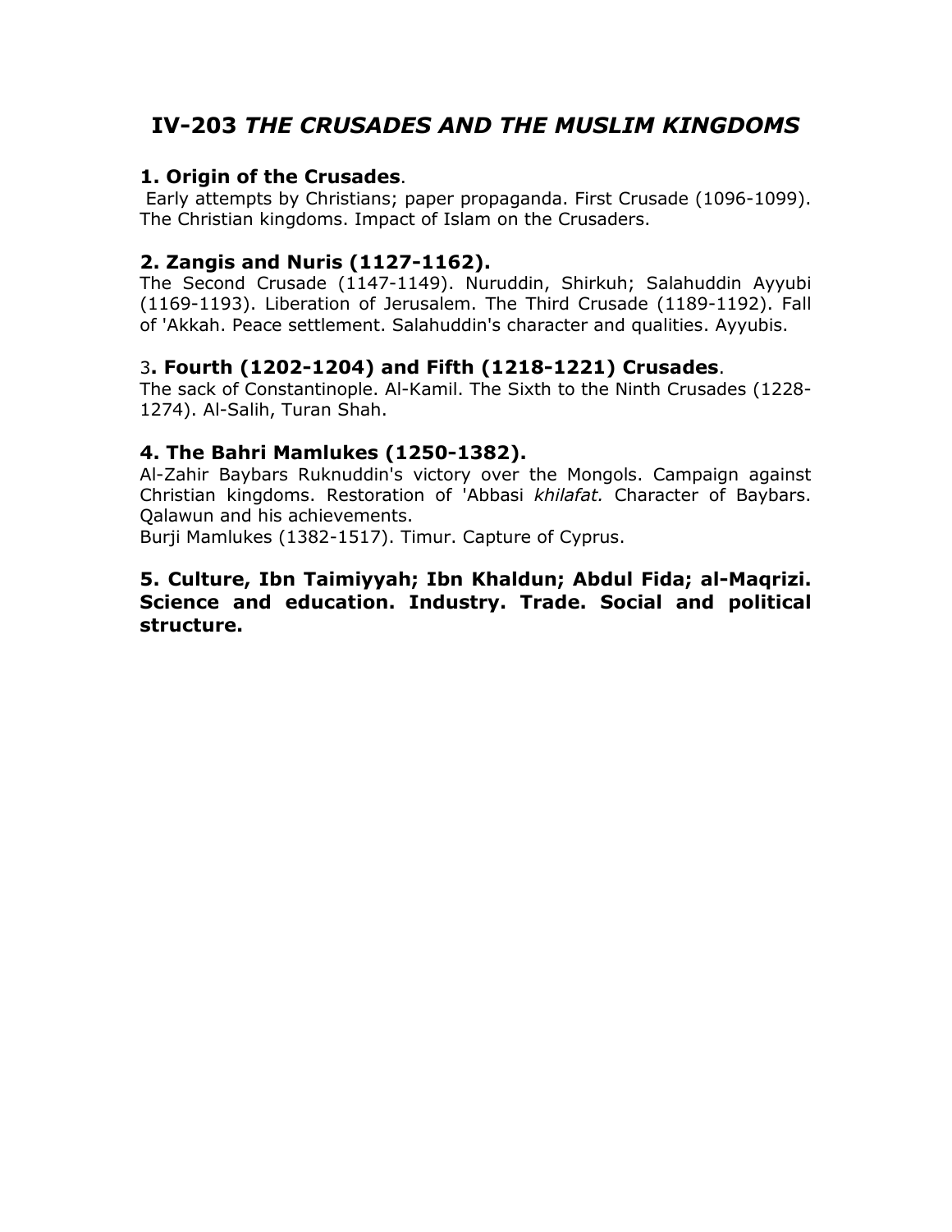## IV-203 *THE CRUSADES AND THE MUSLIM KINGDOMS*

### 1. Origin of the Crusades.

Early attempts by Christians; paper propaganda. First Crusade (1096-1099). The Christian kingdoms. Impact of Islam on the Crusaders.

### 2. Zangis and Nuris (1127-1162).

The Second Crusade (1147-1149). Nuruddin, Shirkuh; Salahuddin Ayyubi (1169-1193). Liberation of Jerusalem. The Third Crusade (1189-1192). Fall of 'Akkah. Peace settlement. Salahuddin's character and qualities. Ayyubis.

### 3. Fourth (1202-1204) and Fifth (1218-1221) Crusades.

The sack of Constantinople. Al-Kamil. The Sixth to the Ninth Crusades (1228-1274). Al-Salih, Turan Shah.

### 4. The Bahri Mamlukes (1250-1382).

Al-Zahir Baybars Ruknuddin's victory over the Mongols. Campaign against Christian kingdoms. Restoration of 'Abbasi *khilafat.* Character of Baybars. Qalawun and his achievements.

Burji Mamlukes (1382-1517). Timur. Capture of Cyprus.

### 5. Culture, Ibn Taimiyyah; Ibn Khaldun; Abdul Fida; al-Maqrizi. Science and education. Industry. Trade. Social and political structure.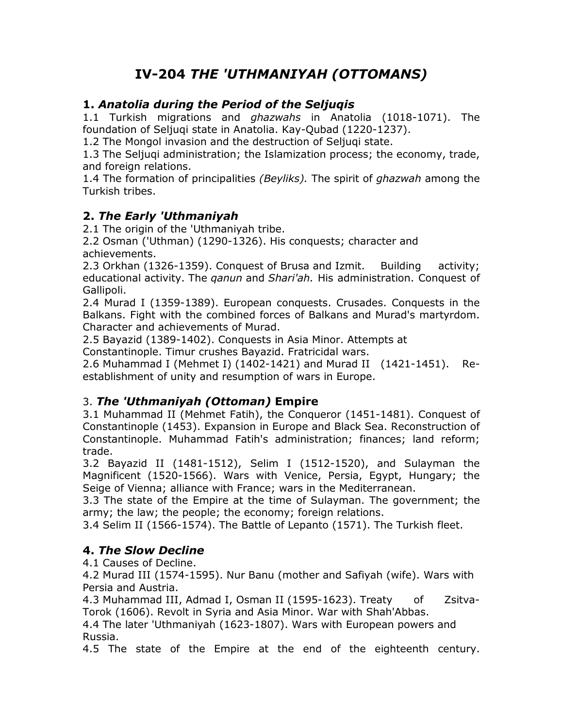# IV-204 *THE 'UTHMANIYAH (OTTOMANS)*

## 1. *Anatolia during the Period of the Seljuqis*

1.1 Turkish migrations and *ghazwahs* in Anatolia (1018-1071). The foundation of Seljuqi state in Anatolia. Kay-Qubad (1220-1237).

1.2 The Mongol invasion and the destruction of Seljuqi state.

1.3 The Seljuqi administration; the Islamization process; the economy, trade, and foreign relations.

1.4 The formation of principalities *(Beyliks).* The spirit of *ghazwah* among the Turkish tribes.

## 2. *The Early 'Uthmaniyah*

2.1 The origin of the 'Uthmaniyah tribe.

2.2 Osman ('Uthman) (1290-1326). His conquests; character and achievements.

2.3 Orkhan (1326-1359). Conquest of Brusa and Izmit. Building activity; educational activity. The *qanun* and *Shari'ah.* His administration. Conquest of Gallipoli.

2.4 Murad I (1359-1389). European conquests. Crusades. Conquests in the Balkans. Fight with the combined forces of Balkans and Murad's martyrdom. Character and achievements of Murad.

2.5 Bayazid (1389-1402). Conquests in Asia Minor. Attempts at Constantinople. Timur crushes Bayazid. Fratricidal wars.

2.6 Muhammad I (Mehmet I) (1402-1421) and Murad II (1421-1451). Re-establishment of unity and resumption of wars in Europe.

## 3. *The 'Uthmaniyah (Ottoman)* Empire

3.1 Muhammad II (Mehmet Fatih), the Conqueror (1451-1481). Conquest of Constantinople (1453). Expansion in Europe and Black Sea. Reconstruction of Constantinople. Muhammad Fatih's administration; finances; land reform; trade.

3.2 Bayazid II (1481-1512), Selim I (1512-1520), and Sulayman the Magnificent (1520-1566). Wars with Venice, Persia, Egypt, Hungary; the Seige of Vienna; alliance with France; wars in the Mediterranean.

3.3 The state of the Empire at the time of Sulayman. The government; the army; the law; the people; the economy; foreign relations.

3.4 Selim II (1566-1574). The Battle of Lepanto (1571). The Turkish fleet.

## 4. *The Slow Decline*

4.1 Causes of Decline.

4.2 Murad III (1574-1595). Nur Banu (mother and Safiyah (wife). Wars with Persia and Austria.

4.3 Muhammad III, Admad I, Osman II (1595-1623). Treaty of Zsitva-Torok (1606). Revolt in Syria and Asia Minor. War with Shah'Abbas.

4.4 The later 'Uthmaniyah (1623-1807). Wars with European powers and Russia.

4.5 The state of the Empire at the end of the eighteenth century.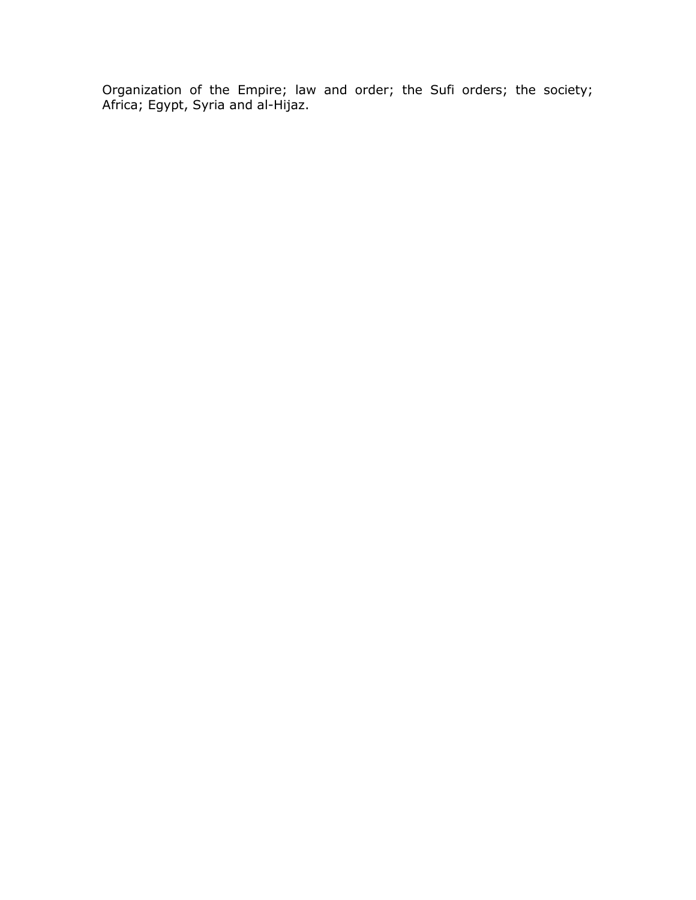Organization of the Empire; law and order; the Sufi orders; the society; Africa; Egypt, Syria and al-Hijaz.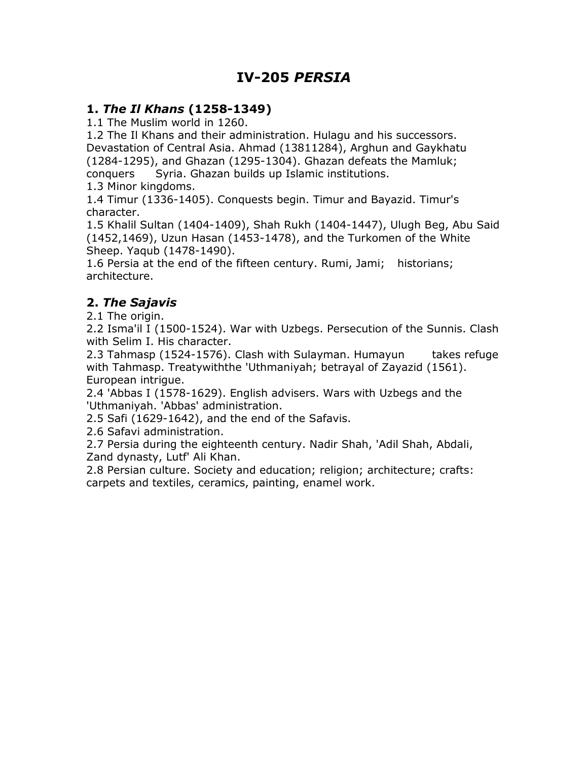# IV-205 *PERSIA*

## 1. *The Il Khans* (1258-1349)

1.1 The Muslim world in 1260.
1.2 The Il Khans and their administration. Hulagu and his successors. Devastation of Central Asia. Ahmad (13811284), Arghun and Gaykhatu (1284-1295), and Ghazan (1295-1304). Ghazan defeats the Mamluk; conquers Syria. Ghazan builds up Islamic institutions.
1.3 Minor kingdoms.
1.4 Timur (1336-1405). Conquests begin. Timur and Bayazid. Timur's character.
1.5 Khalil Sultan (1404-1409), Shah Rukh (1404-1447), Ulugh Beg, Abu Said (1452,1469), Uzun Hasan (1453-1478), and the Turkomen of the White Sheep. Yaqub (1478-1490).
1.6 Persia at the end of the fifteen century. Rumi, Jami; historians; architecture.

## 2. *The Sajavis*

2.1 The origin.
2.2 Isma'il I (1500-1524). War with Uzbegs. Persecution of the Sunnis. Clash with Selim I. His character.
2.3 Tahmasp (1524-1576). Clash with Sulayman. Humayun takes refuge with Tahmasp. Treatywiththe 'Uthmaniyah; betrayal of Zayazid (1561). European intrigue.
2.4 'Abbas I (1578-1629). English advisers. Wars with Uzbegs and the 'Uthmaniyah. 'Abbas' administration.
2.5 Safi (1629-1642), and the end of the Safavis.
2.6 Safavi administration.
2.7 Persia during the eighteenth century. Nadir Shah, 'Adil Shah, Abdali, Zand dynasty, Lutf' Ali Khan.
2.8 Persian culture. Society and education; religion; architecture; crafts: carpets and textiles, ceramics, painting, enamel work.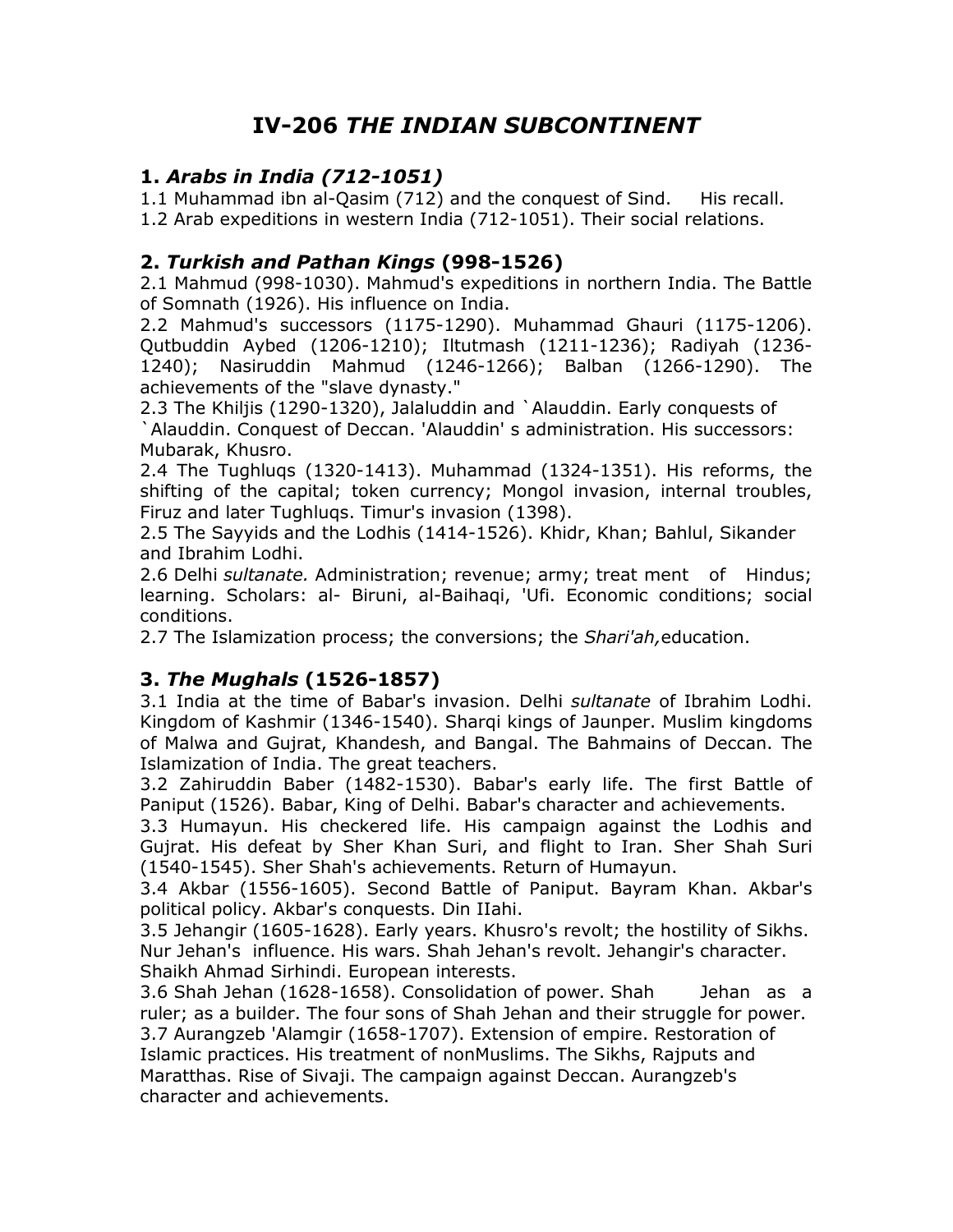# IV-206 *THE INDIAN SUBCONTINENT*

## 1. *Arabs in India (712-1051)*

1.1 Muhammad ibn al-Qasim (712) and the conquest of Sind. His recall.
1.2 Arab expeditions in western India (712-1051). Their social relations.

## 2. *Turkish and Pathan Kings* (998-1526)

2.1 Mahmud (998-1030). Mahmud's expeditions in northern India. The Battle of Somnath (1926). His influence on India.
2.2 Mahmud's successors (1175-1290). Muhammad Ghauri (1175-1206). Qutbuddin Aybed (1206-1210); Iltutmash (1211-1236); Radiyah (1236-1240); Nasiruddin Mahmud (1246-1266); Balban (1266-1290). The achievements of the "slave dynasty."
2.3 The Khiljis (1290-1320), Jalaluddin and `Alauddin. Early conquests of `Alauddin. Conquest of Deccan. 'Alauddin' s administration. His successors: Mubarak, Khusro.
2.4 The Tughluqs (1320-1413). Muhammad (1324-1351). His reforms, the shifting of the capital; token currency; Mongol invasion, internal troubles, Firuz and later Tughluqs. Timur's invasion (1398).
2.5 The Sayyids and the Lodhis (1414-1526). Khidr, Khan; Bahlul, Sikander and Ibrahim Lodhi.
2.6 Delhi *sultanate.* Administration; revenue; army; treat ment of Hindus; learning. Scholars: al- Biruni, al-Baihaqi, 'Ufi. Economic conditions; social conditions.
2.7 The Islamization process; the conversions; the *Shari'ah,*education.

## 3. *The Mughals* (1526-1857)

3.1 India at the time of Babar's invasion. Delhi *sultanate* of Ibrahim Lodhi. Kingdom of Kashmir (1346-1540). Sharqi kings of Jaunper. Muslim kingdoms of Malwa and Gujrat, Khandesh, and Bangal. The Bahmains of Deccan. The Islamization of India. The great teachers.
3.2 Zahiruddin Baber (1482-1530). Babar's early life. The first Battle of Paniput (1526). Babar, King of Delhi. Babar's character and achievements.
3.3 Humayun. His checkered life. His campaign against the Lodhis and Gujrat. His defeat by Sher Khan Suri, and flight to Iran. Sher Shah Suri (1540-1545). Sher Shah's achievements. Return of Humayun.
3.4 Akbar (1556-1605). Second Battle of Paniput. Bayram Khan. Akbar's political policy. Akbar's conquests. Din IIahi.
3.5 Jehangir (1605-1628). Early years. Khusro's revolt; the hostility of Sikhs. Nur Jehan's influence. His wars. Shah Jehan's revolt. Jehangir's character. Shaikh Ahmad Sirhindi. European interests.
3.6 Shah Jehan (1628-1658). Consolidation of power. Shah Jehan as a ruler; as a builder. The four sons of Shah Jehan and their struggle for power.
3.7 Aurangzeb 'Alamgir (1658-1707). Extension of empire. Restoration of Islamic practices. His treatment of nonMuslims. The Sikhs, Rajputs and Maratthas. Rise of Sivaji. The campaign against Deccan. Aurangzeb's character and achievements.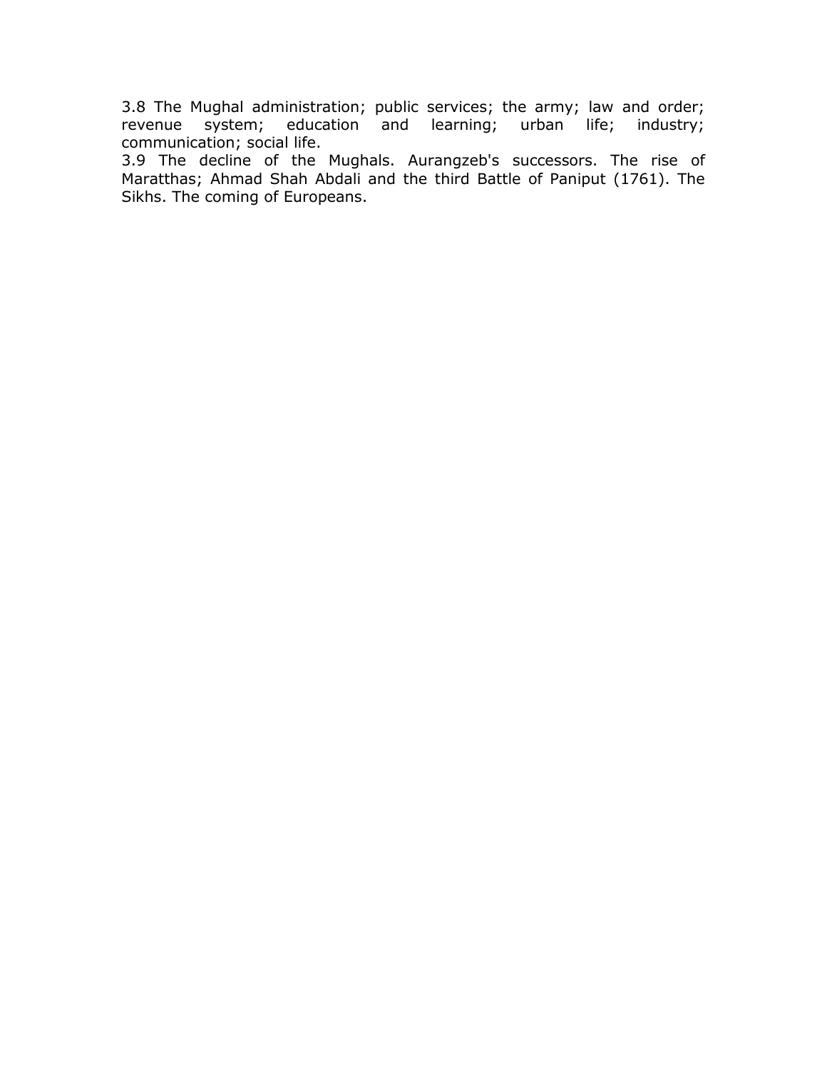3.8 The Mughal administration; public services; the army; law and order; revenue system; education and learning; urban life; industry; communication; social life.

3.9 The decline of the Mughals. Aurangzeb's successors. The rise of Maratthas; Ahmad Shah Abdali and the third Battle of Paniput (1761). The Sikhs. The coming of Europeans.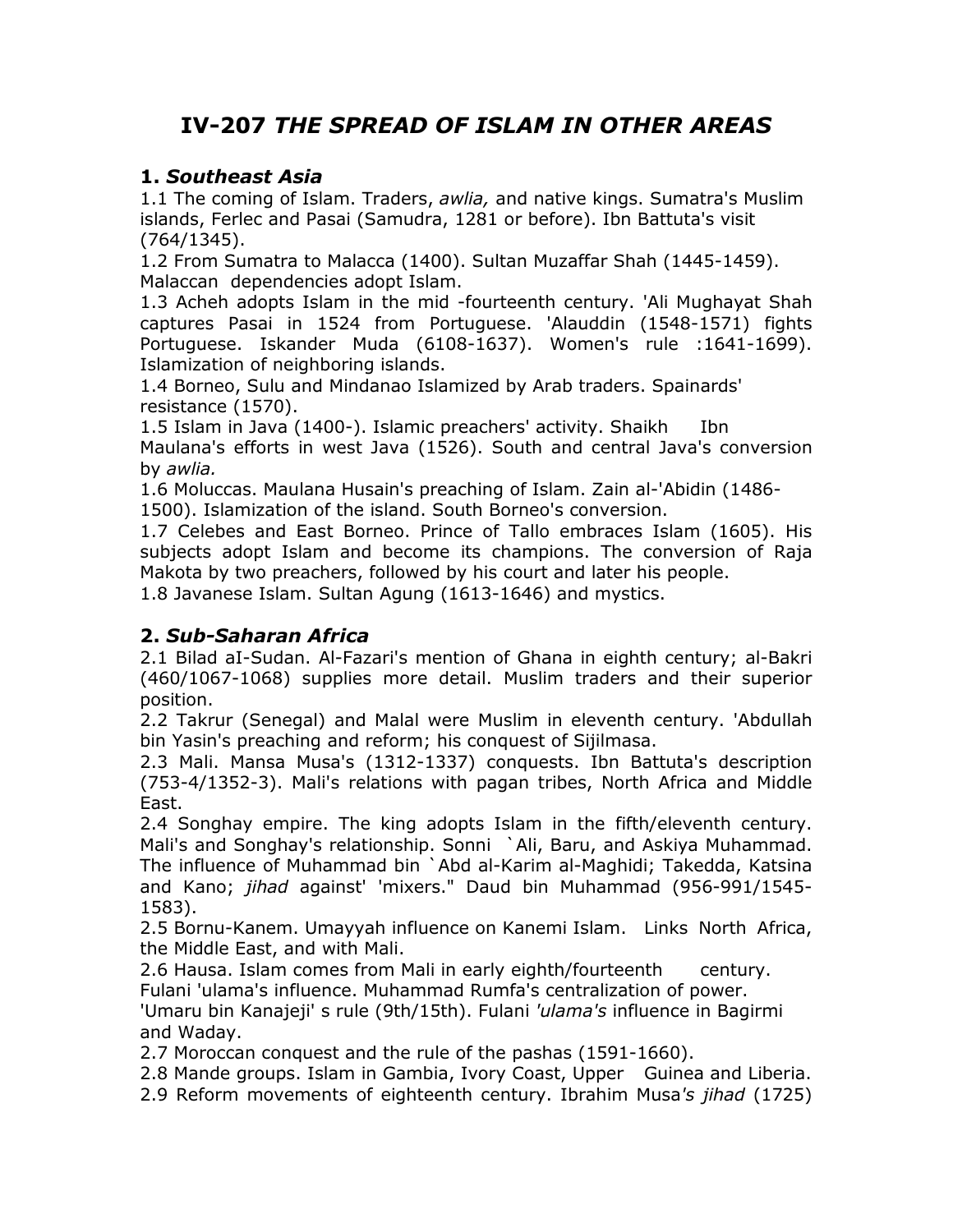# IV-207 *THE SPREAD OF ISLAM IN OTHER AREAS*

## 1. *Southeast Asia*

1.1 The coming of Islam. Traders, *awlia,* and native kings. Sumatra's Muslim islands, Ferlec and Pasai (Samudra, 1281 or before). Ibn Battuta's visit (764/1345).

1.2 From Sumatra to Malacca (1400). Sultan Muzaffar Shah (1445-1459). Malaccan dependencies adopt Islam.

1.3 Acheh adopts Islam in the mid -fourteenth century. 'Ali Mughayat Shah captures Pasai in 1524 from Portuguese. 'Alauddin (1548-1571) fights Portuguese. Iskander Muda (6108-1637). Women's rule :1641-1699). Islamization of neighboring islands.

1.4 Borneo, Sulu and Mindanao Islamized by Arab traders. Spainards' resistance (1570).

1.5 Islam in Java (1400-). Islamic preachers' activity. Shaikh Ibn Maulana's efforts in west Java (1526). South and central Java's conversion by *awlia.*

1.6 Moluccas. Maulana Husain's preaching of Islam. Zain al-'Abidin (1486-1500). Islamization of the island. South Borneo's conversion.

1.7 Celebes and East Borneo. Prince of Tallo embraces Islam (1605). His subjects adopt Islam and become its champions. The conversion of Raja Makota by two preachers, followed by his court and later his people.

1.8 Javanese Islam. Sultan Agung (1613-1646) and mystics.

## 2. *Sub-Saharan Africa*

2.1 Bilad aI-Sudan. Al-Fazari's mention of Ghana in eighth century; al-Bakri (460/1067-1068) supplies more detail. Muslim traders and their superior position.

2.2 Takrur (Senegal) and Malal were Muslim in eleventh century. 'Abdullah bin Yasin's preaching and reform; his conquest of Sijilmasa.

2.3 Mali. Mansa Musa's (1312-1337) conquests. Ibn Battuta's description (753-4/1352-3). Mali's relations with pagan tribes, North Africa and Middle East.

2.4 Songhay empire. The king adopts Islam in the fifth/eleventh century. Mali's and Songhay's relationship. Sonni `Ali, Baru, and Askiya Muhammad. The influence of Muhammad bin `Abd al-Karim al-Maghidi; Takedda, Katsina and Kano; *jihad* against' 'mixers." Daud bin Muhammad (956-991/1545-1583).

2.5 Bornu-Kanem. Umayyah influence on Kanemi Islam. Links North Africa, the Middle East, and with Mali.

2.6 Hausa. Islam comes from Mali in early eighth/fourteenth century. Fulani 'ulama's influence. Muhammad Rumfa's centralization of power. 'Umaru bin Kanajeji' s rule (9th/15th). Fulani *'ulama's* influence in Bagirmi and Waday.

2.7 Moroccan conquest and the rule of the pashas (1591-1660).

2.8 Mande groups. Islam in Gambia, Ivory Coast, Upper Guinea and Liberia.

2.9 Reform movements of eighteenth century. Ibrahim Musa*'s jihad* (1725)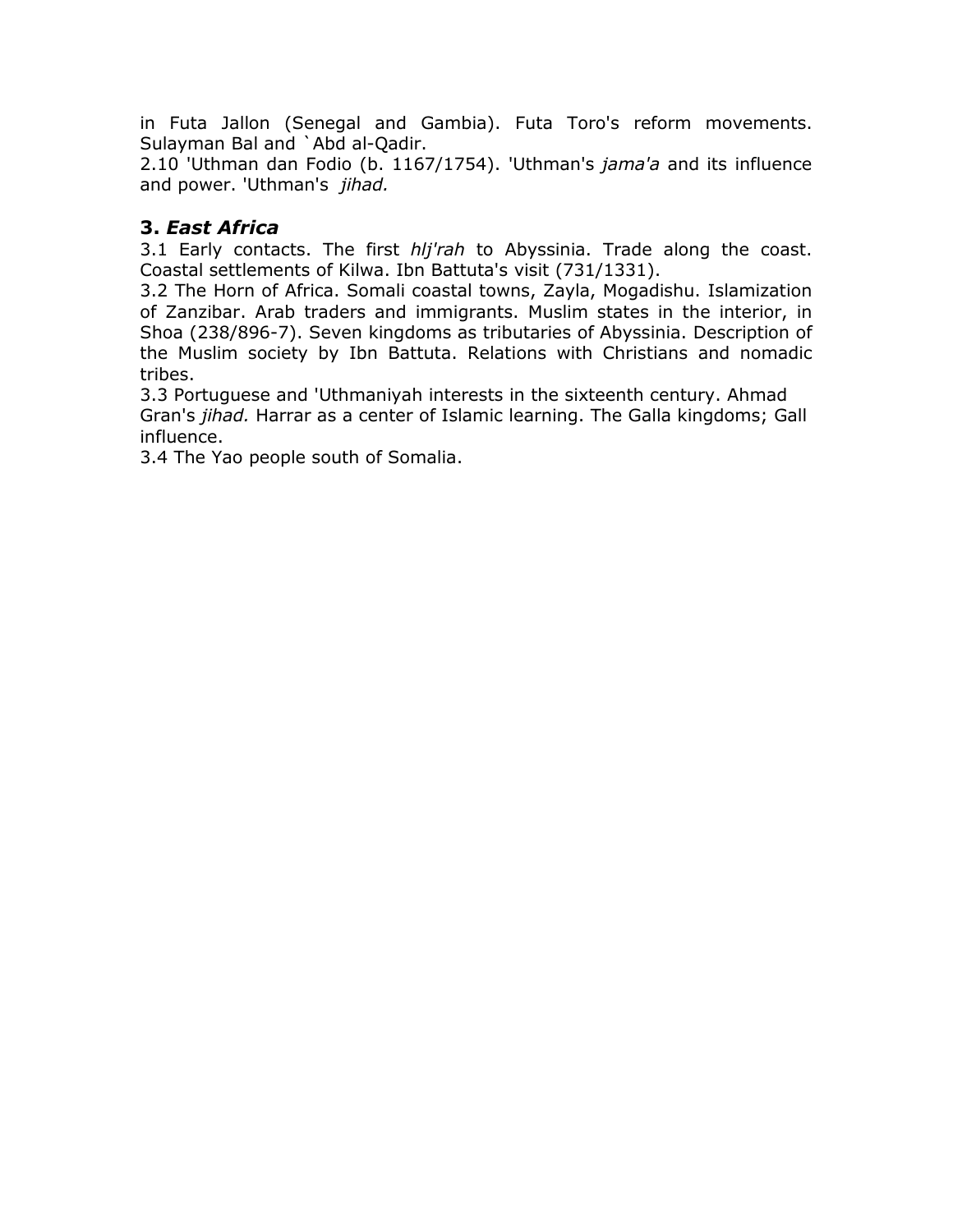in Futa Jallon (Senegal and Gambia). Futa Toro's reform movements. Sulayman Bal and `Abd al-Qadir.

2.10 'Uthman dan Fodio (b. 1167/1754). 'Uthman's *jama'a* and its influence and power. 'Uthman's *jihad.*

### 3. *East Africa*

3.1 Early contacts. The first *hlj'rah* to Abyssinia. Trade along the coast. Coastal settlements of Kilwa. Ibn Battuta's visit (731/1331).

3.2 The Horn of Africa. Somali coastal towns, Zayla, Mogadishu. Islamization of Zanzibar. Arab traders and immigrants. Muslim states in the interior, in Shoa (238/896-7). Seven kingdoms as tributaries of Abyssinia. Description of the Muslim society by Ibn Battuta. Relations with Christians and nomadic tribes.

3.3 Portuguese and 'Uthmaniyah interests in the sixteenth century. Ahmad Gran's *jihad.* Harrar as a center of Islamic learning. The Galla kingdoms; Gall influence.

3.4 The Yao people south of Somalia.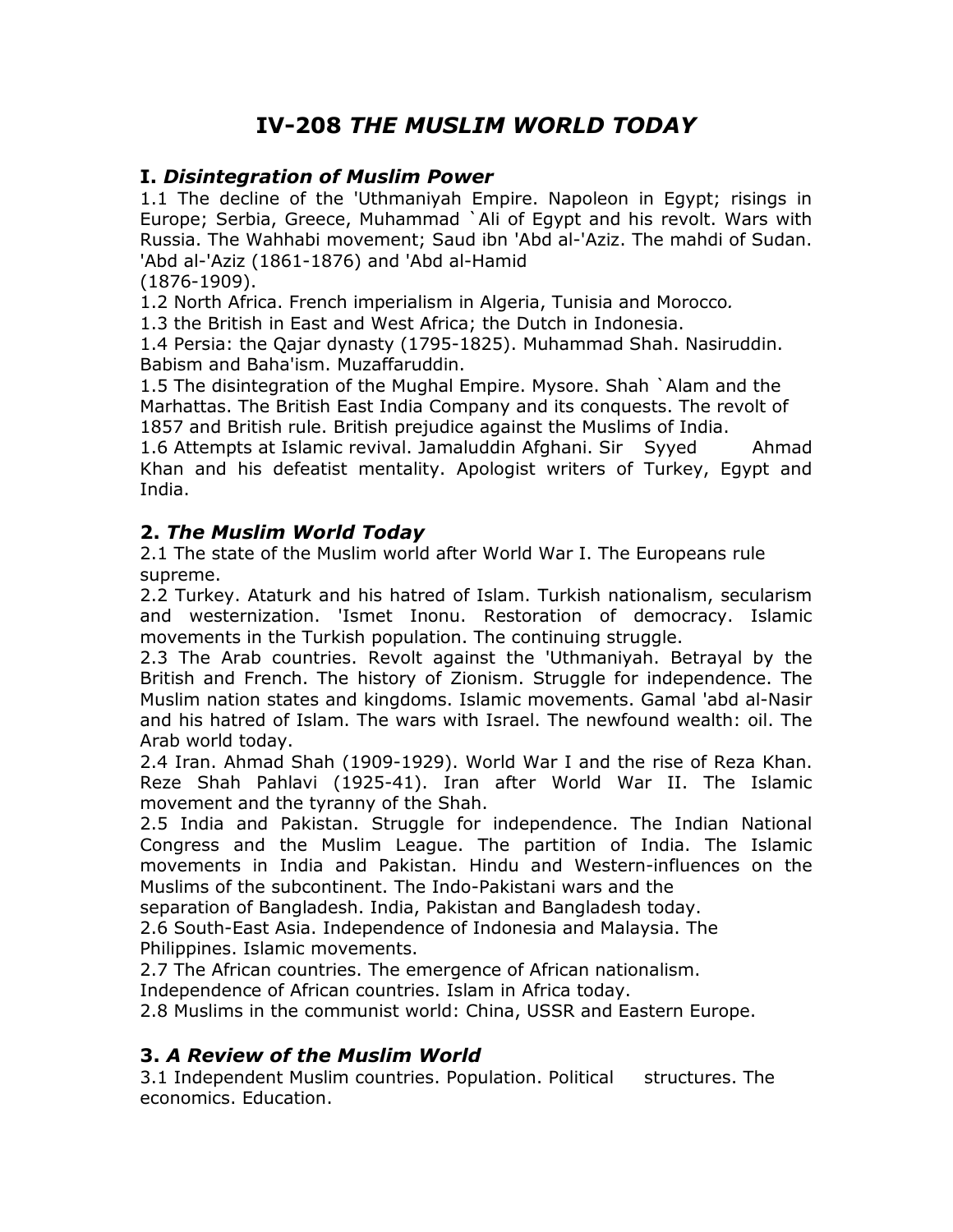# IV-208 *THE MUSLIM WORLD TODAY*

## I. *Disintegration of Muslim Power*

1.1 The decline of the 'Uthmaniyah Empire. Napoleon in Egypt; risings in Europe; Serbia, Greece, Muhammad `Ali of Egypt and his revolt. Wars with Russia. The Wahhabi movement; Saud ibn 'Abd al-'Aziz. The mahdi of Sudan. 'Abd al-'Aziz (1861-1876) and 'Abd al-Hamid (1876-1909).

1.2 North Africa. French imperialism in Algeria, Tunisia and Morocco.

1.3 the British in East and West Africa; the Dutch in Indonesia.

1.4 Persia: the Qajar dynasty (1795-1825). Muhammad Shah. Nasiruddin. Babism and Baha'ism. Muzaffaruddin.

1.5 The disintegration of the Mughal Empire. Mysore. Shah `Alam and the Marhattas. The British East India Company and its conquests. The revolt of 1857 and British rule. British prejudice against the Muslims of India.

1.6 Attempts at Islamic revival. Jamaluddin Afghani. Sir Syyed Ahmad Khan and his defeatist mentality. Apologist writers of Turkey, Egypt and India.

## 2. *The Muslim World Today*

2.1 The state of the Muslim world after World War I. The Europeans rule supreme.

2.2 Turkey. Ataturk and his hatred of Islam. Turkish nationalism, secularism and westernization. 'Ismet Inonu. Restoration of democracy. Islamic movements in the Turkish population. The continuing struggle.

2.3 The Arab countries. Revolt against the 'Uthmaniyah. Betrayal by the British and French. The history of Zionism. Struggle for independence. The Muslim nation states and kingdoms. Islamic movements. Gamal 'abd al-Nasir and his hatred of Islam. The wars with Israel. The newfound wealth: oil. The Arab world today.

2.4 Iran. Ahmad Shah (1909-1929). World War I and the rise of Reza Khan. Reze Shah Pahlavi (1925-41). Iran after World War II. The Islamic movement and the tyranny of the Shah.

2.5 India and Pakistan. Struggle for independence. The Indian National Congress and the Muslim League. The partition of India. The Islamic movements in India and Pakistan. Hindu and Western-influences on the Muslims of the subcontinent. The Indo-Pakistani wars and the separation of Bangladesh. India, Pakistan and Bangladesh today.

2.6 South-East Asia. Independence of Indonesia and Malaysia. The Philippines. Islamic movements.

2.7 The African countries. The emergence of African nationalism. Independence of African countries. Islam in Africa today.

2.8 Muslims in the communist world: China, USSR and Eastern Europe.

## 3. *A Review of the Muslim World*

3.1 Independent Muslim countries. Population. Political structures. The economics. Education.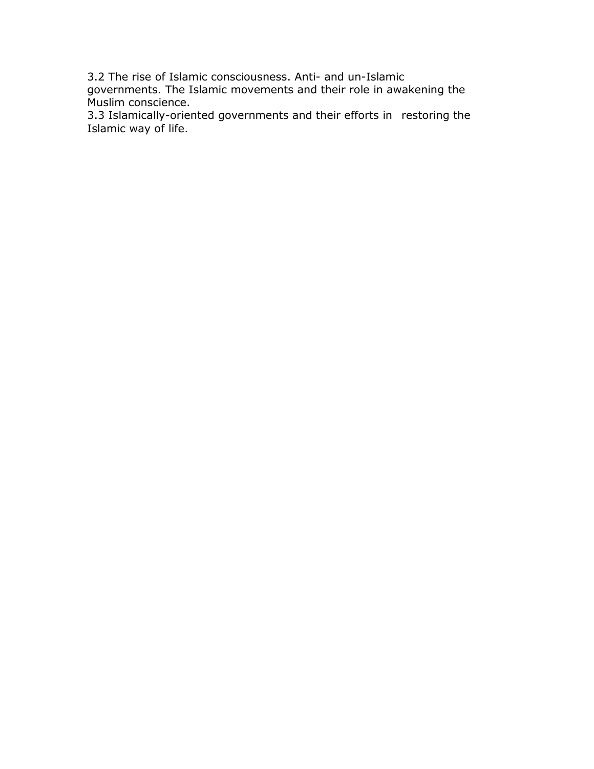3.2 The rise of Islamic consciousness. Anti- and un-Islamic governments. The Islamic movements and their role in awakening the Muslim conscience.

3.3 Islamically-oriented governments and their efforts in restoring the Islamic way of life.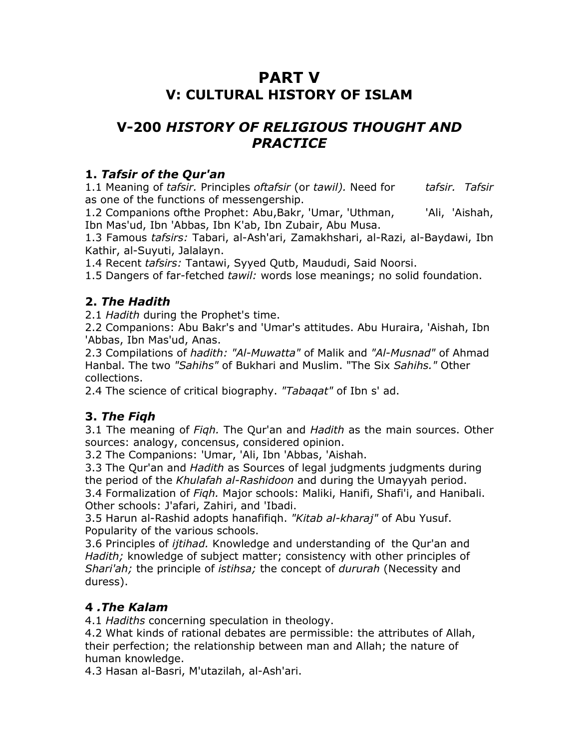# PART V

## V: CULTURAL HISTORY OF ISLAM

## V-200 *HISTORY OF RELIGIOUS THOUGHT AND PRACTICE*

### 1. *Tafsir of the Qur'an*

1.1 Meaning of *tafsir.* Principles oftafsir (or *tawil).* Need for *tafsir. Tafsir* as one of the functions of messengership.
1.2 Companions ofthe Prophet: Abu,Bakr, 'Umar, 'Uthman, 'Ali, 'Aishah, Ibn Mas'ud, Ibn 'Abbas, Ibn K'ab, Ibn Zubair, Abu Musa.
1.3 Famous *tafsirs:* Tabari, al-Ash'ari, Zamakhshari, al-Razi, al-Baydawi, Ibn Kathir, al-Suyuti, Jalalayn.
1.4 Recent *tafsirs:* Tantawi, Syyed Qutb, Maududi, Said Noorsi.
1.5 Dangers of far-fetched *tawil:* words lose meanings; no solid foundation.

### 2. *The Hadith*

2.1 *Hadith* during the Prophet's time.
2.2 Companions: Abu Bakr's and 'Umar's attitudes. Abu Huraira, 'Aishah, Ibn 'Abbas, Ibn Mas'ud, Anas.
2.3 Compilations of *hadith: "Al-Muwatta"* of Malik and *"Al-Musnad"* of Ahmad Hanbal. The two *"Sahihs"* of Bukhari and Muslim. "The Six *Sahihs."* Other collections.
2.4 The science of critical biography. *"Tabaqat"* of Ibn s' ad.

### 3. *The Fiqh*

3.1 The meaning of *Fiqh.* The Qur'an and *Hadith* as the main sources. Other sources: analogy, concensus, considered opinion.
3.2 The Companions: 'Umar, 'Ali, Ibn 'Abbas, 'Aishah.
3.3 The Qur'an and *Hadith* as Sources of legal judgments judgments during the period of the *Khulafah al-Rashidoon* and during the Umayyah period.
3.4 Formalization of *Fiqh.* Major schools: Maliki, Hanifi, Shafi'i, and Hanibali. Other schools: J'afari, Zahiri, and 'Ibadi.
3.5 Harun al-Rashid adopts hanafifiqh. *"Kitab al-kharaj"* of Abu Yusuf. Popularity of the various schools.
3.6 Principles of *ijtihad.* Knowledge and understanding of the Qur'an and *Hadith;* knowledge of subject matter; consistency with other principles of *Shari'ah;* the principle of *istihsa;* the concept of *dururah* (Necessity and duress).

### 4 *.The Kalam*

4.1 *Hadiths* concerning speculation in theology.
4.2 What kinds of rational debates are permissible: the attributes of Allah, their perfection; the relationship between man and Allah; the nature of human knowledge.
4.3 Hasan al-Basri, M'utazilah, al-Ash'ari.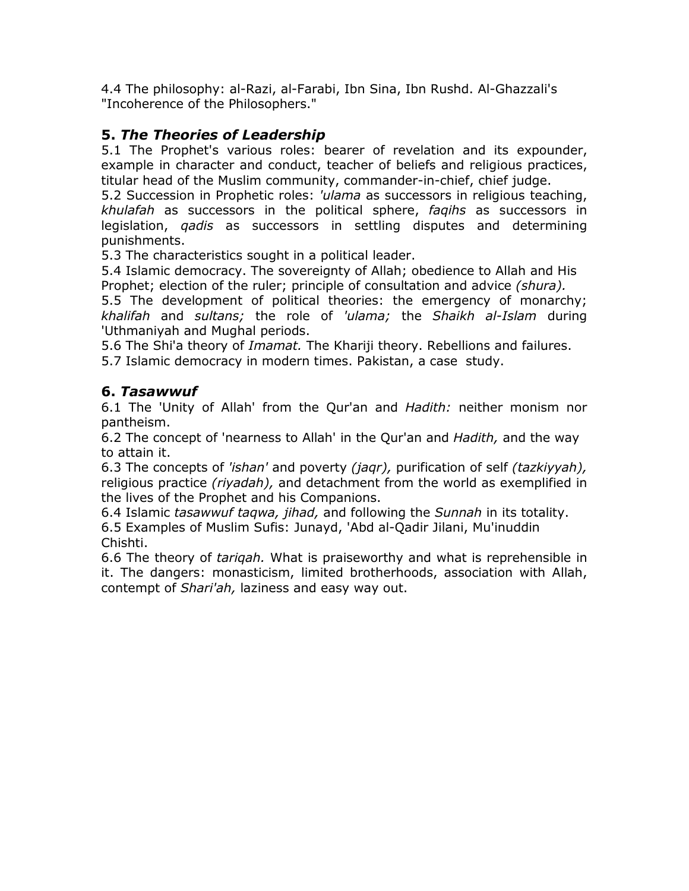4.4 The philosophy: al-Razi, al-Farabi, Ibn Sina, Ibn Rushd. Al-Ghazzali's "Incoherence of the Philosophers."

## 5. *The Theories of Leadership*

5.1 The Prophet's various roles: bearer of revelation and its expounder, example in character and conduct, teacher of beliefs and religious practices, titular head of the Muslim community, commander-in-chief, chief judge.
5.2 Succession in Prophetic roles: *'ulama* as successors in religious teaching, *khulafah* as successors in the political sphere, *faqihs* as successors in legislation, *qadis* as successors in settling disputes and determining punishments.
5.3 The characteristics sought in a political leader.
5.4 Islamic democracy. The sovereignty of Allah; obedience to Allah and His Prophet; election of the ruler; principle of consultation and advice *(shura).*
5.5 The development of political theories: the emergency of monarchy; *khalifah* and *sultans;* the role of *'ulama;* the *Shaikh al-Islam* during 'Uthmaniyah and Mughal periods.
5.6 The Shi'a theory of *Imamat.* The Khariji theory. Rebellions and failures.
5.7 Islamic democracy in modern times. Pakistan, a case study.

## 6. *Tasawwuf*

6.1 The 'Unity of Allah' from the Qur'an and *Hadith:* neither monism nor pantheism.
6.2 The concept of 'nearness to Allah' in the Qur'an and *Hadith,* and the way to attain it.
6.3 The concepts of *'ishan'* and poverty *(jaqr),* purification of self *(tazkiyyah),* religious practice *(riyadah),* and detachment from the world as exemplified in the lives of the Prophet and his Companions.
6.4 Islamic *tasawwuf taqwa, jihad,* and following the *Sunnah* in its totality.
6.5 Examples of Muslim Sufis: Junayd, 'Abd al-Qadir Jilani, Mu'inuddin Chishti.
6.6 The theory of *tariqah.* What is praiseworthy and what is reprehensible in it. The dangers: monasticism, limited brotherhoods, association with Allah, contempt of *Shari'ah,* laziness and easy way out.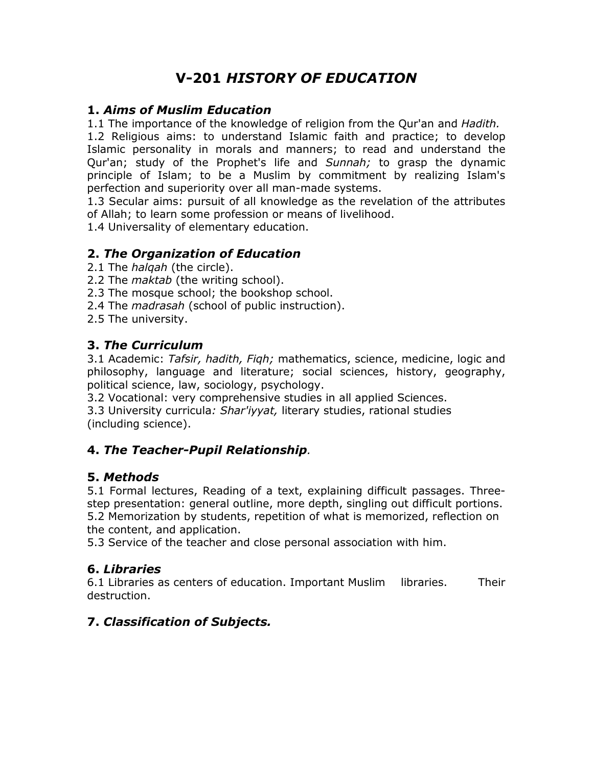# V-201 *HISTORY OF EDUCATION*

## 1. *Aims of Muslim Education*

1.1 The importance of the knowledge of religion from the Qur'an and *Hadith.*

1.2 Religious aims: to understand Islamic faith and practice; to develop Islamic personality in morals and manners; to read and understand the Qur'an; study of the Prophet's life and *Sunnah;* to grasp the dynamic principle of Islam; to be a Muslim by commitment by realizing Islam's perfection and superiority over all man-made systems.

1.3 Secular aims: pursuit of all knowledge as the revelation of the attributes of Allah; to learn some profession or means of livelihood.

1.4 Universality of elementary education.

## 2. *The Organization of Education*

2.1 The *halqah* (the circle).

2.2 The *maktab* (the writing school).

2.3 The mosque school; the bookshop school.

2.4 The *madrasah* (school of public instruction).

2.5 The university.

## 3. *The Curriculum*

3.1 Academic: *Tafsir, hadith, Fiqh;* mathematics, science, medicine, logic and philosophy, language and literature; social sciences, history, geography, political science, law, sociology, psychology.

3.2 Vocational: very comprehensive studies in all applied Sciences.

3.3 University curricula*: Shar'iyyat,* literary studies, rational studies (including science).

## 4. *The Teacher-Pupil Relationship.*

## 5. *Methods*

5.1 Formal lectures, Reading of a text, explaining difficult passages. Three-step presentation: general outline, more depth, singling out difficult portions.

5.2 Memorization by students, repetition of what is memorized, reflection on the content, and application.

5.3 Service of the teacher and close personal association with him.

## 6. *Libraries*

6.1 Libraries as centers of education. Important Muslim libraries. Their destruction.

## 7. *Classification of Subjects.*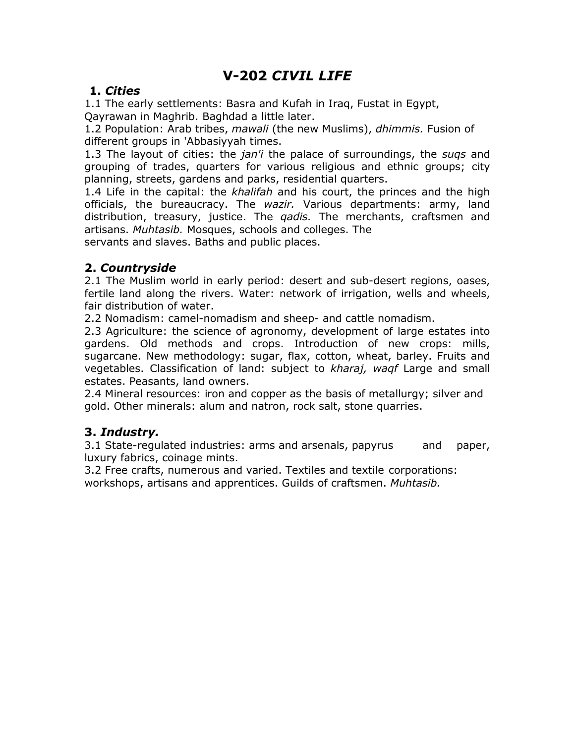# V-202 *CIVIL LIFE*

## 1. *Cities*

1.1 The early settlements: Basra and Kufah in Iraq, Fustat in Egypt, Qayrawan in Maghrib. Baghdad a little later.

1.2 Population: Arab tribes, *mawali* (the new Muslims), *dhimmis.* Fusion of different groups in 'Abbasiyyah times.

1.3 The layout of cities: the *jan'i* the palace of surroundings, the *suqs* and grouping of trades, quarters for various religious and ethnic groups; city planning, streets, gardens and parks, residential quarters.

1.4 Life in the capital: the *khalifah* and his court, the princes and the high officials, the bureaucracy. The *wazir.* Various departments: army, land distribution, treasury, justice. The *qadis.* The merchants, craftsmen and artisans. *Muhtasib.* Mosques, schools and colleges. The servants and slaves. Baths and public places.

## 2. *Countryside*

2.1 The Muslim world in early period: desert and sub-desert regions, oases, fertile land along the rivers. Water: network of irrigation, wells and wheels, fair distribution of water.

2.2 Nomadism: camel-nomadism and sheep- and cattle nomadism.

2.3 Agriculture: the science of agronomy, development of large estates into gardens. Old methods and crops. Introduction of new crops: mills, sugarcane. New methodology: sugar, flax, cotton, wheat, barley. Fruits and vegetables. Classification of land: subject to *kharaj, waqf* Large and small estates. Peasants, land owners.

2.4 Mineral resources: iron and copper as the basis of metallurgy; silver and gold. Other minerals: alum and natron, rock salt, stone quarries.

## 3. *Industry.*

3.1 State-regulated industries: arms and arsenals, papyrus and paper, luxury fabrics, coinage mints.

3.2 Free crafts, numerous and varied. Textiles and textile corporations: workshops, artisans and apprentices. Guilds of craftsmen. *Muhtasib.*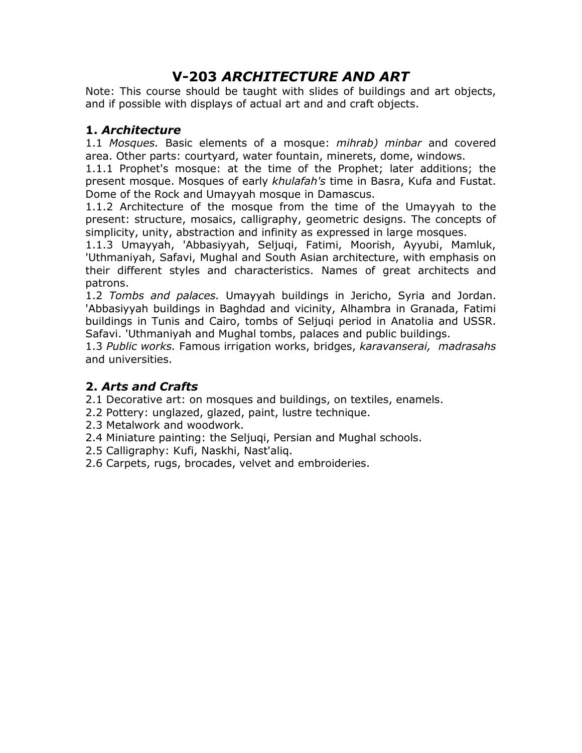# V-203 *ARCHITECTURE AND ART*

Note: This course should be taught with slides of buildings and art objects, and if possible with displays of actual art and and craft objects.

## 1. *Architecture*

1.1 *Mosques.* Basic elements of a mosque: *mihrab) minbar* and covered area. Other parts: courtyard, water fountain, minerets, dome, windows.

1.1.1 Prophet's mosque: at the time of the Prophet; later additions; the present mosque. Mosques of early *khulafah's* time in Basra, Kufa and Fustat. Dome of the Rock and Umayyah mosque in Damascus.

1.1.2 Architecture of the mosque from the time of the Umayyah to the present: structure, mosaics, calligraphy, geometric designs. The concepts of simplicity, unity, abstraction and infinity as expressed in large mosques.

1.1.3 Umayyah, 'Abbasiyyah, Seljuqi, Fatimi, Moorish, Ayyubi, Mamluk, 'Uthmaniyah, Safavi, Mughal and South Asian architecture, with emphasis on their different styles and characteristics. Names of great architects and patrons.

1.2 *Tombs and palaces.* Umayyah buildings in Jericho, Syria and Jordan. 'Abbasiyyah buildings in Baghdad and vicinity, Alhambra in Granada, Fatimi buildings in Tunis and Cairo, tombs of Seljuqi period in Anatolia and USSR. Safavi. 'Uthmaniyah and Mughal tombs, palaces and public buildings.

1.3 *Public works.* Famous irrigation works, bridges, *karavanserai, madrasahs* and universities.

## 2. *Arts and Crafts*

2.1 Decorative art: on mosques and buildings, on textiles, enamels.
2.2 Pottery: unglazed, glazed, paint, lustre technique.
2.3 Metalwork and woodwork.
2.4 Miniature painting: the Seljuqi, Persian and Mughal schools.
2.5 Calligraphy: Kufi, Naskhi, Nast'aliq.
2.6 Carpets, rugs, brocades, velvet and embroideries.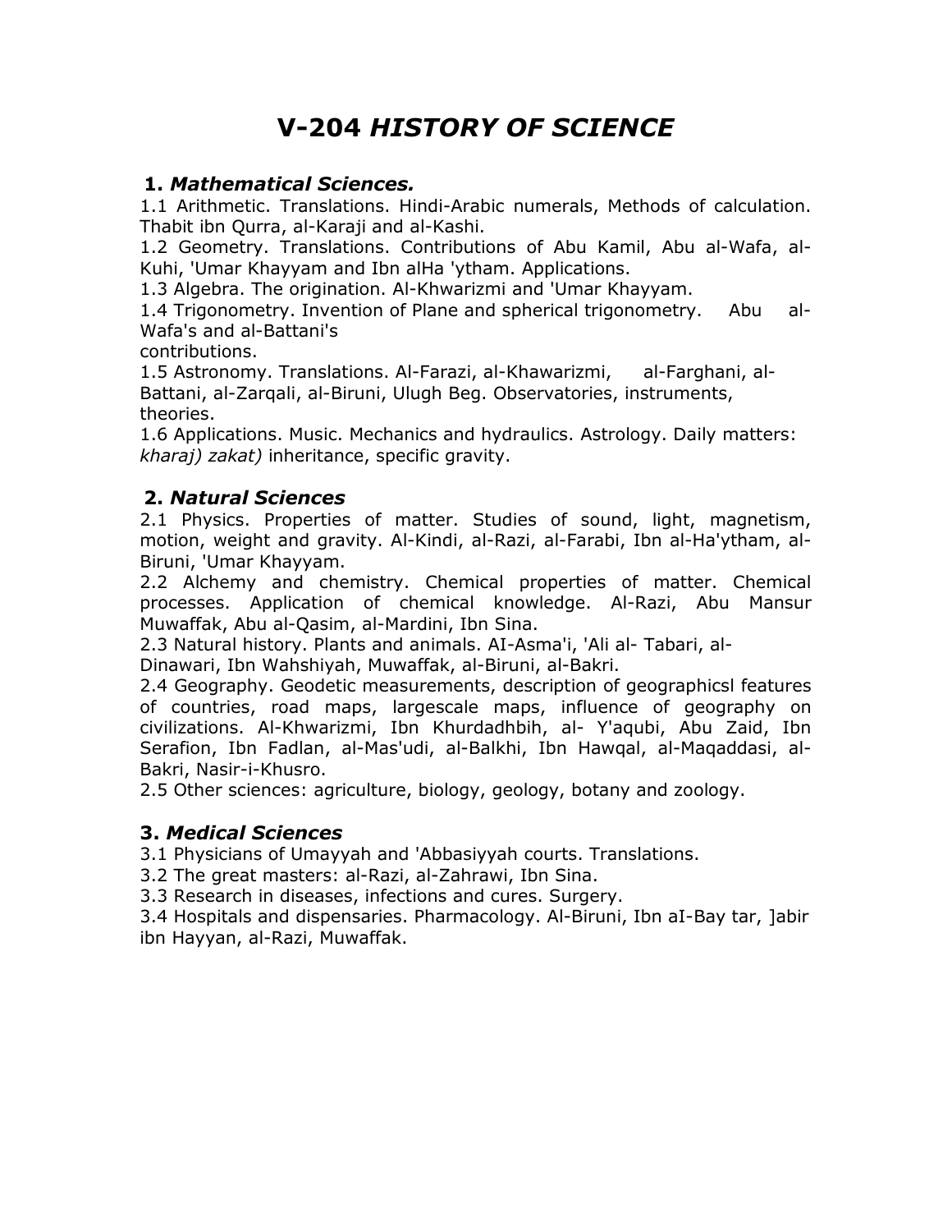# V-204 *HISTORY OF SCIENCE*

## 1. *Mathematical Sciences.*

1.1 Arithmetic. Translations. Hindi-Arabic numerals, Methods of calculation. Thabit ibn Qurra, al-Karaji and al-Kashi.

1.2 Geometry. Translations. Contributions of Abu Kamil, Abu al-Wafa, al-Kuhi, 'Umar Khayyam and Ibn alHa 'ytham. Applications.

1.3 Algebra. The origination. Al-Khwarizmi and 'Umar Khayyam.

1.4 Trigonometry. Invention of Plane and spherical trigonometry. Abu al-Wafa's and al-Battani's contributions.

1.5 Astronomy. Translations. Al-Farazi, al-Khawarizmi, al-Farghani, al-Battani, al-Zarqali, al-Biruni, Ulugh Beg. Observatories, instruments, theories.

1.6 Applications. Music. Mechanics and hydraulics. Astrology. Daily matters: *kharaj) zakat)* inheritance, specific gravity.

## 2. *Natural Sciences*

2.1 Physics. Properties of matter. Studies of sound, light, magnetism, motion, weight and gravity. Al-Kindi, al-Razi, al-Farabi, Ibn al-Ha'ytham, al-Biruni, 'Umar Khayyam.

2.2 Alchemy and chemistry. Chemical properties of matter. Chemical processes. Application of chemical knowledge. Al-Razi, Abu Mansur Muwaffak, Abu al-Qasim, al-Mardini, Ibn Sina.

2.3 Natural history. Plants and animals. AI-Asma'i, 'Ali al- Tabari, al-Dinawari, Ibn Wahshiyah, Muwaffak, al-Biruni, al-Bakri.

2.4 Geography. Geodetic measurements, description of geographicsl features of countries, road maps, largescale maps, influence of geography on civilizations. Al-Khwarizmi, Ibn Khurdadhbih, al- Y'aqubi, Abu Zaid, Ibn Serafion, Ibn Fadlan, al-Mas'udi, al-Balkhi, Ibn Hawqal, al-Maqaddasi, al-Bakri, Nasir-i-Khusro.

2.5 Other sciences: agriculture, biology, geology, botany and zoology.

## 3. *Medical Sciences*

3.1 Physicians of Umayyah and 'Abbasiyyah courts. Translations.

3.2 The great masters: al-Razi, al-Zahrawi, Ibn Sina.

3.3 Research in diseases, infections and cures. Surgery.

3.4 Hospitals and dispensaries. Pharmacology. Al-Biruni, Ibn aI-Bay tar, ]abir ibn Hayyan, al-Razi, Muwaffak.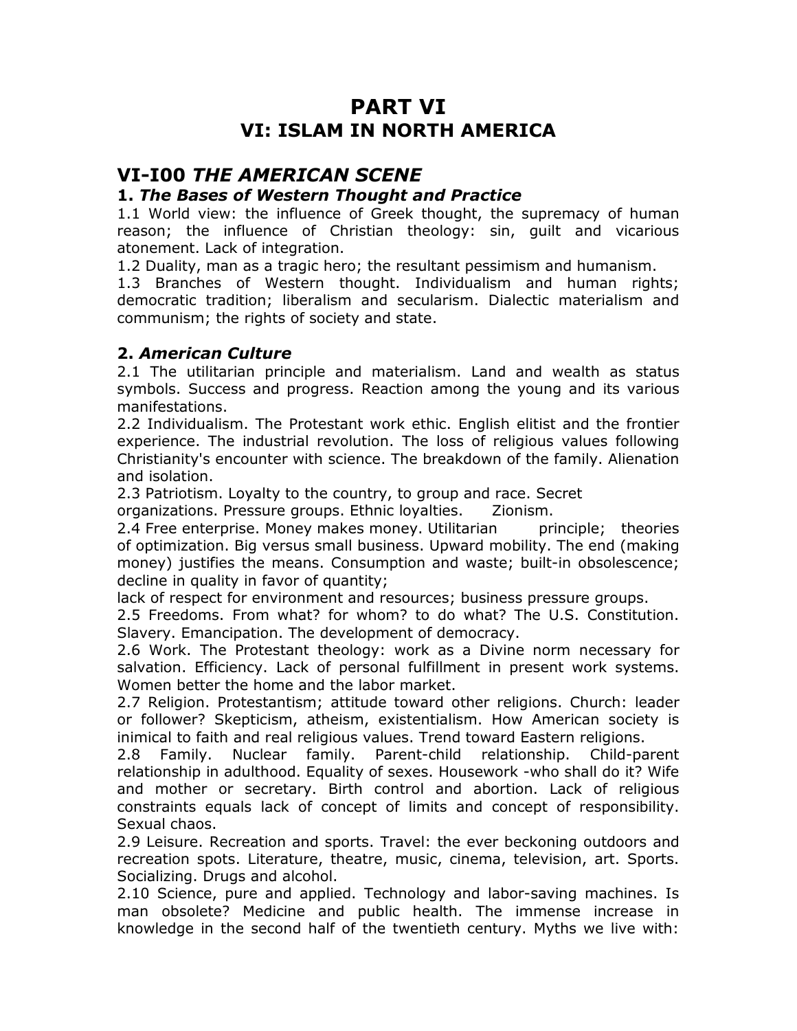# PART VI

## VI: ISLAM IN NORTH AMERICA

## VI-I00 *THE AMERICAN SCENE*

### 1. *The Bases of Western Thought and Practice*

1.1 World view: the influence of Greek thought, the supremacy of human reason; the influence of Christian theology: sin, guilt and vicarious atonement. Lack of integration.

1.2 Duality, man as a tragic hero; the resultant pessimism and humanism.

1.3 Branches of Western thought. Individualism and human rights; democratic tradition; liberalism and secularism. Dialectic materialism and communism; the rights of society and state.

### 2. *American Culture*

2.1 The utilitarian principle and materialism. Land and wealth as status symbols. Success and progress. Reaction among the young and its various manifestations.

2.2 Individualism. The Protestant work ethic. English elitist and the frontier experience. The industrial revolution. The loss of religious values following Christianity's encounter with science. The breakdown of the family. Alienation and isolation.

2.3 Patriotism. Loyalty to the country, to group and race. Secret organizations. Pressure groups. Ethnic loyalties. Zionism.

2.4 Free enterprise. Money makes money. Utilitarian principle; theories of optimization. Big versus small business. Upward mobility. The end (making money) justifies the means. Consumption and waste; built-in obsolescence; decline in quality in favor of quantity;
lack of respect for environment and resources; business pressure groups.

2.5 Freedoms. From what? for whom? to do what? The U.S. Constitution. Slavery. Emancipation. The development of democracy.

2.6 Work. The Protestant theology: work as a Divine norm necessary for salvation. Efficiency. Lack of personal fulfillment in present work systems. Women better the home and the labor market.

2.7 Religion. Protestantism; attitude toward other religions. Church: leader or follower? Skepticism, atheism, existentialism. How American society is inimical to faith and real religious values. Trend toward Eastern religions.

2.8 Family. Nuclear family. Parent-child relationship. Child-parent relationship in adulthood. Equality of sexes. Housework -who shall do it? Wife and mother or secretary. Birth control and abortion. Lack of religious constraints equals lack of concept of limits and concept of responsibility. Sexual chaos.

2.9 Leisure. Recreation and sports. Travel: the ever beckoning outdoors and recreation spots. Literature, theatre, music, cinema, television, art. Sports. Socializing. Drugs and alcohol.

2.10 Science, pure and applied. Technology and labor-saving machines. Is man obsolete? Medicine and public health. The immense increase in knowledge in the second half of the twentieth century. Myths we live with: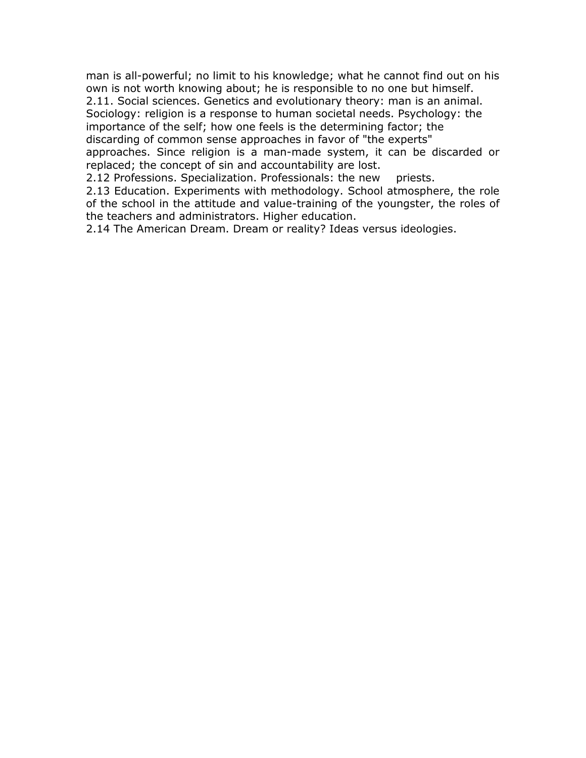man is all-powerful; no limit to his knowledge; what he cannot find out on his own is not worth knowing about; he is responsible to no one but himself.

2.11. Social sciences. Genetics and evolutionary theory: man is an animal. Sociology: religion is a response to human societal needs. Psychology: the importance of the self; how one feels is the determining factor; the discarding of common sense approaches in favor of "the experts" approaches. Since religion is a man-made system, it can be discarded or replaced; the concept of sin and accountability are lost.

2.12 Professions. Specialization. Professionals: the new priests.

2.13 Education. Experiments with methodology. School atmosphere, the role of the school in the attitude and value-training of the youngster, the roles of the teachers and administrators. Higher education.

2.14 The American Dream. Dream or reality? Ideas versus ideologies.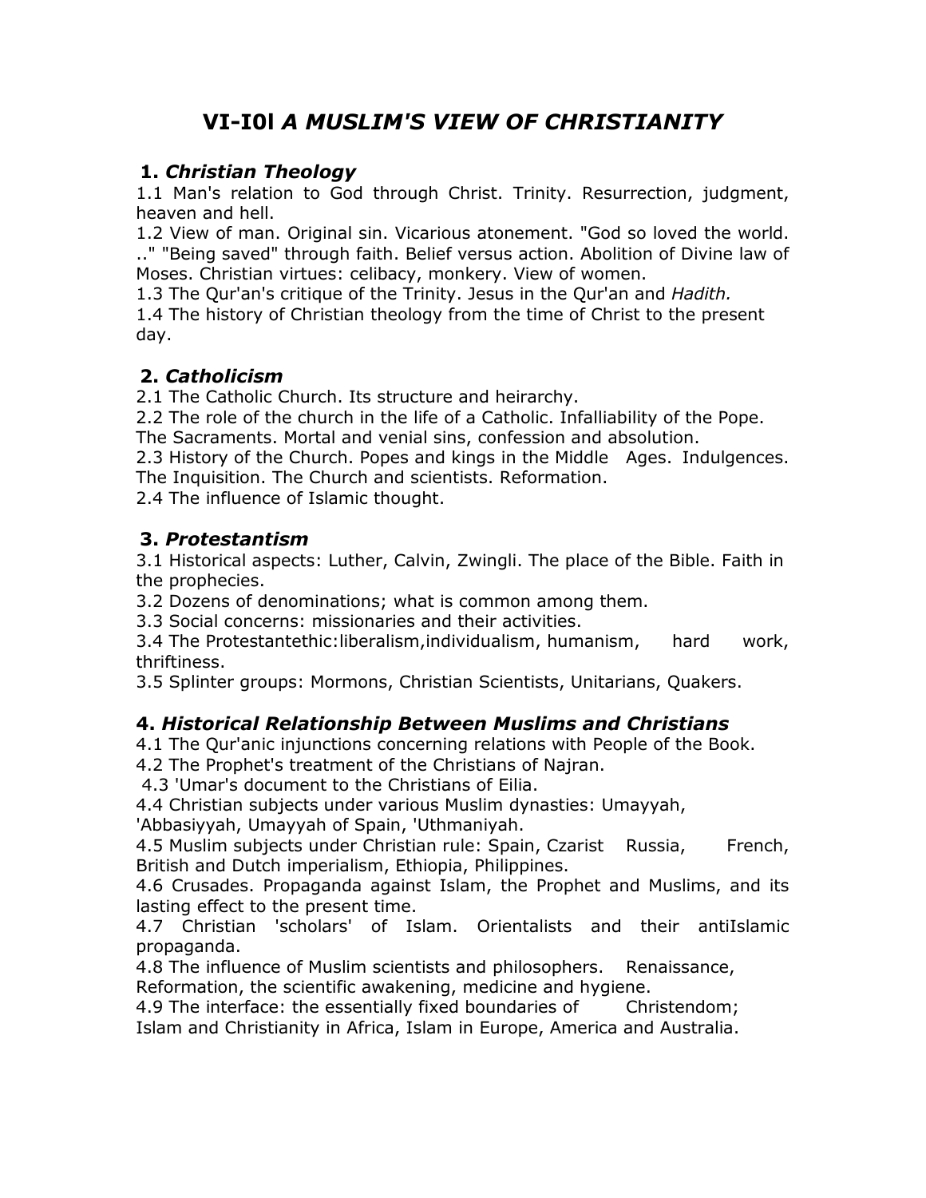# VI-I0l *A MUSLIM'S VIEW OF CHRISTIANITY*

## 1. *Christian Theology*

1.1 Man's relation to God through Christ. Trinity. Resurrection, judgment, heaven and hell.

1.2 View of man. Original sin. Vicarious atonement. "God so loved the world. .." "Being saved" through faith. Belief versus action. Abolition of Divine law of Moses. Christian virtues: celibacy, monkery. View of women.

1.3 The Qur'an's critique of the Trinity. Jesus in the Qur'an and *Hadith.*

1.4 The history of Christian theology from the time of Christ to the present day.

## 2. *Catholicism*

2.1 The Catholic Church. Its structure and heirarchy.

2.2 The role of the church in the life of a Catholic. Infalliability of the Pope. The Sacraments. Mortal and venial sins, confession and absolution.

2.3 History of the Church. Popes and kings in the Middle Ages. Indulgences. The Inquisition. The Church and scientists. Reformation.

2.4 The influence of Islamic thought.

## 3. *Protestantism*

3.1 Historical aspects: Luther, Calvin, Zwingli. The place of the Bible. Faith in the prophecies.

3.2 Dozens of denominations; what is common among them.

3.3 Social concerns: missionaries and their activities.

3.4 The Protestantethic:liberalism,individualism, humanism, hard work, thriftiness.

3.5 Splinter groups: Mormons, Christian Scientists, Unitarians, Quakers.

## 4. *Historical Relationship Between Muslims and Christians*

4.1 The Qur'anic injunctions concerning relations with People of the Book.

4.2 The Prophet's treatment of the Christians of Najran.

4.3 'Umar's document to the Christians of Eilia.

4.4 Christian subjects under various Muslim dynasties: Umayyah, 'Abbasiyyah, Umayyah of Spain, 'Uthmaniyah.

4.5 Muslim subjects under Christian rule: Spain, Czarist Russia, French, British and Dutch imperialism, Ethiopia, Philippines.

4.6 Crusades. Propaganda against Islam, the Prophet and Muslims, and its lasting effect to the present time.

4.7 Christian 'scholars' of Islam. Orientalists and their antiIslamic propaganda.

4.8 The influence of Muslim scientists and philosophers. Renaissance, Reformation, the scientific awakening, medicine and hygiene.

4.9 The interface: the essentially fixed boundaries of Christendom; Islam and Christianity in Africa, Islam in Europe, America and Australia.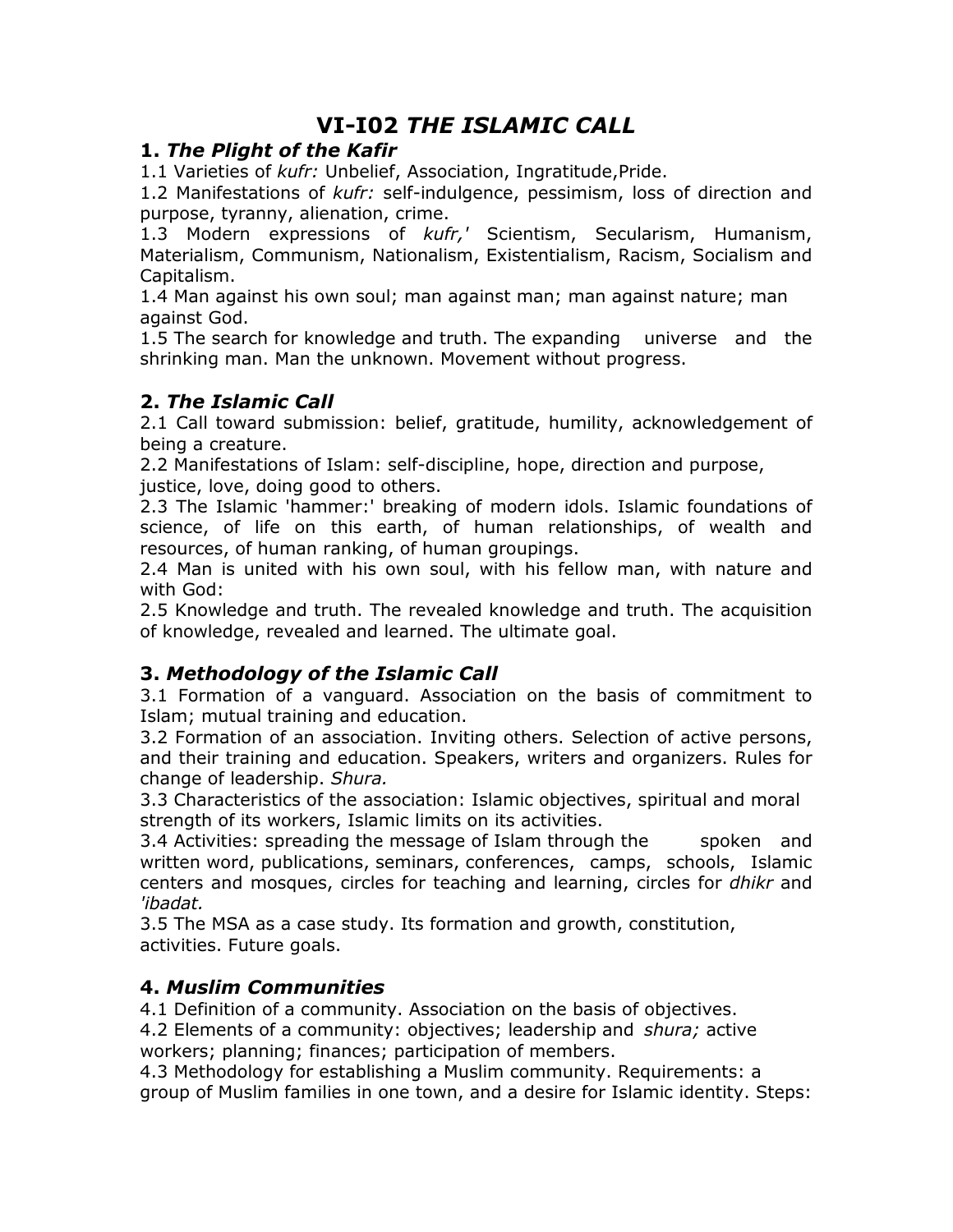# VI-I02 *THE ISLAMIC CALL*

## 1. *The Plight of the Kafir*

1.1 Varieties of *kufr:* Unbelief, Association, Ingratitude,Pride.

1.2 Manifestations of *kufr:* self-indulgence, pessimism, loss of direction and purpose, tyranny, alienation, crime.

1.3 Modern expressions of *kufr,'* Scientism, Secularism, Humanism, Materialism, Communism, Nationalism, Existentialism, Racism, Socialism and Capitalism.

1.4 Man against his own soul; man against man; man against nature; man against God.

1.5 The search for knowledge and truth. The expanding universe and the shrinking man. Man the unknown. Movement without progress.

## 2. *The Islamic Call*

2.1 Call toward submission: belief, gratitude, humility, acknowledgement of being a creature.

2.2 Manifestations of Islam: self-discipline, hope, direction and purpose, justice, love, doing good to others.

2.3 The Islamic 'hammer:' breaking of modern idols. Islamic foundations of science, of life on this earth, of human relationships, of wealth and resources, of human ranking, of human groupings.

2.4 Man is united with his own soul, with his fellow man, with nature and with God:

2.5 Knowledge and truth. The revealed knowledge and truth. The acquisition of knowledge, revealed and learned. The ultimate goal.

## 3. *Methodology of the Islamic Call*

3.1 Formation of a vanguard. Association on the basis of commitment to Islam; mutual training and education.

3.2 Formation of an association. Inviting others. Selection of active persons, and their training and education. Speakers, writers and organizers. Rules for change of leadership. *Shura.*

3.3 Characteristics of the association: Islamic objectives, spiritual and moral strength of its workers, Islamic limits on its activities.

3.4 Activities: spreading the message of Islam through the spoken and written word, publications, seminars, conferences, camps, schools, Islamic centers and mosques, circles for teaching and learning, circles for *dhikr* and *'ibadat.*

3.5 The MSA as a case study. Its formation and growth, constitution, activities. Future goals.

## 4. *Muslim Communities*

4.1 Definition of a community. Association on the basis of objectives.

4.2 Elements of a community: objectives; leadership and *shura;* active workers; planning; finances; participation of members.

4.3 Methodology for establishing a Muslim community. Requirements: a group of Muslim families in one town, and a desire for Islamic identity. Steps: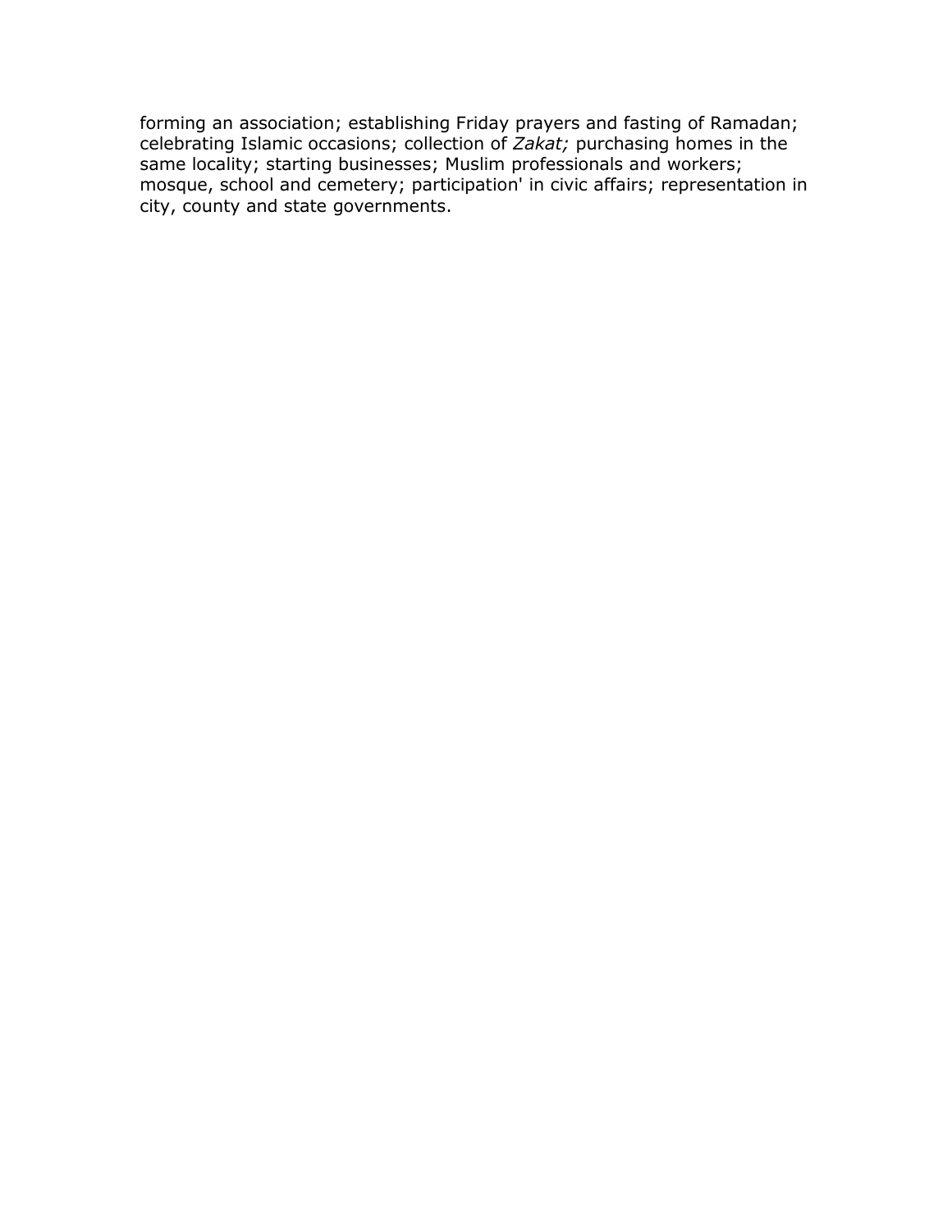forming an association; establishing Friday prayers and fasting of Ramadan; celebrating Islamic occasions; collection of *Zakat;* purchasing homes in the same locality; starting businesses; Muslim professionals and workers; mosque, school and cemetery; participation' in civic affairs; representation in city, county and state governments.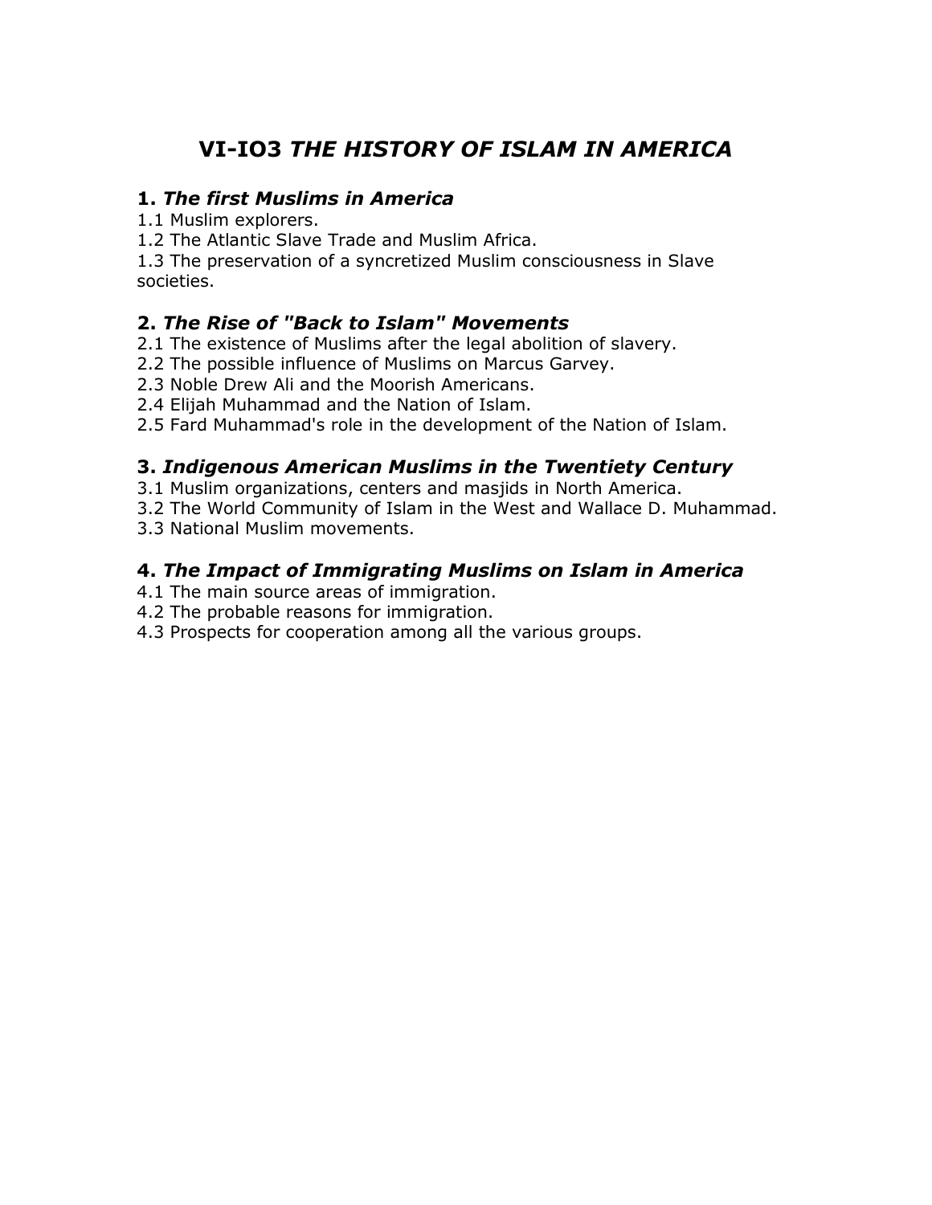# VI-IO3 *THE HISTORY OF ISLAM IN AMERICA*

### 1. *The first Muslims in America*

1.1 Muslim explorers.
1.2 The Atlantic Slave Trade and Muslim Africa.
1.3 The preservation of a syncretized Muslim consciousness in Slave societies.

### 2. *The Rise of "Back to Islam" Movements*

2.1 The existence of Muslims after the legal abolition of slavery.
2.2 The possible influence of Muslims on Marcus Garvey.
2.3 Noble Drew Ali and the Moorish Americans.
2.4 Elijah Muhammad and the Nation of Islam.
2.5 Fard Muhammad's role in the development of the Nation of Islam.

### 3. *Indigenous American Muslims in the Twentiety Century*

3.1 Muslim organizations, centers and masjids in North America.
3.2 The World Community of Islam in the West and Wallace D. Muhammad.
3.3 National Muslim movements.

### 4. *The Impact of Immigrating Muslims on Islam in America*

4.1 The main source areas of immigration.
4.2 The probable reasons for immigration.
4.3 Prospects for cooperation among all the various groups.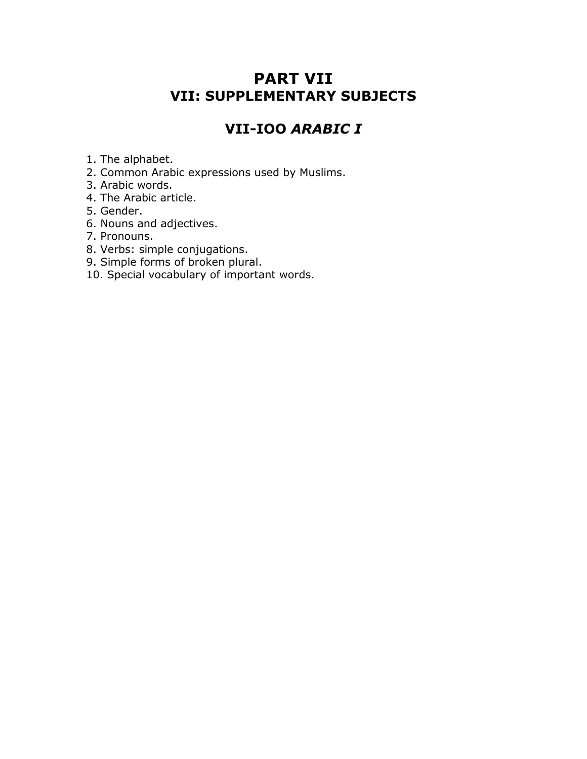# PART VII
## VII: SUPPLEMENTARY SUBJECTS

## VII-IOO *ARABIC I*

1. The alphabet.
2. Common Arabic expressions used by Muslims.
3. Arabic words.
4. The Arabic article.
5. Gender.
6. Nouns and adjectives.
7. Pronouns.
8. Verbs: simple conjugations.
9. Simple forms of broken plural.
10. Special vocabulary of important words.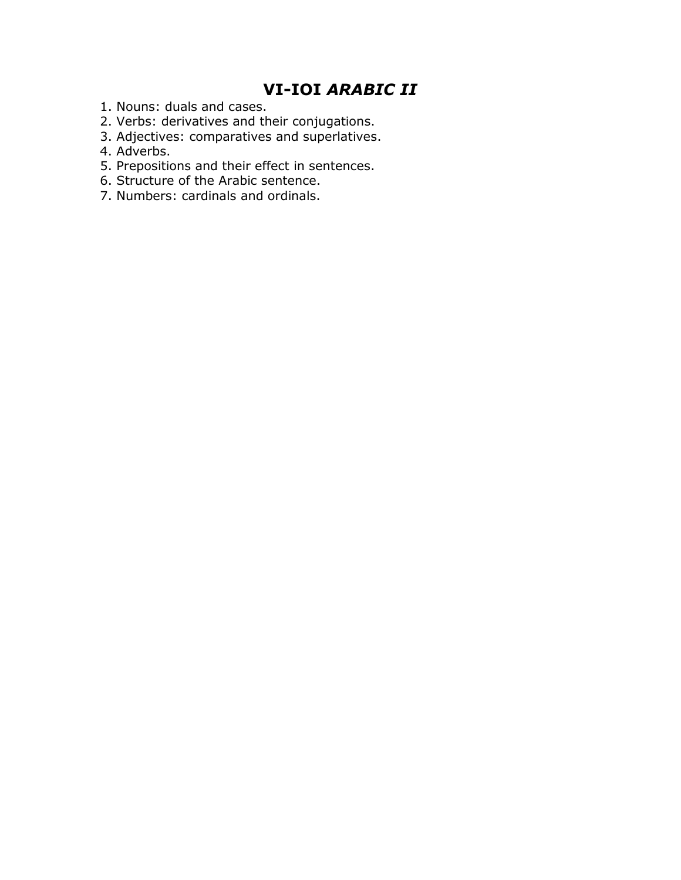## VI-IOI *ARABIC II*

1. Nouns: duals and cases.
2. Verbs: derivatives and their conjugations.
3. Adjectives: comparatives and superlatives.
4. Adverbs.
5. Prepositions and their effect in sentences.
6. Structure of the Arabic sentence.
7. Numbers: cardinals and ordinals.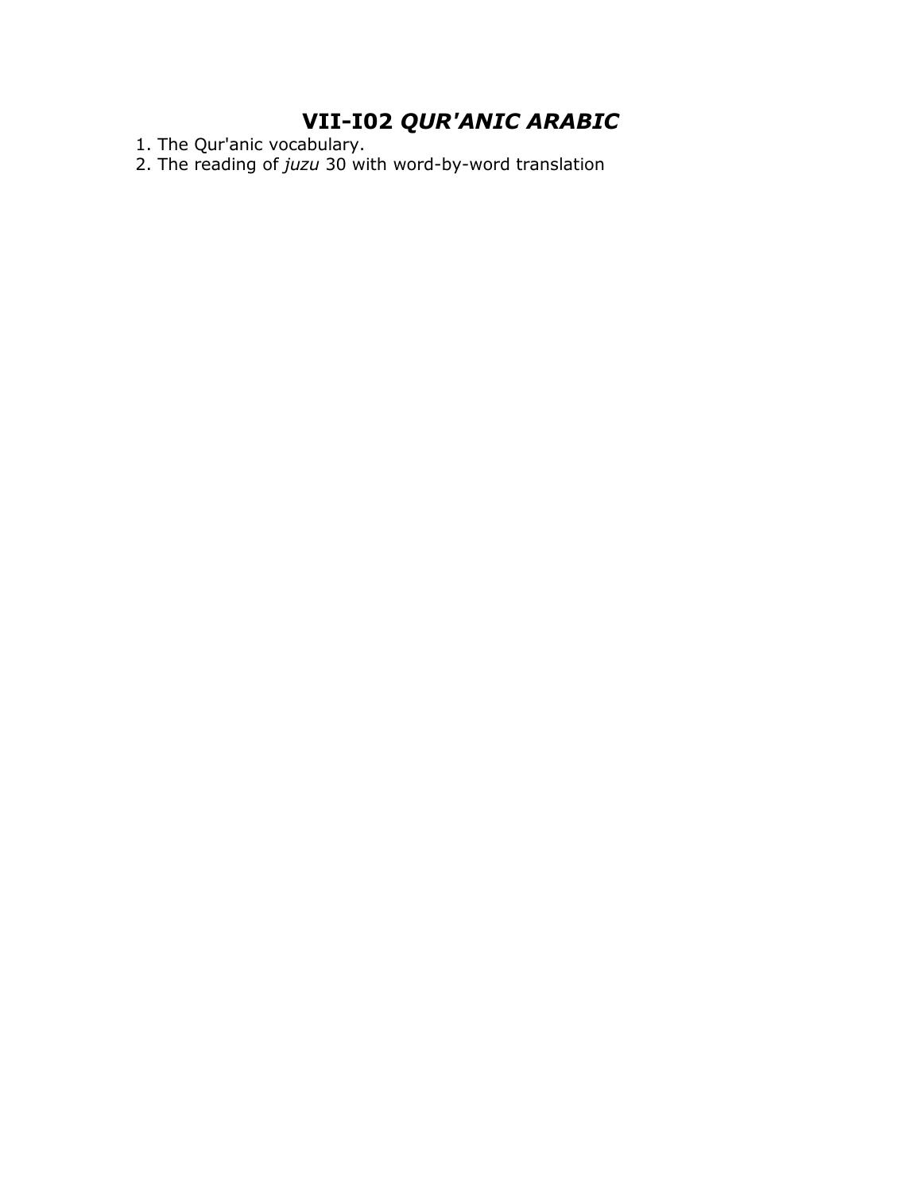# **VII-I02 *QUR'ANIC ARABIC***

1. The Qur'anic vocabulary.
2. The reading of *juzu* 30 with word-by-word translation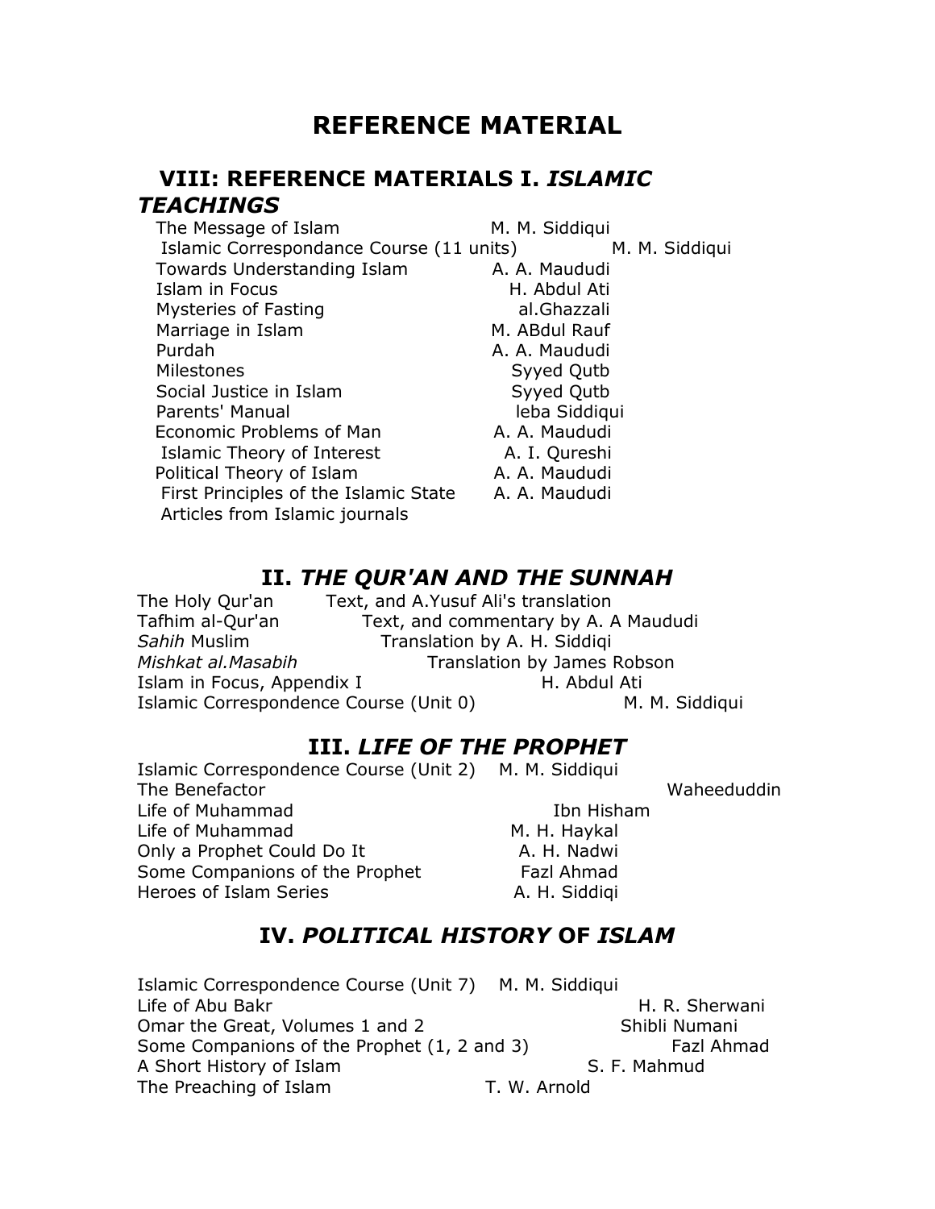# REFERENCE MATERIAL

## VIII: REFERENCE MATERIALS I. *ISLAMIC TEACHINGS*

| | |
|---|---|
| The Message of Islam | M. M. Siddiqui |
| Islamic Correspondance Course (11 units) | M. M. Siddiqui |
| Towards Understanding Islam | A. A. Maududi |
| Islam in Focus | H. Abdul Ati |
| Mysteries of Fasting | al.Ghazzali |
| Marriage in Islam | M. ABdul Rauf |
| Purdah | A. A. Maududi |
| Milestones | Syyed Qutb |
| Social Justice in Islam | Syyed Qutb |
| Parents' Manual | leba Siddiqui |
| Economic Problems of Man | A. A. Maududi |
| Islamic Theory of Interest | A. I. Qureshi |
| Political Theory of Islam | A. A. Maududi |
| First Principles of the Islamic State | A. A. Maududi |
| Articles from Islamic journals | |

## II. *THE QUR'AN AND THE SUNNAH*

| | |
|---|---|
| The Holy Qur'an | Text, and A.Yusuf Ali's translation |
| Tafhim al-Qur'an | Text, and commentary by A. A Maududi |
| *Sahih* Muslim | Translation by A. H. Siddiqi |
| *Mishkat al.Masabih* | Translation by James Robson |
| Islam in Focus, Appendix I | H. Abdul Ati |
| Islamic Correspondence Course (Unit 0) | M. M. Siddiqui |

## III. *LIFE OF THE PROPHET*

| | |
|---|---|
| Islamic Correspondence Course (Unit 2) | M. M. Siddiqui |
| The Benefactor | Waheeduddin |
| Life of Muhammad | Ibn Hisham |
| Life of Muhammad | M. H. Haykal |
| Only a Prophet Could Do It | A. H. Nadwi |
| Some Companions of the Prophet | Fazl Ahmad |
| Heroes of Islam Series | A. H. Siddiqi |

## IV. *POLITICAL HISTORY* OF *ISLAM*

| | |
|---|---|
| Islamic Correspondence Course (Unit 7) | M. M. Siddiqui |
| Life of Abu Bakr | H. R. Sherwani |
| Omar the Great, Volumes 1 and 2 | Shibli Numani |
| Some Companions of the Prophet (1, 2 and 3) | Fazl Ahmad |
| A Short History of Islam | S. F. Mahmud |
| The Preaching of Islam | T. W. Arnold |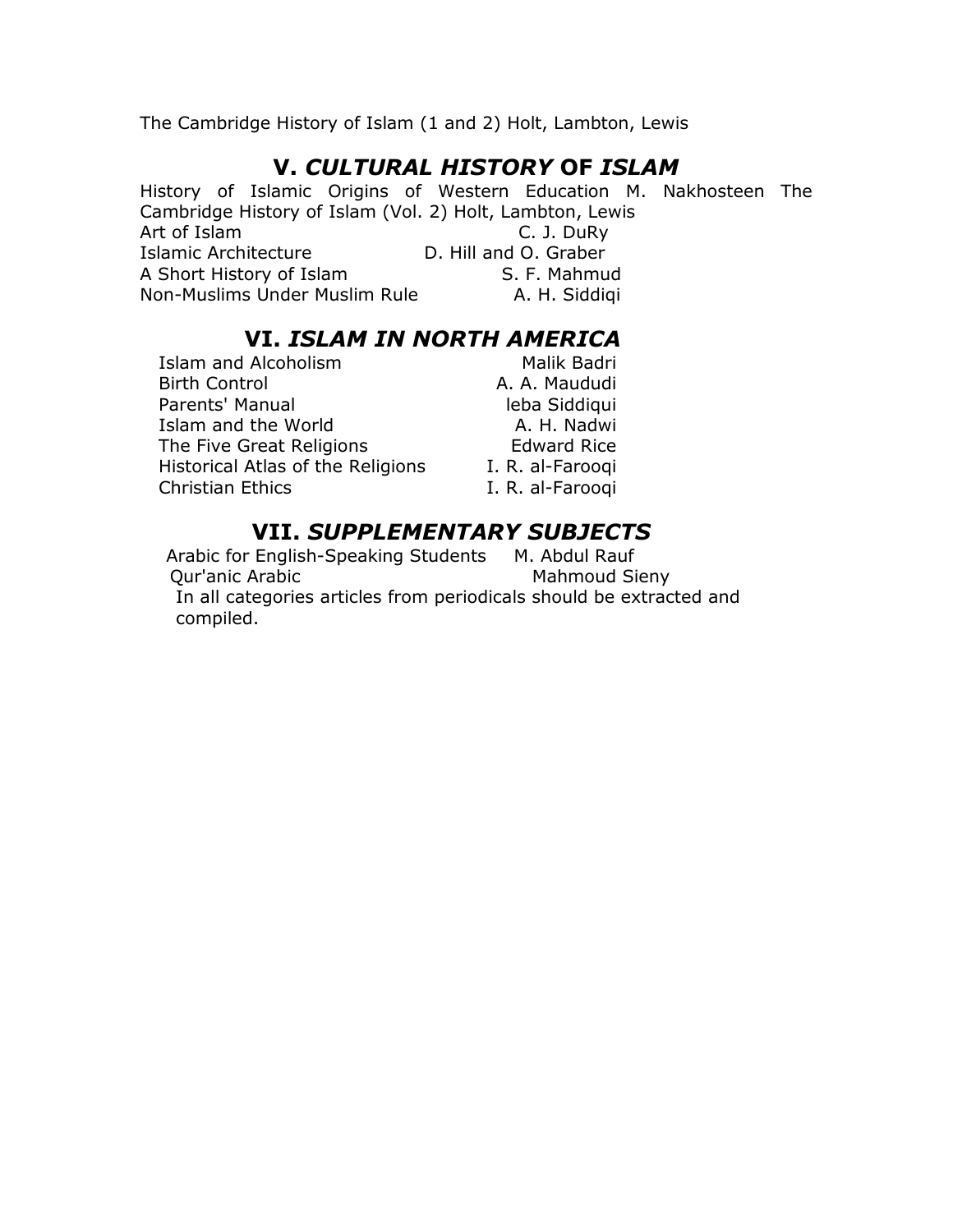The Cambridge History of Islam (1 and 2) Holt, Lambton, Lewis

## V. *CULTURAL HISTORY* OF *ISLAM*

History of Islamic Origins of Western Education M. Nakhosteen The Cambridge History of Islam (Vol. 2) Holt, Lambton, Lewis
Art of Islam C. J. DuRy
Islamic Architecture D. Hill and O. Graber
A Short History of Islam S. F. Mahmud
Non-Muslims Under Muslim Rule A. H. Siddiqi

## VI. *ISLAM IN NORTH AMERICA*

Islam and Alcoholism Malik Badri
Birth Control A. A. Maududi
Parents' Manual leba Siddiqui
Islam and the World A. H. Nadwi
The Five Great Religions Edward Rice
Historical Atlas of the Religions I. R. al-Farooqi
Christian Ethics I. R. al-Farooqi

## VII. *SUPPLEMENTARY SUBJECTS*

Arabic for English-Speaking Students M. Abdul Rauf
Qur'anic Arabic Mahmoud Sieny
In all categories articles from periodicals should be extracted and compiled.